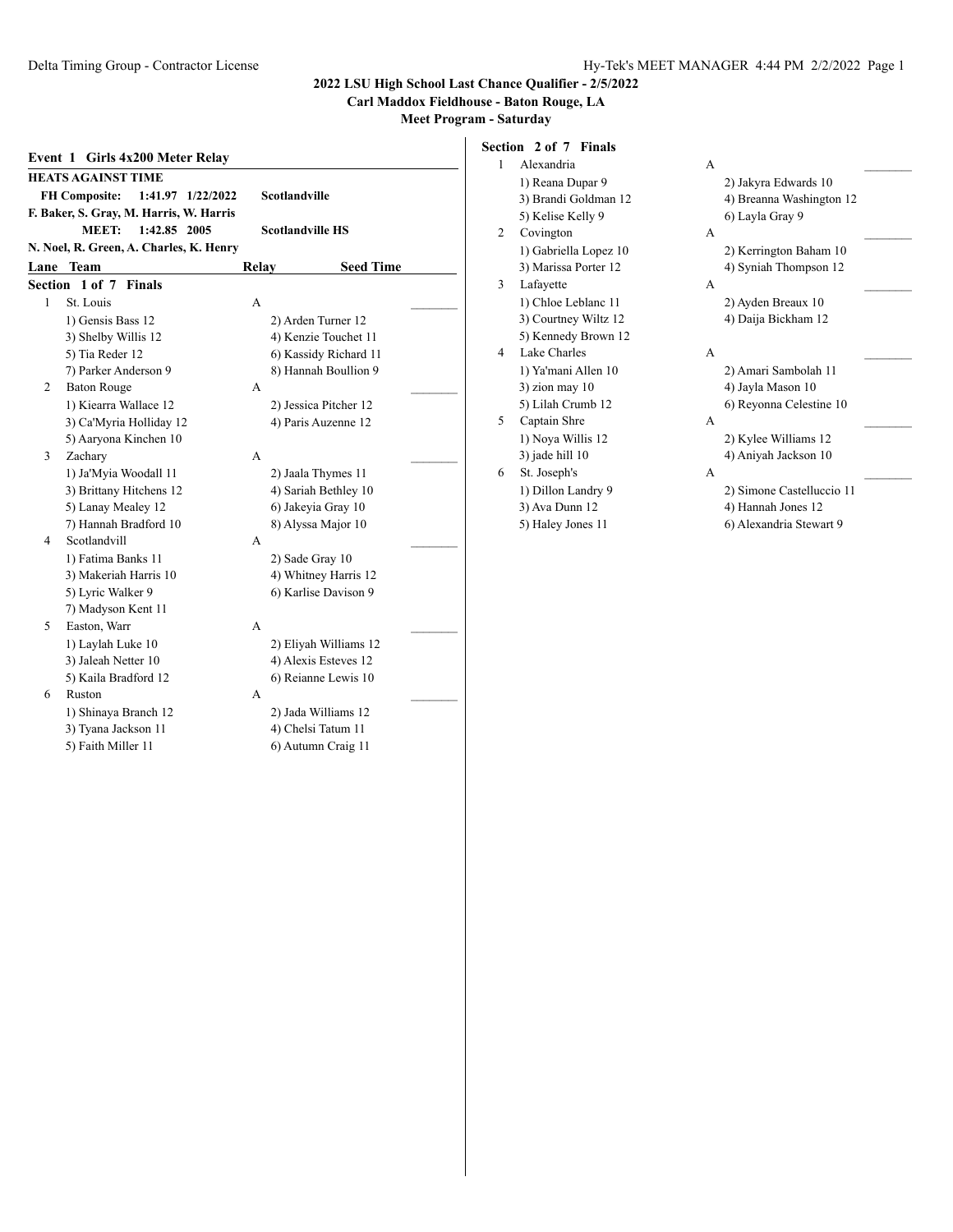**2022 LSU High School Last Chance Qualifier - 2/5/2022**
**Carl Maddox Fieldhouse - Baton Rouge, LA**
**Meet Program - Saturday**

### Event 1 Girls 4x200 Meter Relay

**HEATS AGAINST TIME**

**FH Composite: 1:41.97 1/22/2022 Scotlandville**
**F. Baker, S. Gray, M. Harris, W. Harris**
**MEET: 1:42.85 2005 Scotlandville HS**
**N. Noel, R. Green, A. Charles, K. Henry**

| Lane | Team | Relay | Seed Time |
|---|---|---|---|

**Section 1 of 7 Finals**

1 St. Louis — A ________
- 1) Gensis Bass 12
- 2) Arden Turner 12
- 3) Shelby Willis 12
- 4) Kenzie Touchet 11
- 5) Tia Reder 12
- 6) Kassidy Richard 11
- 7) Parker Anderson 9
- 8) Hannah Boullion 9

2 Baton Rouge — A ________
- 1) Kiearra Wallace 12
- 2) Jessica Pitcher 12
- 3) Ca'Myria Holliday 12
- 4) Paris Auzenne 12
- 5) Aaryona Kinchen 10

3 Zachary — A ________
- 1) Ja'Myia Woodall 11
- 2) Jaala Thymes 11
- 3) Brittany Hitchens 12
- 4) Sariah Bethley 10
- 5) Lanay Mealey 12
- 6) Jakeyia Gray 10
- 7) Hannah Bradford 10
- 8) Alyssa Major 10

4 Scotlandvill — A ________
- 1) Fatima Banks 11
- 2) Sade Gray 10
- 3) Makeriah Harris 10
- 4) Whitney Harris 12
- 5) Lyric Walker 9
- 6) Karlise Davison 9
- 7) Madyson Kent 11

5 Easton, Warr — A ________
- 1) Laylah Luke 10
- 2) Eliyah Williams 12
- 3) Jaleah Netter 10
- 4) Alexis Esteves 12
- 5) Kaila Bradford 12
- 6) Reianne Lewis 10

6 Ruston — A ________
- 1) Shinaya Branch 12
- 2) Jada Williams 12
- 3) Tyana Jackson 11
- 4) Chelsi Tatum 11
- 5) Faith Miller 11
- 6) Autumn Craig 11

**Section 2 of 7 Finals**

1 Alexandria — A ________
- 1) Reana Dupar 9
- 2) Jakyra Edwards 10
- 3) Brandi Goldman 12
- 4) Breanna Washington 12
- 5) Kelise Kelly 9
- 6) Layla Gray 9

2 Covington — A ________
- 1) Gabriella Lopez 10
- 2) Kerrington Baham 10
- 3) Marissa Porter 12
- 4) Syniah Thompson 12

3 Lafayette — A ________
- 1) Chloe Leblanc 11
- 2) Ayden Breaux 10
- 3) Courtney Wiltz 12
- 4) Daija Bickham 12
- 5) Kennedy Brown 12

4 Lake Charles — A ________
- 1) Ya'mani Allen 10
- 2) Amari Sambolah 11
- 3) zion may 10
- 4) Jayla Mason 10
- 5) Lilah Crumb 12
- 6) Reyonna Celestine 10

5 Captain Shre — A ________
- 1) Noya Willis 12
- 2) Kylee Williams 12
- 3) jade hill 10
- 4) Aniyah Jackson 10

6 St. Joseph's — A ________
- 1) Dillon Landry 9
- 2) Simone Castelluccio 11
- 3) Ava Dunn 12
- 4) Hannah Jones 12
- 5) Haley Jones 11
- 6) Alexandria Stewart 9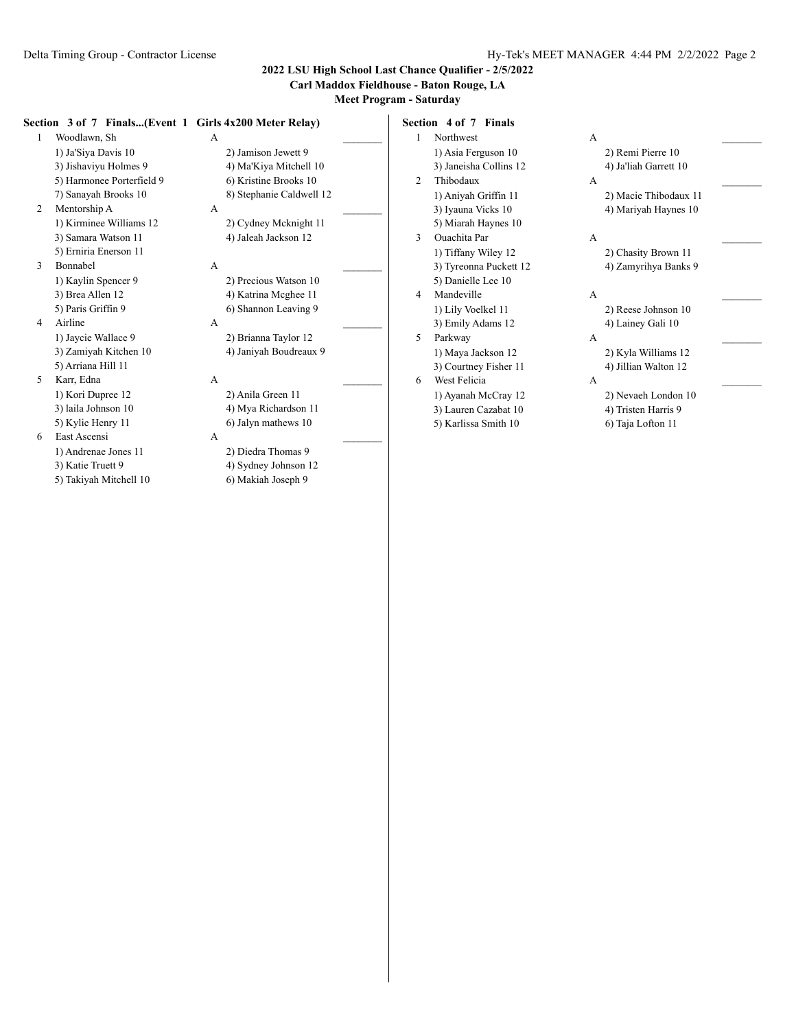**2022 LSU High School Last Chance Qualifier - 2/5/2022**
**Carl Maddox Fieldhouse - Baton Rouge, LA**
**Meet Program - Saturday**

### Section 3 of 7 Finals...(Event 1 Girls 4x200 Meter Relay)

1 Woodlawn, Sh A _______
- 1) Ja'Siya Davis 10
- 2) Jamison Jewett 9
- 3) Jishaviyu Holmes 9
- 4) Ma'Kiya Mitchell 10
- 5) Harmonee Porterfield 9
- 6) Kristine Brooks 10
- 7) Sanayah Brooks 10
- 8) Stephanie Caldwell 12

2 Mentorship A A _______
- 1) Kirminee Williams 12
- 2) Cydney Mcknight 11
- 3) Samara Watson 11
- 4) Jaleah Jackson 12
- 5) Erniria Enerson 11

3 Bonnabel A _______
- 1) Kaylin Spencer 9
- 2) Precious Watson 10
- 3) Brea Allen 12
- 4) Katrina Mcghee 11
- 5) Paris Griffin 9
- 6) Shannon Leaving 9

4 Airline A _______
- 1) Jaycie Wallace 9
- 2) Brianna Taylor 12
- 3) Zamiyah Kitchen 10
- 4) Janiyah Boudreaux 9
- 5) Arriana Hill 11

5 Karr, Edna A _______
- 1) Kori Dupree 12
- 2) Anila Green 11
- 3) laila Johnson 10
- 4) Mya Richardson 11
- 5) Kylie Henry 11
- 6) Jalyn mathews 10

6 East Ascensi A _______
- 1) Andrenae Jones 11
- 2) Diedra Thomas 9
- 3) Katie Truett 9
- 4) Sydney Johnson 12
- 5) Takiyah Mitchell 10
- 6) Makiah Joseph 9

### Section 4 of 7 Finals

1 Northwest A _______
- 1) Asia Ferguson 10
- 2) Remi Pierre 10
- 3) Janeisha Collins 12
- 4) Ja'liah Garrett 10

2 Thibodaux A _______
- 1) Aniyah Griffin 11
- 2) Macie Thibodaux 11
- 3) Iyauna Vicks 10
- 4) Mariyah Haynes 10
- 5) Miarah Haynes 10

3 Ouachita Par A _______
- 1) Tiffany Wiley 12
- 2) Chasity Brown 11
- 3) Tyreonna Puckett 12
- 4) Zamyrihya Banks 9
- 5) Danielle Lee 10

4 Mandeville A _______
- 1) Lily Voelkel 11
- 2) Reese Johnson 10
- 3) Emily Adams 12
- 4) Lainey Gali 10

5 Parkway A _______
- 1) Maya Jackson 12
- 2) Kyla Williams 12
- 3) Courtney Fisher 11
- 4) Jillian Walton 12

6 West Felicia A _______
- 1) Ayanah McCray 12
- 2) Nevaeh London 10
- 3) Lauren Cazabat 10
- 4) Tristen Harris 9
- 5) Karlissa Smith 10
- 6) Taja Lofton 11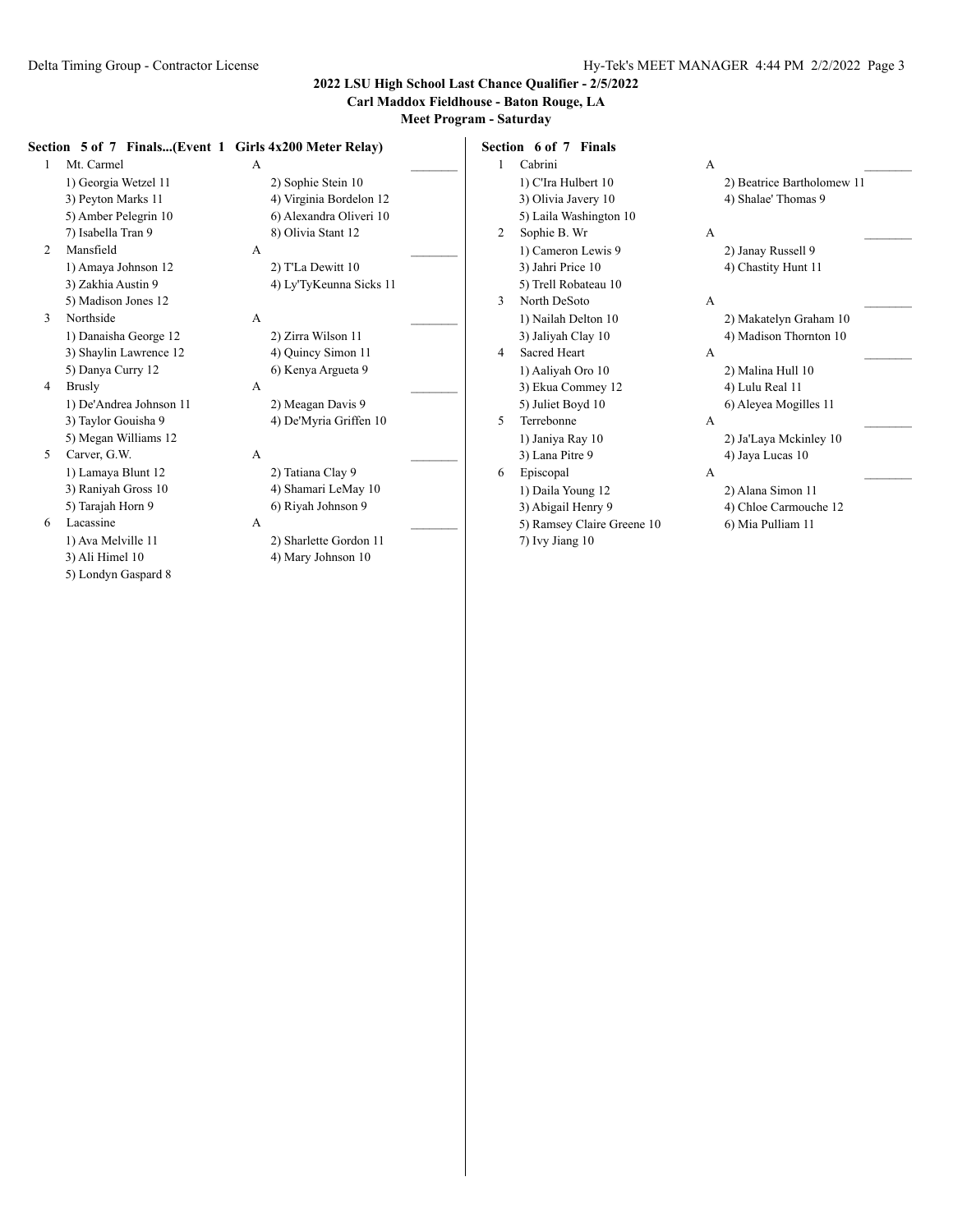## 2022 LSU High School Last Chance Qualifier - 2/5/2022
### Carl Maddox Fieldhouse - Baton Rouge, LA
### Meet Program - Saturday

**Section 5 of 7 Finals...(Event 1 Girls 4x200 Meter Relay)**

1 Mt. Carmel A _______
- 1) Georgia Wetzel 11
- 2) Sophie Stein 10
- 3) Peyton Marks 11
- 4) Virginia Bordelon 12
- 5) Amber Pelegrin 10
- 6) Alexandra Oliveri 10
- 7) Isabella Tran 9
- 8) Olivia Stant 12

2 Mansfield A _______
- 1) Amaya Johnson 12
- 2) T'La Dewitt 10
- 3) Zakhia Austin 9
- 4) Ly'TyKeunna Sicks 11
- 5) Madison Jones 12

3 Northside A _______
- 1) Danaisha George 12
- 2) Zirra Wilson 11
- 3) Shaylin Lawrence 12
- 4) Quincy Simon 11
- 5) Danya Curry 12
- 6) Kenya Argueta 9

4 Brusly A _______
- 1) De'Andrea Johnson 11
- 2) Meagan Davis 9
- 3) Taylor Gouisha 9
- 4) De'Myria Griffen 10
- 5) Megan Williams 12

5 Carver, G.W. A _______
- 1) Lamaya Blunt 12
- 2) Tatiana Clay 9
- 3) Raniyah Gross 10
- 4) Shamari LeMay 10
- 5) Tarajah Horn 9
- 6) Riyah Johnson 9

6 Lacassine A _______
- 1) Ava Melville 11
- 2) Sharlette Gordon 11
- 3) Ali Himel 10
- 4) Mary Johnson 10
- 5) Londyn Gaspard 8

**Section 6 of 7 Finals**

1 Cabrini A _______
- 1) C'Ira Hulbert 10
- 2) Beatrice Bartholomew 11
- 3) Olivia Javery 10
- 4) Shalae' Thomas 9
- 5) Laila Washington 10

2 Sophie B. Wr A _______
- 1) Cameron Lewis 9
- 2) Janay Russell 9
- 3) Jahri Price 10
- 4) Chastity Hunt 11
- 5) Trell Robateau 10

3 North DeSoto A _______
- 1) Nailah Delton 10
- 2) Makatelyn Graham 10
- 3) Jaliyah Clay 10
- 4) Madison Thornton 10

4 Sacred Heart A _______
- 1) Aaliyah Oro 10
- 2) Malina Hull 10
- 3) Ekua Commey 12
- 4) Lulu Real 11
- 5) Juliet Boyd 10
- 6) Aleyea Mogilles 11

5 Terrebonne A _______
- 1) Janiya Ray 10
- 2) Ja'Laya Mckinley 10
- 3) Lana Pitre 9
- 4) Jaya Lucas 10

6 Episcopal A _______
- 1) Daila Young 12
- 2) Alana Simon 11
- 3) Abigail Henry 9
- 4) Chloe Carmouche 12
- 5) Ramsey Claire Greene 10
- 6) Mia Pulliam 11
- 7) Ivy Jiang 10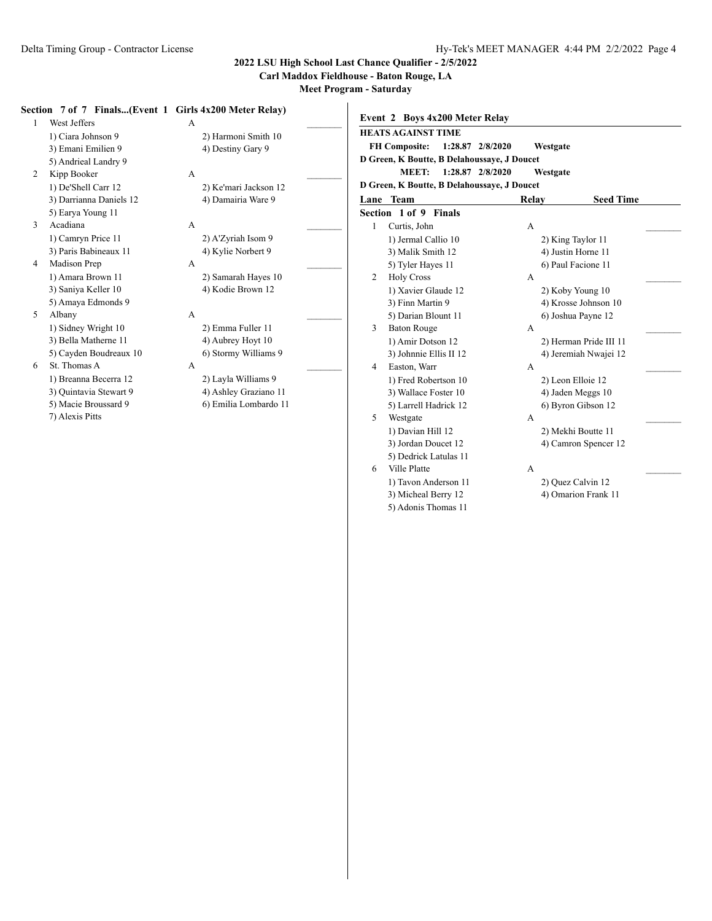## 2022 LSU High School Last Chance Qualifier - 2/5/2022

**Carl Maddox Fieldhouse - Baton Rouge, LA**

**Meet Program - Saturday**

### Section 7 of 7 Finals...(Event 1 Girls 4x200 Meter Relay)

| Lane | Team | Relay | Seed Time |
|---|---|---|---|
| 1 | West Jeffers | A | ________ |
| | 1) Ciara Johnson 9 | 2) Harmoni Smith 10 | |
| | 3) Emani Emilien 9 | 4) Destiny Gary 9 | |
| | 5) Andrieal Landry 9 | | |
| 2 | Kipp Booker | A | ________ |
| | 1) De'Shell Carr 12 | 2) Ke'mari Jackson 12 | |
| | 3) Darrianna Daniels 12 | 4) Damairia Ware 9 | |
| | 5) Earya Young 11 | | |
| 3 | Acadiana | A | ________ |
| | 1) Camryn Price 11 | 2) A'Zyriah Isom 9 | |
| | 3) Paris Babineaux 11 | 4) Kylie Norbert 9 | |
| 4 | Madison Prep | A | ________ |
| | 1) Amara Brown 11 | 2) Samarah Hayes 10 | |
| | 3) Saniya Keller 10 | 4) Kodie Brown 12 | |
| | 5) Amaya Edmonds 9 | | |
| 5 | Albany | A | ________ |
| | 1) Sidney Wright 10 | 2) Emma Fuller 11 | |
| | 3) Bella Matherne 11 | 4) Aubrey Hoyt 10 | |
| | 5) Cayden Boudreaux 10 | 6) Stormy Williams 9 | |
| 6 | St. Thomas A | A | ________ |
| | 1) Breanna Becerra 12 | 2) Layla Williams 9 | |
| | 3) Quintavia Stewart 9 | 4) Ashley Graziano 11 | |
| | 5) Macie Broussard 9 | 6) Emilia Lombardo 11 | |
| | 7) Alexis Pitts | | |

### Event 2 Boys 4x200 Meter Relay

**HEATS AGAINST TIME**

**FH Composite: 1:28.87 2/8/2020 Westgate**
**D Green, K Boutte, B Delahoussaye, J Doucet**

**MEET: 1:28.87 2/8/2020 Westgate**
**D Green, K Boutte, B Delahoussaye, J Doucet**

**Section 1 of 9 Finals**

| Lane | Team | Relay | Seed Time |
|---|---|---|---|
| 1 | Curtis, John | A | ________ |
| | 1) Jermal Callio 10 | 2) King Taylor 11 | |
| | 3) Malik Smith 12 | 4) Justin Horne 11 | |
| | 5) Tyler Hayes 11 | 6) Paul Facione 11 | |
| 2 | Holy Cross | A | ________ |
| | 1) Xavier Glaude 12 | 2) Koby Young 10 | |
| | 3) Finn Martin 9 | 4) Krosse Johnson 10 | |
| | 5) Darian Blount 11 | 6) Joshua Payne 12 | |
| 3 | Baton Rouge | A | ________ |
| | 1) Amir Dotson 12 | 2) Herman Pride III 11 | |
| | 3) Johnnie Ellis II 12 | 4) Jeremiah Nwajei 12 | |
| 4 | Easton, Warr | A | ________ |
| | 1) Fred Robertson 10 | 2) Leon Elloie 12 | |
| | 3) Wallace Foster 10 | 4) Jaden Meggs 10 | |
| | 5) Larrell Hadrick 12 | 6) Byron Gibson 12 | |
| 5 | Westgate | A | ________ |
| | 1) Davian Hill 12 | 2) Mekhi Boutte 11 | |
| | 3) Jordan Doucet 12 | 4) Camron Spencer 12 | |
| | 5) Dedrick Latulas 11 | | |
| 6 | Ville Platte | A | ________ |
| | 1) Tavon Anderson 11 | 2) Quez Calvin 12 | |
| | 3) Micheal Berry 12 | 4) Omarion Frank 11 | |
| | 5) Adonis Thomas 11 | | |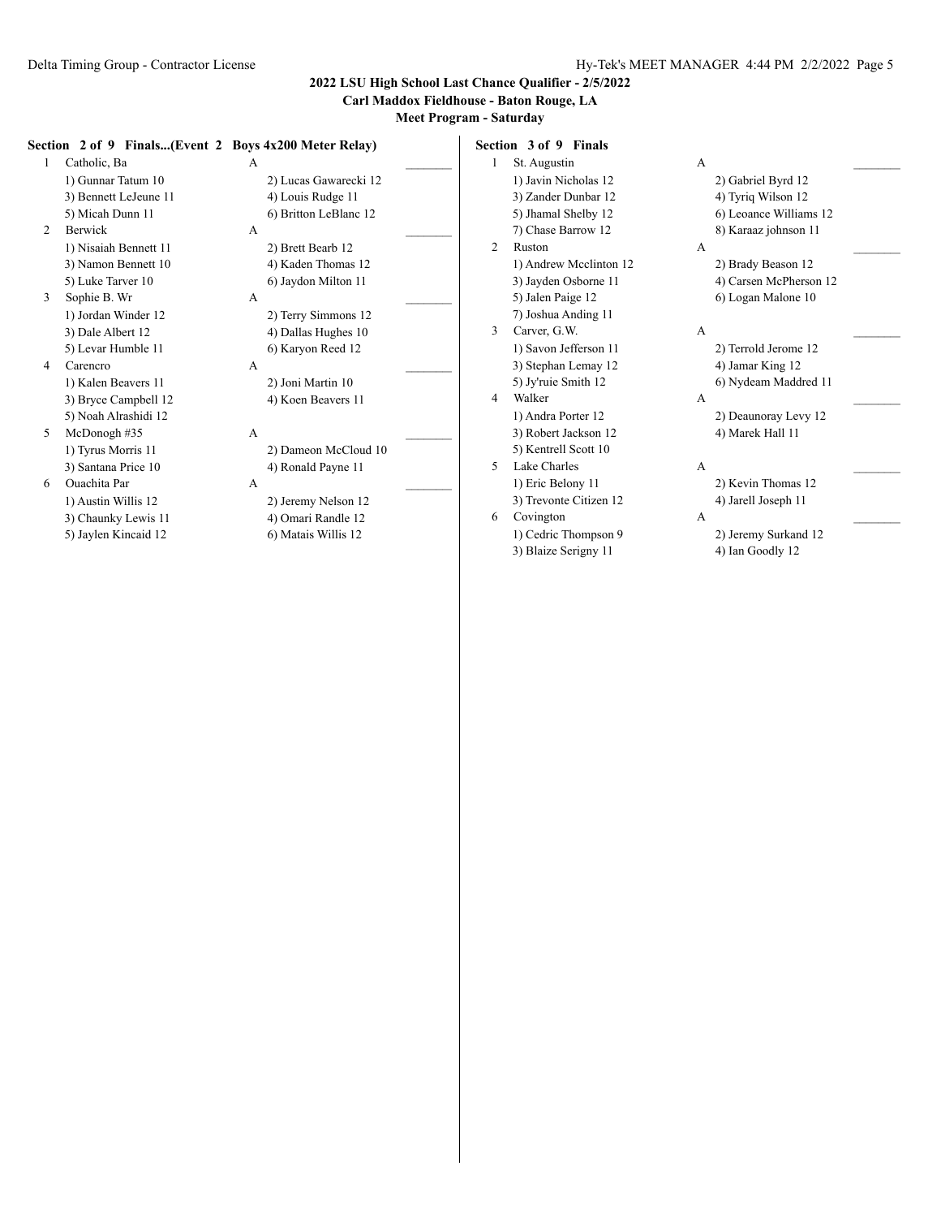## 2022 LSU High School Last Chance Qualifier - 2/5/2022

**Carl Maddox Fieldhouse - Baton Rouge, LA**

**Meet Program - Saturday**

### Section 2 of 9 Finals...(Event 2 Boys 4x200 Meter Relay)

1 Catholic, Ba — A
- 1) Gunnar Tatum 10
- 2) Lucas Gawarecki 12
- 3) Bennett LeJeune 11
- 4) Louis Rudge 11
- 5) Micah Dunn 11
- 6) Britton LeBlanc 12

2 Berwick — A
- 1) Nisaiah Bennett 11
- 2) Brett Bearb 12
- 3) Namon Bennett 10
- 4) Kaden Thomas 12
- 5) Luke Tarver 10
- 6) Jaydon Milton 11

3 Sophie B. Wr — A
- 1) Jordan Winder 12
- 2) Terry Simmons 12
- 3) Dale Albert 12
- 4) Dallas Hughes 10
- 5) Levar Humble 11
- 6) Karyon Reed 12

4 Carencro — A
- 1) Kalen Beavers 11
- 2) Joni Martin 10
- 3) Bryce Campbell 12
- 4) Koen Beavers 11
- 5) Noah Alrashidi 12

5 McDonogh #35 — A
- 1) Tyrus Morris 11
- 2) Dameon McCloud 10
- 3) Santana Price 10
- 4) Ronald Payne 11

6 Ouachita Par — A
- 1) Austin Willis 12
- 2) Jeremy Nelson 12
- 3) Chaunky Lewis 11
- 4) Omari Randle 12
- 5) Jaylen Kincaid 12
- 6) Matais Willis 12

### Section 3 of 9 Finals

1 St. Augustin — A
- 1) Javin Nicholas 12
- 2) Gabriel Byrd 12
- 3) Zander Dunbar 12
- 4) Tyriq Wilson 12
- 5) Jhamal Shelby 12
- 6) Leoance Williams 12
- 7) Chase Barrow 12
- 8) Karaaz johnson 11

2 Ruston — A
- 1) Andrew Mcclinton 12
- 2) Brady Beason 12
- 3) Jayden Osborne 11
- 4) Carsen McPherson 12
- 5) Jalen Paige 12
- 6) Logan Malone 10
- 7) Joshua Anding 11

3 Carver, G.W. — A
- 1) Savon Jefferson 11
- 2) Terrold Jerome 12
- 3) Stephan Lemay 12
- 4) Jamar King 12
- 5) Jy'ruie Smith 12
- 6) Nydeam Maddred 11

4 Walker — A
- 1) Andra Porter 12
- 2) Deaunoray Levy 12
- 3) Robert Jackson 12
- 4) Marek Hall 11
- 5) Kentrell Scott 10

5 Lake Charles — A
- 1) Eric Belony 11
- 2) Kevin Thomas 12
- 3) Trevonte Citizen 12
- 4) Jarell Joseph 11

6 Covington — A
- 1) Cedric Thompson 9
- 2) Jeremy Surkand 12
- 3) Blaize Serigny 11
- 4) Ian Goodly 12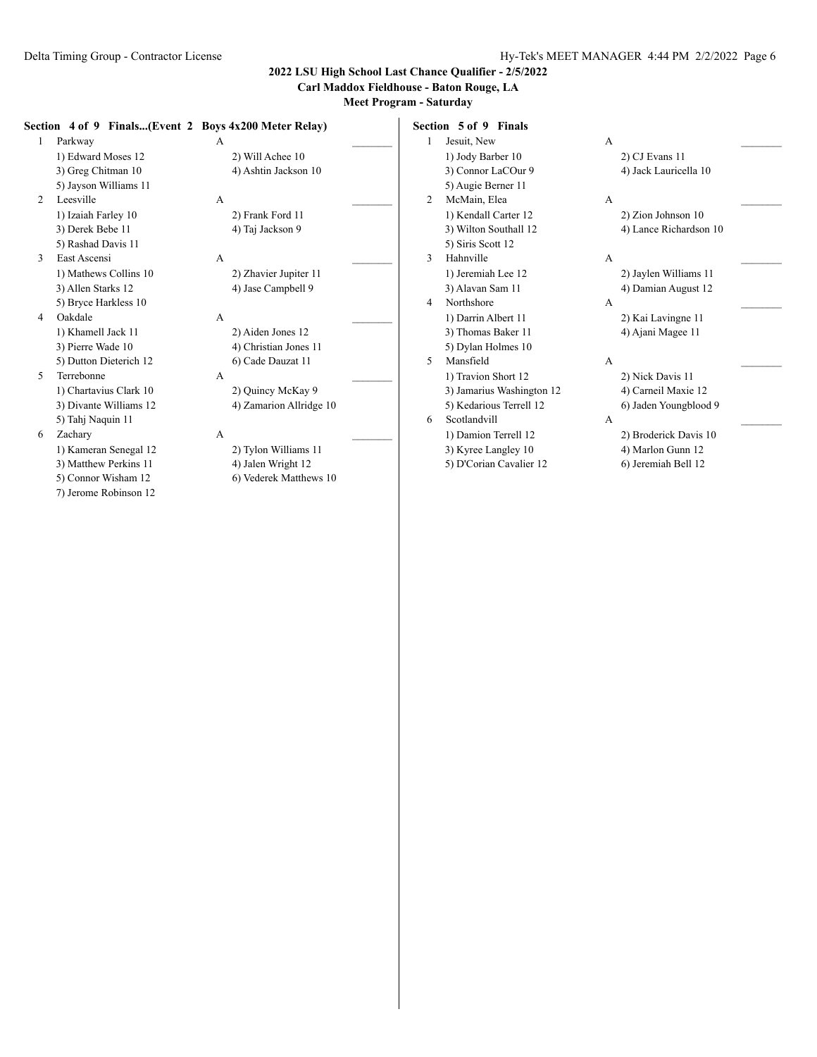## 2022 LSU High School Last Chance Qualifier - 2/5/2022

**Carl Maddox Fieldhouse - Baton Rouge, LA**

**Meet Program - Saturday**

### Section 4 of 9 Finals...(Event 2 Boys 4x200 Meter Relay)

1 Parkway A _______
- 1) Edward Moses 12
- 2) Will Achee 10
- 3) Greg Chitman 10
- 4) Ashtin Jackson 10
- 5) Jayson Williams 11

2 Leesville A _______
- 1) Izaiah Farley 10
- 2) Frank Ford 11
- 3) Derek Bebe 11
- 4) Taj Jackson 9
- 5) Rashad Davis 11

3 East Ascensi A _______
- 1) Mathews Collins 10
- 2) Zhavier Jupiter 11
- 3) Allen Starks 12
- 4) Jase Campbell 9
- 5) Bryce Harkless 10

4 Oakdale A _______
- 1) Khamell Jack 11
- 2) Aiden Jones 12
- 3) Pierre Wade 10
- 4) Christian Jones 11
- 5) Dutton Dieterich 12
- 6) Cade Dauzat 11

5 Terrebonne A _______
- 1) Chartavius Clark 10
- 2) Quincy McKay 9
- 3) Divante Williams 12
- 4) Zamarion Allridge 10
- 5) Tahj Naquin 11

6 Zachary A _______
- 1) Kameran Senegal 12
- 2) Tylon Williams 11
- 3) Matthew Perkins 11
- 4) Jalen Wright 12
- 5) Connor Wisham 12
- 6) Vederek Matthews 10
- 7) Jerome Robinson 12

### Section 5 of 9 Finals

1 Jesuit, New A _______
- 1) Jody Barber 10
- 2) CJ Evans 11
- 3) Connor LaCOur 9
- 4) Jack Lauricella 10
- 5) Augie Berner 11

2 McMain, Elea A _______
- 1) Kendall Carter 12
- 2) Zion Johnson 10
- 3) Wilton Southall 12
- 4) Lance Richardson 10
- 5) Siris Scott 12

3 Hahnville A _______
- 1) Jeremiah Lee 12
- 2) Jaylen Williams 11
- 3) Alavan Sam 11
- 4) Damian August 12

4 Northshore A _______
- 1) Darrin Albert 11
- 2) Kai Lavingne 11
- 3) Thomas Baker 11
- 4) Ajani Magee 11
- 5) Dylan Holmes 10

5 Mansfield A _______
- 1) Travion Short 12
- 2) Nick Davis 11
- 3) Jamarius Washington 12
- 4) Carneil Maxie 12
- 5) Kedarious Terrell 12
- 6) Jaden Youngblood 9

6 Scotlandvill A _______
- 1) Damion Terrell 12
- 2) Broderick Davis 10
- 3) Kyree Langley 10
- 4) Marlon Gunn 12
- 5) D'Corian Cavalier 12
- 6) Jeremiah Bell 12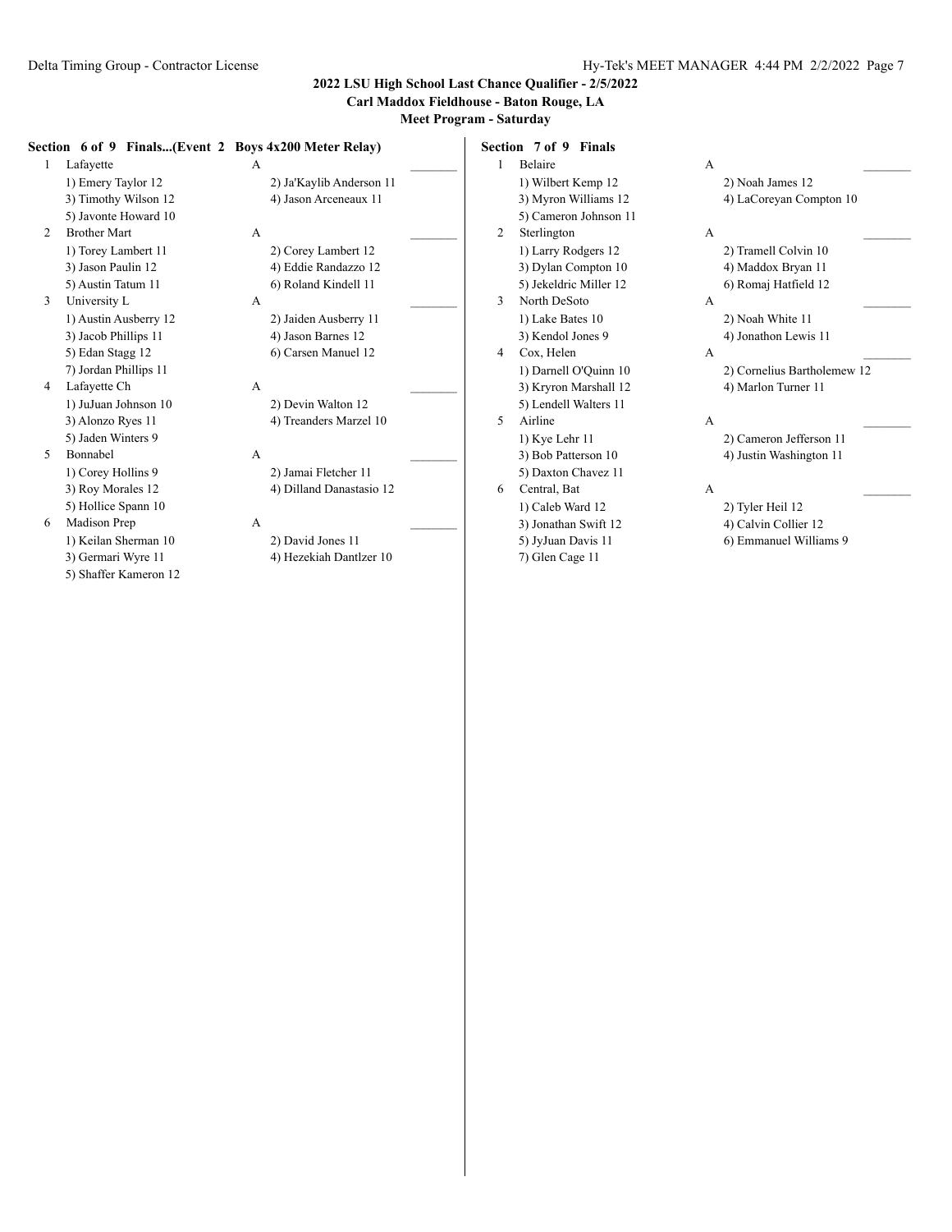## 2022 LSU High School Last Chance Qualifier - 2/5/2022

**Carl Maddox Fieldhouse - Baton Rouge, LA**

**Meet Program - Saturday**

### Section 6 of 9 Finals...(Event 2 Boys 4x200 Meter Relay)

1 Lafayette A _______
- 1) Emery Taylor 12
- 2) Ja'Kaylib Anderson 11
- 3) Timothy Wilson 12
- 4) Jason Arceneaux 11
- 5) Javonte Howard 10

2 Brother Mart A _______
- 1) Torey Lambert 11
- 2) Corey Lambert 12
- 3) Jason Paulin 12
- 4) Eddie Randazzo 12
- 5) Austin Tatum 11
- 6) Roland Kindell 11

3 University L A _______
- 1) Austin Ausberry 12
- 2) Jaiden Ausberry 11
- 3) Jacob Phillips 11
- 4) Jason Barnes 12
- 5) Edan Stagg 12
- 6) Carsen Manuel 12
- 7) Jordan Phillips 11

4 Lafayette Ch A _______
- 1) JuJuan Johnson 10
- 2) Devin Walton 12
- 3) Alonzo Ryes 11
- 4) Treanders Marzel 10
- 5) Jaden Winters 9

5 Bonnabel A _______
- 1) Corey Hollins 9
- 2) Jamai Fletcher 11
- 3) Roy Morales 12
- 4) Dilland Danastasio 12
- 5) Hollice Spann 10

6 Madison Prep A _______
- 1) Keilan Sherman 10
- 2) David Jones 11
- 3) Germari Wyre 11
- 4) Hezekiah Dantlzer 10
- 5) Shaffer Kameron 12

### Section 7 of 9 Finals

1 Belaire A _______
- 1) Wilbert Kemp 12
- 2) Noah James 12
- 3) Myron Williams 12
- 4) LaCoreyan Compton 10
- 5) Cameron Johnson 11

2 Sterlington A _______
- 1) Larry Rodgers 12
- 2) Tramell Colvin 10
- 3) Dylan Compton 10
- 4) Maddox Bryan 11
- 5) Jekeldric Miller 12
- 6) Romaj Hatfield 12

3 North DeSoto A _______
- 1) Lake Bates 10
- 2) Noah White 11
- 3) Kendol Jones 9
- 4) Jonathon Lewis 11

4 Cox, Helen A _______
- 1) Darnell O'Quinn 10
- 2) Cornelius Bartholemew 12
- 3) Kryron Marshall 12
- 4) Marlon Turner 11
- 5) Lendell Walters 11

5 Airline A _______
- 1) Kye Lehr 11
- 2) Cameron Jefferson 11
- 3) Bob Patterson 10
- 4) Justin Washington 11
- 5) Daxton Chavez 11

6 Central, Bat A _______
- 1) Caleb Ward 12
- 2) Tyler Heil 12
- 3) Jonathan Swift 12
- 4) Calvin Collier 12
- 5) JyJuan Davis 11
- 6) Emmanuel Williams 9
- 7) Glen Cage 11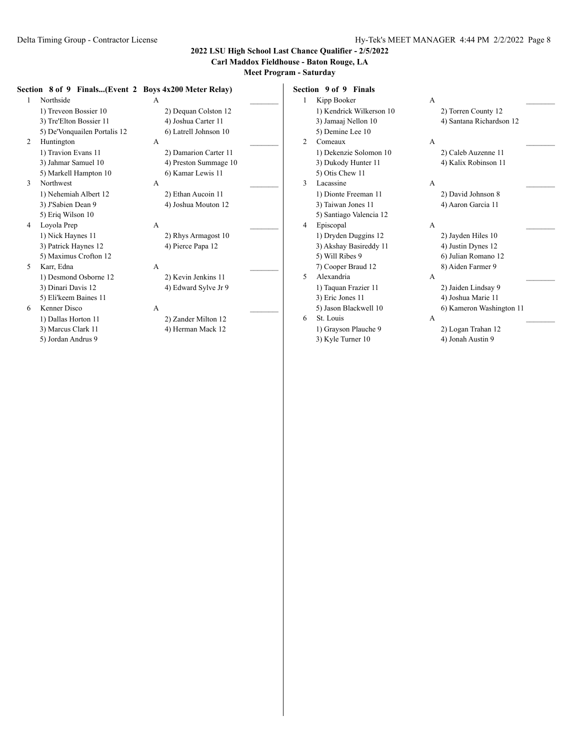2022 LSU High School Last Chance Qualifier - 2/5/2022

Carl Maddox Fieldhouse - Baton Rouge, LA

Meet Program - Saturday

**Section 8 of 9 Finals...(Event 2 Boys 4x200 Meter Relay)**

1 Northside A _______
1) Treveon Bossier 10 2) Dequan Colston 12
3) Tre'Elton Bossier 11 4) Joshua Carter 11
5) De'Vonquailen Portalis 12 6) Latrell Johnson 10

2 Huntington A _______
1) Travion Evans 11 2) Damarion Carter 11
3) Jahmar Samuel 10 4) Preston Summage 10
5) Markell Hampton 10 6) Kamar Lewis 11

3 Northwest A _______
1) Nehemiah Albert 12 2) Ethan Aucoin 11
3) J'Sabien Dean 9 4) Joshua Mouton 12
5) Eriq Wilson 10

4 Loyola Prep A _______
1) Nick Haynes 11 2) Rhys Armagost 10
3) Patrick Haynes 12 4) Pierce Papa 12
5) Maximus Crofton 12

5 Karr, Edna A _______
1) Desmond Osborne 12 2) Kevin Jenkins 11
3) Dinari Davis 12 4) Edward Sylve Jr 9
5) Eli'keem Baines 11

6 Kenner Disco A _______
1) Dallas Horton 11 2) Zander Milton 12
3) Marcus Clark 11 4) Herman Mack 12
5) Jordan Andrus 9

**Section 9 of 9 Finals**

1 Kipp Booker A _______
1) Kendrick Wilkerson 10 2) Torren County 12
3) Jamaaj Nellon 10 4) Santana Richardson 12
5) Demine Lee 10

2 Comeaux A _______
1) Dekenzie Solomon 10 2) Caleb Auzenne 11
3) Dukody Hunter 11 4) Kalix Robinson 11
5) Otis Chew 11

3 Lacassine A _______
1) Dionte Freeman 11 2) David Johnson 8
3) Taiwan Jones 11 4) Aaron Garcia 11
5) Santiago Valencia 12

4 Episcopal A _______
1) Dryden Duggins 12 2) Jayden Hiles 10
3) Akshay Basireddy 11 4) Justin Dynes 12
5) Will Ribes 9 6) Julian Romano 12
7) Cooper Braud 12 8) Aiden Farmer 9

5 Alexandria A _______
1) Taquan Frazier 11 2) Jaiden Lindsay 9
3) Eric Jones 11 4) Joshua Marie 11
5) Jason Blackwell 10 6) Kameron Washington 11

6 St. Louis A _______
1) Grayson Plauche 9 2) Logan Trahan 12
3) Kyle Turner 10 4) Jonah Austin 9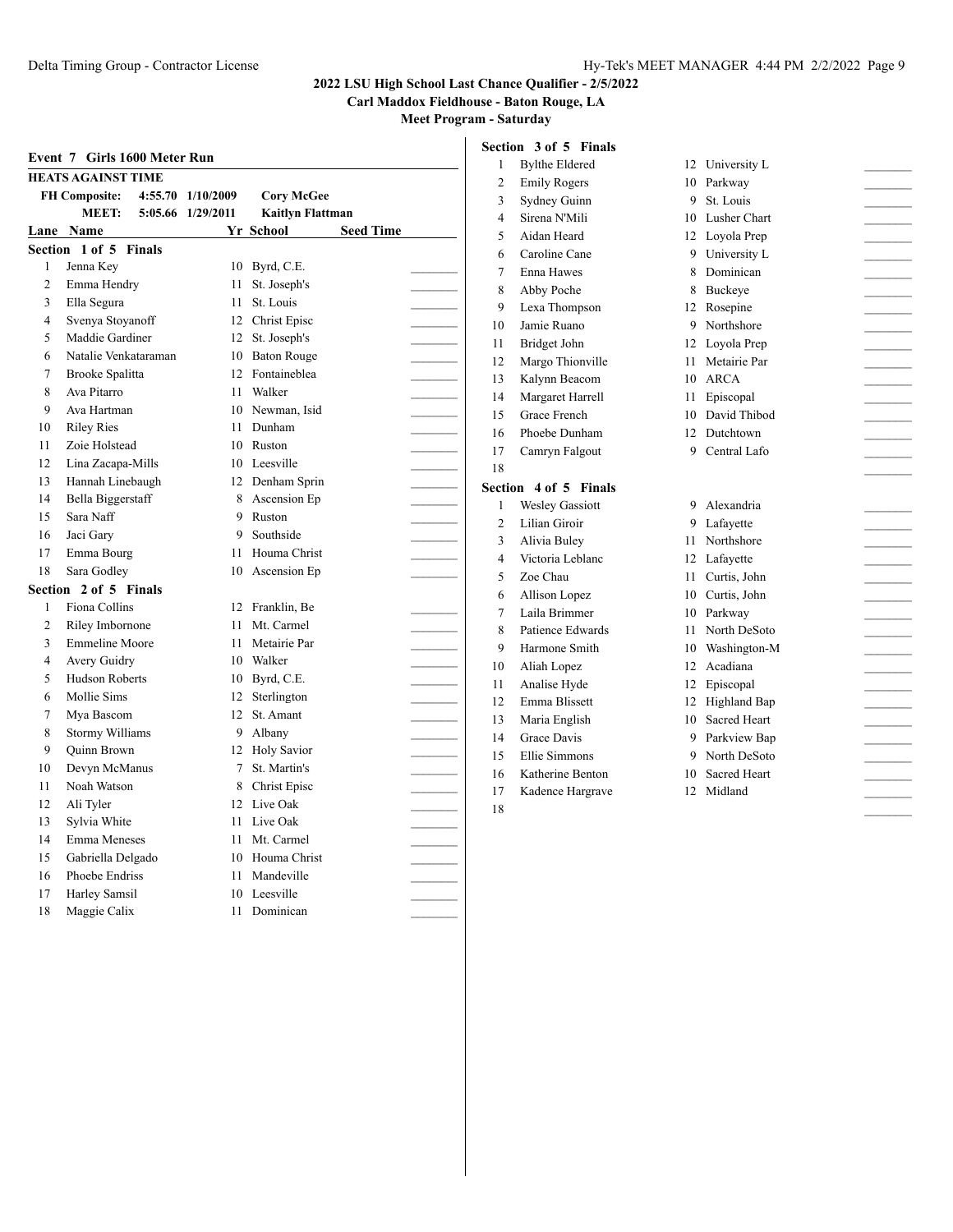## 2022 LSU High School Last Chance Qualifier - 2/5/2022

**Carl Maddox Fieldhouse - Baton Rouge, LA**

**Meet Program - Saturday**

### Event 7 Girls 1600 Meter Run

**HEATS AGAINST TIME**

| | | | |
|---|---|---|---|
| **FH Composite:** | 4:55.70 | 1/10/2009 | Cory McGee |
| **MEET:** | 5:05.66 | 1/29/2011 | Kaitlyn Flattman |

**Section 1 of 5 Finals**

| Lane | Name | Yr | School | Seed Time |
|---|---|---|---|---|
| 1 | Jenna Key | 10 | Byrd, C.E. | ________ |
| 2 | Emma Hendry | 11 | St. Joseph's | ________ |
| 3 | Ella Segura | 11 | St. Louis | ________ |
| 4 | Svenya Stoyanoff | 12 | Christ Episc | ________ |
| 5 | Maddie Gardiner | 12 | St. Joseph's | ________ |
| 6 | Natalie Venkataraman | 10 | Baton Rouge | ________ |
| 7 | Brooke Spalitta | 12 | Fontaineblea | ________ |
| 8 | Ava Pitarro | 11 | Walker | ________ |
| 9 | Ava Hartman | 10 | Newman, Isid | ________ |
| 10 | Riley Ries | 11 | Dunham | ________ |
| 11 | Zoie Holstead | 10 | Ruston | ________ |
| 12 | Lina Zacapa-Mills | 10 | Leesville | ________ |
| 13 | Hannah Linebaugh | 12 | Denham Sprin | ________ |
| 14 | Bella Biggerstaff | 8 | Ascension Ep | ________ |
| 15 | Sara Naff | 9 | Ruston | ________ |
| 16 | Jaci Gary | 9 | Southside | ________ |
| 17 | Emma Bourg | 11 | Houma Christ | ________ |
| 18 | Sara Godley | 10 | Ascension Ep | ________ |

**Section 2 of 5 Finals**

| Lane | Name | Yr | School | Seed Time |
|---|---|---|---|---|
| 1 | Fiona Collins | 12 | Franklin, Be | ________ |
| 2 | Riley Imbornone | 11 | Mt. Carmel | ________ |
| 3 | Emmeline Moore | 11 | Metairie Par | ________ |
| 4 | Avery Guidry | 10 | Walker | ________ |
| 5 | Hudson Roberts | 10 | Byrd, C.E. | ________ |
| 6 | Mollie Sims | 12 | Sterlington | ________ |
| 7 | Mya Bascom | 12 | St. Amant | ________ |
| 8 | Stormy Williams | 9 | Albany | ________ |
| 9 | Quinn Brown | 12 | Holy Savior | ________ |
| 10 | Devyn McManus | 7 | St. Martin's | ________ |
| 11 | Noah Watson | 8 | Christ Episc | ________ |
| 12 | Ali Tyler | 12 | Live Oak | ________ |
| 13 | Sylvia White | 11 | Live Oak | ________ |
| 14 | Emma Meneses | 11 | Mt. Carmel | ________ |
| 15 | Gabriella Delgado | 10 | Houma Christ | ________ |
| 16 | Phoebe Endriss | 11 | Mandeville | ________ |
| 17 | Harley Samsil | 10 | Leesville | ________ |
| 18 | Maggie Calix | 11 | Dominican | ________ |

**Section 3 of 5 Finals**

| Lane | Name | Yr | School | Seed Time |
|---|---|---|---|---|
| 1 | Bylthe Eldered | 12 | University L | ________ |
| 2 | Emily Rogers | 10 | Parkway | ________ |
| 3 | Sydney Guinn | 9 | St. Louis | ________ |
| 4 | Sirena N'Mili | 10 | Lusher Chart | ________ |
| 5 | Aidan Heard | 12 | Loyola Prep | ________ |
| 6 | Caroline Cane | 9 | University L | ________ |
| 7 | Enna Hawes | 8 | Dominican | ________ |
| 8 | Abby Poche | 8 | Buckeye | ________ |
| 9 | Lexa Thompson | 12 | Rosepine | ________ |
| 10 | Jamie Ruano | 9 | Northshore | ________ |
| 11 | Bridget John | 12 | Loyola Prep | ________ |
| 12 | Margo Thionville | 11 | Metairie Par | ________ |
| 13 | Kalynn Beacom | 10 | ARCA | ________ |
| 14 | Margaret Harrell | 11 | Episcopal | ________ |
| 15 | Grace French | 10 | David Thibod | ________ |
| 16 | Phoebe Dunham | 12 | Dutchtown | ________ |
| 17 | Camryn Falgout | 9 | Central Lafo | ________ |
| 18 | | | | ________ |

**Section 4 of 5 Finals**

| Lane | Name | Yr | School | Seed Time |
|---|---|---|---|---|
| 1 | Wesley Gassiott | 9 | Alexandria | ________ |
| 2 | Lilian Giroir | 9 | Lafayette | ________ |
| 3 | Alivia Buley | 11 | Northshore | ________ |
| 4 | Victoria Leblanc | 12 | Lafayette | ________ |
| 5 | Zoe Chau | 11 | Curtis, John | ________ |
| 6 | Allison Lopez | 10 | Curtis, John | ________ |
| 7 | Laila Brimmer | 10 | Parkway | ________ |
| 8 | Patience Edwards | 11 | North DeSoto | ________ |
| 9 | Harmone Smith | 10 | Washington-M | ________ |
| 10 | Aliah Lopez | 12 | Acadiana | ________ |
| 11 | Analise Hyde | 12 | Episcopal | ________ |
| 12 | Emma Blissett | 12 | Highland Bap | ________ |
| 13 | Maria English | 10 | Sacred Heart | ________ |
| 14 | Grace Davis | 9 | Parkview Bap | ________ |
| 15 | Ellie Simmons | 9 | North DeSoto | ________ |
| 16 | Katherine Benton | 10 | Sacred Heart | ________ |
| 17 | Kadence Hargrave | 12 | Midland | ________ |
| 18 | | | | ________ |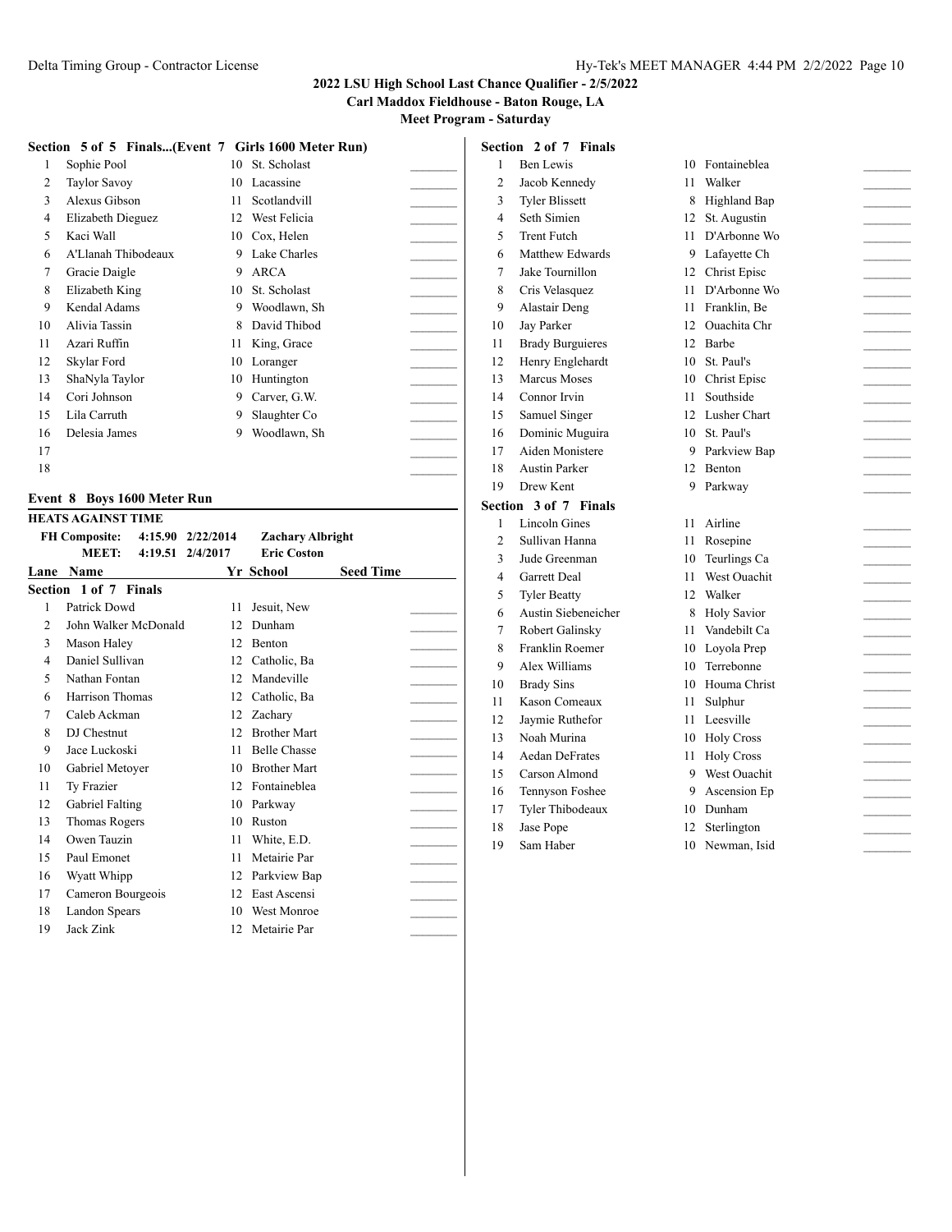# 2022 LSU High School Last Chance Qualifier - 2/5/2022

**Carl Maddox Fieldhouse - Baton Rouge, LA**

**Meet Program - Saturday**

### Section 5 of 5 Finals...(Event 7 Girls 1600 Meter Run)

| Lane | Name | Yr | School | Seed Time |
|---|---|---|---|---|
| 1 | Sophie Pool | 10 | St. Scholast | |
| 2 | Taylor Savoy | 10 | Lacassine | |
| 3 | Alexus Gibson | 11 | Scotlandvill | |
| 4 | Elizabeth Dieguez | 12 | West Felicia | |
| 5 | Kaci Wall | 10 | Cox, Helen | |
| 6 | A'Llanah Thibodeaux | 9 | Lake Charles | |
| 7 | Gracie Daigle | 9 | ARCA | |
| 8 | Elizabeth King | 10 | St. Scholast | |
| 9 | Kendal Adams | 9 | Woodlawn, Sh | |
| 10 | Alivia Tassin | 8 | David Thibod | |
| 11 | Azari Ruffin | 11 | King, Grace | |
| 12 | Skylar Ford | 10 | Loranger | |
| 13 | ShaNyla Taylor | 10 | Huntington | |
| 14 | Cori Johnson | 9 | Carver, G.W. | |
| 15 | Lila Carruth | 9 | Slaughter Co | |
| 16 | Delesia James | 9 | Woodlawn, Sh | |
| 17 | | | | |
| 18 | | | | |

## Event 8 Boys 1600 Meter Run

**HEATS AGAINST TIME**

| | | | |
|---|---|---|---|
| **FH Composite:** | 4:15.90 | 2/22/2014 | **Zachary Albright** |
| **MEET:** | 4:19.51 | 2/4/2017 | **Eric Coston** |

### Section 1 of 7 Finals

| Lane | Name | Yr | School | Seed Time |
|---|---|---|---|---|
| 1 | Patrick Dowd | 11 | Jesuit, New | |
| 2 | John Walker McDonald | 12 | Dunham | |
| 3 | Mason Haley | 12 | Benton | |
| 4 | Daniel Sullivan | 12 | Catholic, Ba | |
| 5 | Nathan Fontan | 12 | Mandeville | |
| 6 | Harrison Thomas | 12 | Catholic, Ba | |
| 7 | Caleb Ackman | 12 | Zachary | |
| 8 | DJ Chestnut | 12 | Brother Mart | |
| 9 | Jace Luckoski | 11 | Belle Chasse | |
| 10 | Gabriel Metoyer | 10 | Brother Mart | |
| 11 | Ty Frazier | 12 | Fontaineblea | |
| 12 | Gabriel Falting | 10 | Parkway | |
| 13 | Thomas Rogers | 10 | Ruston | |
| 14 | Owen Tauzin | 11 | White, E.D. | |
| 15 | Paul Emonet | 11 | Metairie Par | |
| 16 | Wyatt Whipp | 12 | Parkview Bap | |
| 17 | Cameron Bourgeois | 12 | East Ascensi | |
| 18 | Landon Spears | 10 | West Monroe | |
| 19 | Jack Zink | 12 | Metairie Par | |

### Section 2 of 7 Finals

| Lane | Name | Yr | School | Seed Time |
|---|---|---|---|---|
| 1 | Ben Lewis | 10 | Fontaineblea | |
| 2 | Jacob Kennedy | 11 | Walker | |
| 3 | Tyler Blissett | 8 | Highland Bap | |
| 4 | Seth Simien | 12 | St. Augustin | |
| 5 | Trent Futch | 11 | D'Arbonne Wo | |
| 6 | Matthew Edwards | 9 | Lafayette Ch | |
| 7 | Jake Tournillon | 12 | Christ Episc | |
| 8 | Cris Velasquez | 11 | D'Arbonne Wo | |
| 9 | Alastair Deng | 11 | Franklin, Be | |
| 10 | Jay Parker | 12 | Ouachita Chr | |
| 11 | Brady Burguieres | 12 | Barbe | |
| 12 | Henry Englehardt | 10 | St. Paul's | |
| 13 | Marcus Moses | 10 | Christ Episc | |
| 14 | Connor Irvin | 11 | Southside | |
| 15 | Samuel Singer | 12 | Lusher Chart | |
| 16 | Dominic Muguira | 10 | St. Paul's | |
| 17 | Aiden Monistere | 9 | Parkview Bap | |
| 18 | Austin Parker | 12 | Benton | |
| 19 | Drew Kent | 9 | Parkway | |

### Section 3 of 7 Finals

| Lane | Name | Yr | School | Seed Time |
|---|---|---|---|---|
| 1 | Lincoln Gines | 11 | Airline | |
| 2 | Sullivan Hanna | 11 | Rosepine | |
| 3 | Jude Greenman | 10 | Teurlings Ca | |
| 4 | Garrett Deal | 11 | West Ouachit | |
| 5 | Tyler Beatty | 12 | Walker | |
| 6 | Austin Siebeneicher | 8 | Holy Savior | |
| 7 | Robert Galinsky | 11 | Vandebilt Ca | |
| 8 | Franklin Roemer | 10 | Loyola Prep | |
| 9 | Alex Williams | 10 | Terrebonne | |
| 10 | Brady Sins | 10 | Houma Christ | |
| 11 | Kason Comeaux | 11 | Sulphur | |
| 12 | Jaymie Ruthefor | 11 | Leesville | |
| 13 | Noah Murina | 10 | Holy Cross | |
| 14 | Aedan DeFrates | 11 | Holy Cross | |
| 15 | Carson Almond | 9 | West Ouachit | |
| 16 | Tennyson Foshee | 9 | Ascension Ep | |
| 17 | Tyler Thibodeaux | 10 | Dunham | |
| 18 | Jase Pope | 12 | Sterlington | |
| 19 | Sam Haber | 10 | Newman, Isid | |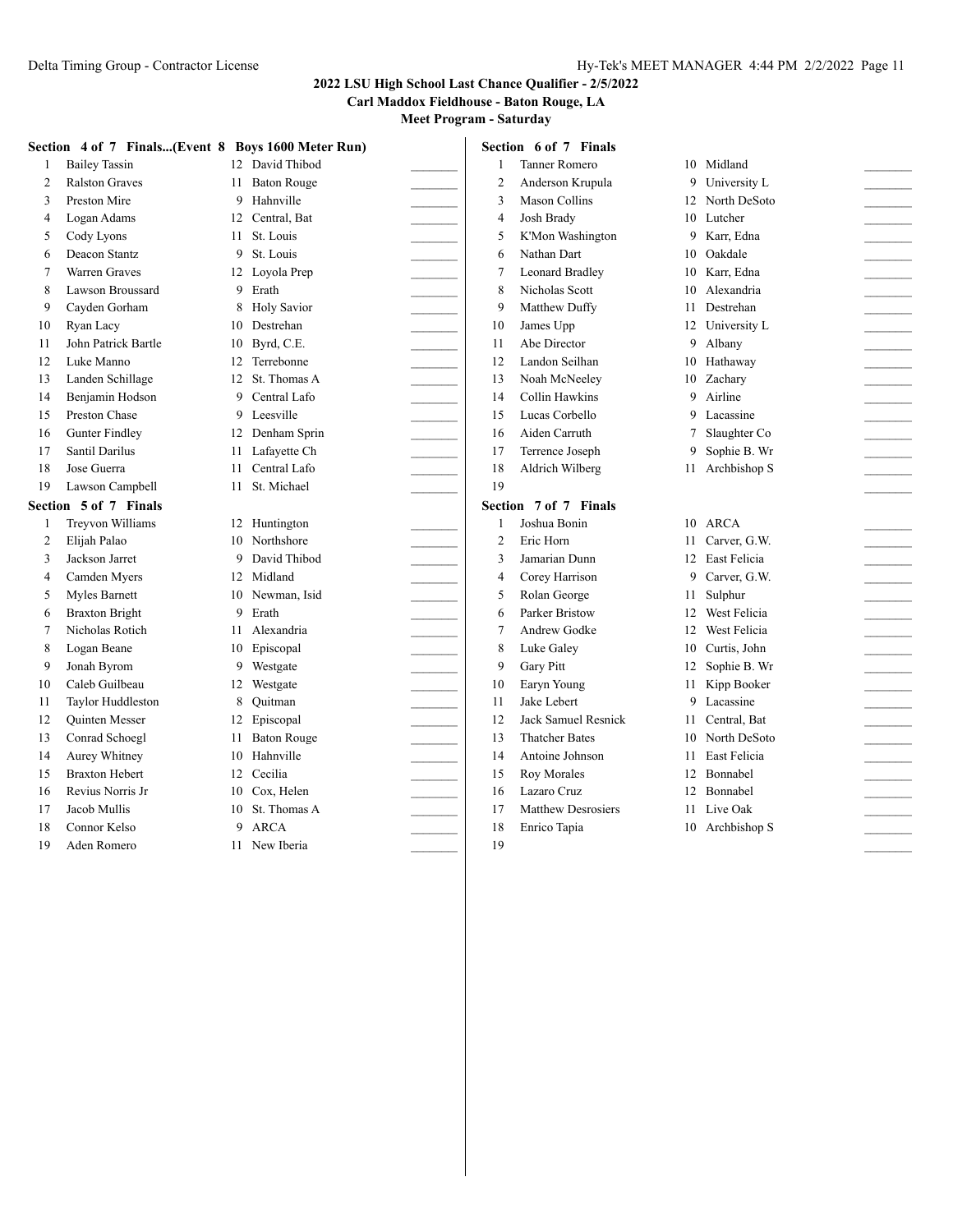### 2022 LSU High School Last Chance Qualifier - 2/5/2022

**Carl Maddox Fieldhouse - Baton Rouge, LA**

**Meet Program - Saturday**

**Section 4 of 7 Finals...(Event 8 Boys 1600 Meter Run)**

| Lane | Name | Year | School | |
|---|---|---|---|---|
| 1 | Bailey Tassin | 12 | David Thibod | _______ |
| 2 | Ralston Graves | 11 | Baton Rouge | _______ |
| 3 | Preston Mire | 9 | Hahnville | _______ |
| 4 | Logan Adams | 12 | Central, Bat | _______ |
| 5 | Cody Lyons | 11 | St. Louis | _______ |
| 6 | Deacon Stantz | 9 | St. Louis | _______ |
| 7 | Warren Graves | 12 | Loyola Prep | _______ |
| 8 | Lawson Broussard | 9 | Erath | _______ |
| 9 | Cayden Gorham | 8 | Holy Savior | _______ |
| 10 | Ryan Lacy | 10 | Destrehan | _______ |
| 11 | John Patrick Bartle | 10 | Byrd, C.E. | _______ |
| 12 | Luke Manno | 12 | Terrebonne | _______ |
| 13 | Landen Schillage | 12 | St. Thomas A | _______ |
| 14 | Benjamin Hodson | 9 | Central Lafo | _______ |
| 15 | Preston Chase | 9 | Leesville | _______ |
| 16 | Gunter Findley | 12 | Denham Sprin | _______ |
| 17 | Santil Darilus | 11 | Lafayette Ch | _______ |
| 18 | Jose Guerra | 11 | Central Lafo | _______ |
| 19 | Lawson Campbell | 11 | St. Michael | _______ |

**Section 5 of 7 Finals**

| Lane | Name | Year | School | |
|---|---|---|---|---|
| 1 | Treyvon Williams | 12 | Huntington | _______ |
| 2 | Elijah Palao | 10 | Northshore | _______ |
| 3 | Jackson Jarret | 9 | David Thibod | _______ |
| 4 | Camden Myers | 12 | Midland | _______ |
| 5 | Myles Barnett | 10 | Newman, Isid | _______ |
| 6 | Braxton Bright | 9 | Erath | _______ |
| 7 | Nicholas Rotich | 11 | Alexandria | _______ |
| 8 | Logan Beane | 10 | Episcopal | _______ |
| 9 | Jonah Byrom | 9 | Westgate | _______ |
| 10 | Caleb Guilbeau | 12 | Westgate | _______ |
| 11 | Taylor Huddleston | 8 | Quitman | _______ |
| 12 | Quinten Messer | 12 | Episcopal | _______ |
| 13 | Conrad Schoegl | 11 | Baton Rouge | _______ |
| 14 | Aurey Whitney | 10 | Hahnville | _______ |
| 15 | Braxton Hebert | 12 | Cecilia | _______ |
| 16 | Revius Norris Jr | 10 | Cox, Helen | _______ |
| 17 | Jacob Mullis | 10 | St. Thomas A | _______ |
| 18 | Connor Kelso | 9 | ARCA | _______ |
| 19 | Aden Romero | 11 | New Iberia | _______ |

**Section 6 of 7 Finals**

| Lane | Name | Year | School | |
|---|---|---|---|---|
| 1 | Tanner Romero | 10 | Midland | _______ |
| 2 | Anderson Krupula | 9 | University L | _______ |
| 3 | Mason Collins | 12 | North DeSoto | _______ |
| 4 | Josh Brady | 10 | Lutcher | _______ |
| 5 | K'Mon Washington | 9 | Karr, Edna | _______ |
| 6 | Nathan Dart | 10 | Oakdale | _______ |
| 7 | Leonard Bradley | 10 | Karr, Edna | _______ |
| 8 | Nicholas Scott | 10 | Alexandria | _______ |
| 9 | Matthew Duffy | 11 | Destrehan | _______ |
| 10 | James Upp | 12 | University L | _______ |
| 11 | Abe Director | 9 | Albany | _______ |
| 12 | Landon Seilhan | 10 | Hathaway | _______ |
| 13 | Noah McNeeley | 10 | Zachary | _______ |
| 14 | Collin Hawkins | 9 | Airline | _______ |
| 15 | Lucas Corbello | 9 | Lacassine | _______ |
| 16 | Aiden Carruth | 7 | Slaughter Co | _______ |
| 17 | Terrence Joseph | 9 | Sophie B. Wr | _______ |
| 18 | Aldrich Wilberg | 11 | Archbishop S | _______ |
| 19 | | | | _______ |

**Section 7 of 7 Finals**

| Lane | Name | Year | School | |
|---|---|---|---|---|
| 1 | Joshua Bonin | 10 | ARCA | _______ |
| 2 | Eric Horn | 11 | Carver, G.W. | _______ |
| 3 | Jamarian Dunn | 12 | East Felicia | _______ |
| 4 | Corey Harrison | 9 | Carver, G.W. | _______ |
| 5 | Rolan George | 11 | Sulphur | _______ |
| 6 | Parker Bristow | 12 | West Felicia | _______ |
| 7 | Andrew Godke | 12 | West Felicia | _______ |
| 8 | Luke Galey | 10 | Curtis, John | _______ |
| 9 | Gary Pitt | 12 | Sophie B. Wr | _______ |
| 10 | Earyn Young | 11 | Kipp Booker | _______ |
| 11 | Jake Lebert | 9 | Lacassine | _______ |
| 12 | Jack Samuel Resnick | 11 | Central, Bat | _______ |
| 13 | Thatcher Bates | 10 | North DeSoto | _______ |
| 14 | Antoine Johnson | 11 | East Felicia | _______ |
| 15 | Roy Morales | 12 | Bonnabel | _______ |
| 16 | Lazaro Cruz | 12 | Bonnabel | _______ |
| 17 | Matthew Desrosiers | 11 | Live Oak | _______ |
| 18 | Enrico Tapia | 10 | Archbishop S | _______ |
| 19 | | | | _______ |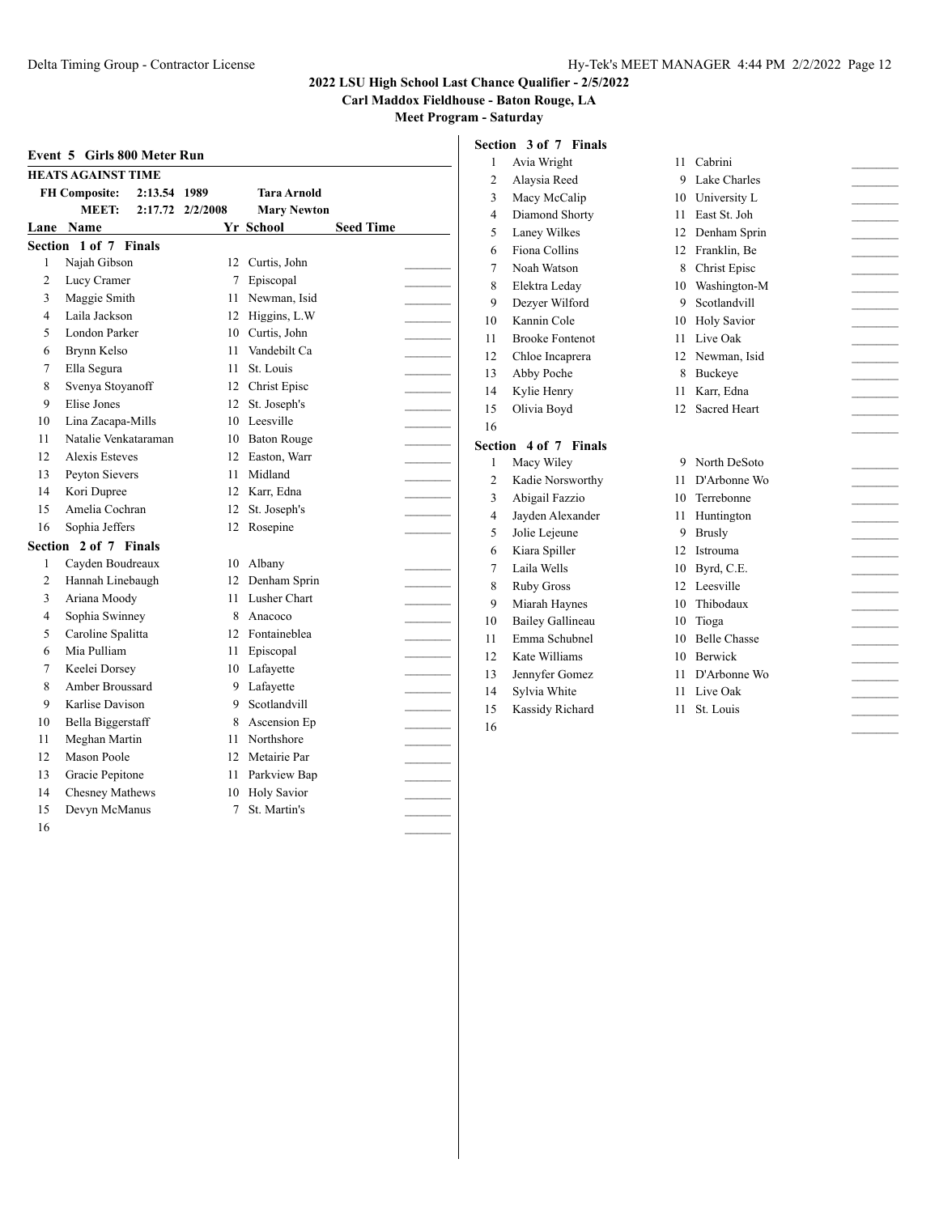## 2022 LSU High School Last Chance Qualifier - 2/5/2022

**Carl Maddox Fieldhouse - Baton Rouge, LA**

**Meet Program - Saturday**

### Event 5 Girls 800 Meter Run

**HEATS AGAINST TIME**

| | | | |
|---|---|---|---|
| **FH Composite:** | 2:13.54 | 1989 | Tara Arnold |
| **MEET:** | 2:17.72 | 2/2/2008 | Mary Newton |

**Section 1 of 7 Finals**

| Lane | Name | Yr | School | Seed Time |
|---|---|---|---|---|
| 1 | Najah Gibson | 12 | Curtis, John | |
| 2 | Lucy Cramer | 7 | Episcopal | |
| 3 | Maggie Smith | 11 | Newman, Isid | |
| 4 | Laila Jackson | 12 | Higgins, L.W | |
| 5 | London Parker | 10 | Curtis, John | |
| 6 | Brynn Kelso | 11 | Vandebilt Ca | |
| 7 | Ella Segura | 11 | St. Louis | |
| 8 | Svenya Stoyanoff | 12 | Christ Episc | |
| 9 | Elise Jones | 12 | St. Joseph's | |
| 10 | Lina Zacapa-Mills | 10 | Leesville | |
| 11 | Natalie Venkataraman | 10 | Baton Rouge | |
| 12 | Alexis Esteves | 12 | Easton, Warr | |
| 13 | Peyton Sievers | 11 | Midland | |
| 14 | Kori Dupree | 12 | Karr, Edna | |
| 15 | Amelia Cochran | 12 | St. Joseph's | |
| 16 | Sophia Jeffers | 12 | Rosepine | |

**Section 2 of 7 Finals**

| Lane | Name | Yr | School | Seed Time |
|---|---|---|---|---|
| 1 | Cayden Boudreaux | 10 | Albany | |
| 2 | Hannah Linebaugh | 12 | Denham Sprin | |
| 3 | Ariana Moody | 11 | Lusher Chart | |
| 4 | Sophia Swinney | 8 | Anacoco | |
| 5 | Caroline Spalitta | 12 | Fontaineblea | |
| 6 | Mia Pulliam | 11 | Episcopal | |
| 7 | Keelei Dorsey | 10 | Lafayette | |
| 8 | Amber Broussard | 9 | Lafayette | |
| 9 | Karlise Davison | 9 | Scotlandvill | |
| 10 | Bella Biggerstaff | 8 | Ascension Ep | |
| 11 | Meghan Martin | 11 | Northshore | |
| 12 | Mason Poole | 12 | Metairie Par | |
| 13 | Gracie Pepitone | 11 | Parkview Bap | |
| 14 | Chesney Mathews | 10 | Holy Savior | |
| 15 | Devyn McManus | 7 | St. Martin's | |
| 16 | | | | |

**Section 3 of 7 Finals**

| Lane | Name | Yr | School | Seed Time |
|---|---|---|---|---|
| 1 | Avia Wright | 11 | Cabrini | |
| 2 | Alaysia Reed | 9 | Lake Charles | |
| 3 | Macy McCalip | 10 | University L | |
| 4 | Diamond Shorty | 11 | East St. Joh | |
| 5 | Laney Wilkes | 12 | Denham Sprin | |
| 6 | Fiona Collins | 12 | Franklin, Be | |
| 7 | Noah Watson | 8 | Christ Episc | |
| 8 | Elektra Leday | 10 | Washington-M | |
| 9 | Dezyer Wilford | 9 | Scotlandvill | |
| 10 | Kannin Cole | 10 | Holy Savior | |
| 11 | Brooke Fontenot | 11 | Live Oak | |
| 12 | Chloe Incaprera | 12 | Newman, Isid | |
| 13 | Abby Poche | 8 | Buckeye | |
| 14 | Kylie Henry | 11 | Karr, Edna | |
| 15 | Olivia Boyd | 12 | Sacred Heart | |
| 16 | | | | |

**Section 4 of 7 Finals**

| Lane | Name | Yr | School | Seed Time |
|---|---|---|---|---|
| 1 | Macy Wiley | 9 | North DeSoto | |
| 2 | Kadie Norsworthy | 11 | D'Arbonne Wo | |
| 3 | Abigail Fazzio | 10 | Terrebonne | |
| 4 | Jayden Alexander | 11 | Huntington | |
| 5 | Jolie Lejeune | 9 | Brusly | |
| 6 | Kiara Spiller | 12 | Istrouma | |
| 7 | Laila Wells | 10 | Byrd, C.E. | |
| 8 | Ruby Gross | 12 | Leesville | |
| 9 | Miarah Haynes | 10 | Thibodaux | |
| 10 | Bailey Gallineau | 10 | Tioga | |
| 11 | Emma Schubnel | 10 | Belle Chasse | |
| 12 | Kate Williams | 10 | Berwick | |
| 13 | Jennyfer Gomez | 11 | D'Arbonne Wo | |
| 14 | Sylvia White | 11 | Live Oak | |
| 15 | Kassidy Richard | 11 | St. Louis | |
| 16 | | | | |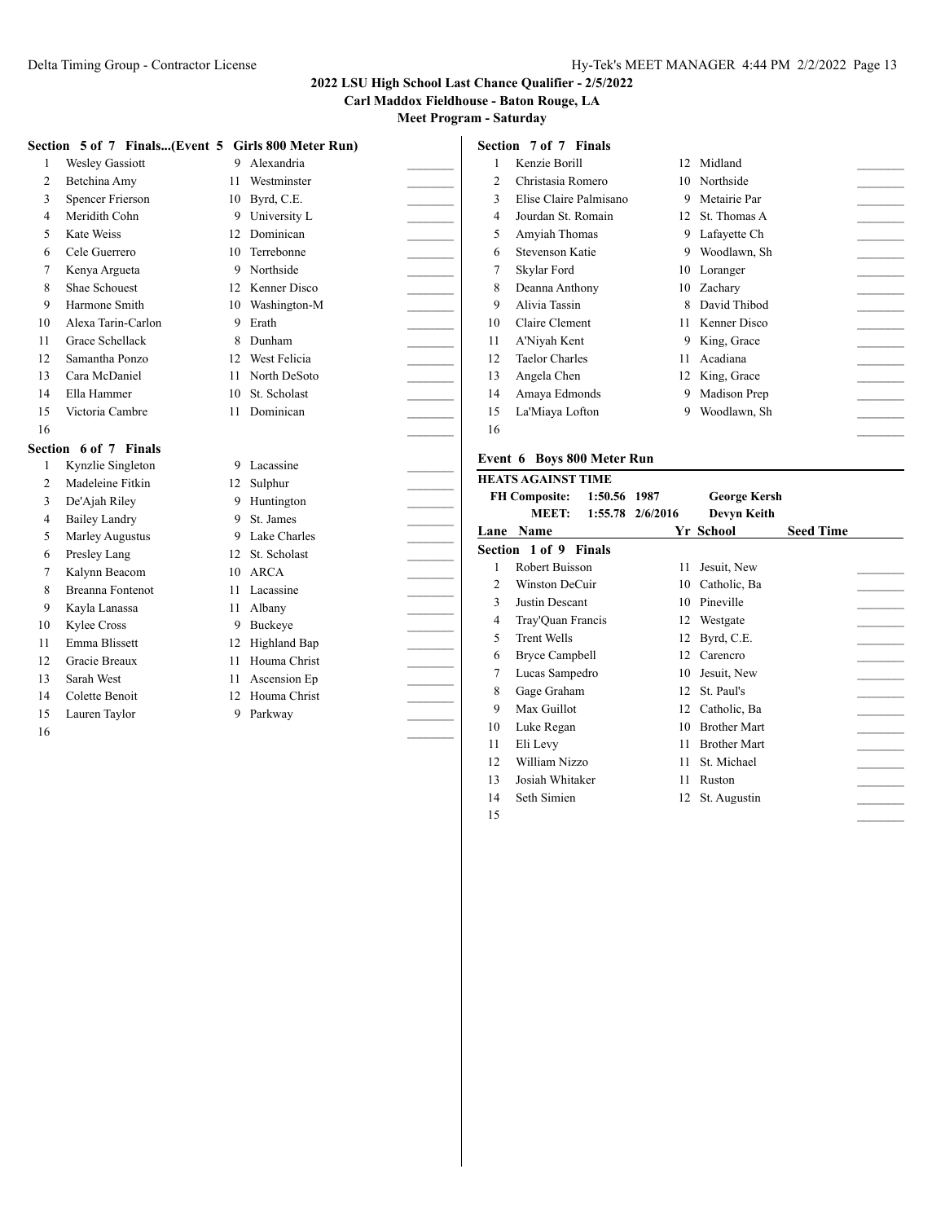## 2022 LSU High School Last Chance Qualifier - 2/5/2022

**Carl Maddox Fieldhouse - Baton Rouge, LA**

**Meet Program - Saturday**

### Section 5 of 7 Finals...(Event 5 Girls 800 Meter Run)

| Lane | Name | Yr | School | Seed Time |
|---|---|---|---|---|
| 1 | Wesley Gassiott | 9 | Alexandria | _______ |
| 2 | Betchina Amy | 11 | Westminster | _______ |
| 3 | Spencer Frierson | 10 | Byrd, C.E. | _______ |
| 4 | Meridith Cohn | 9 | University L | _______ |
| 5 | Kate Weiss | 12 | Dominican | _______ |
| 6 | Cele Guerrero | 10 | Terrebonne | _______ |
| 7 | Kenya Argueta | 9 | Northside | _______ |
| 8 | Shae Schouest | 12 | Kenner Disco | _______ |
| 9 | Harmone Smith | 10 | Washington-M | _______ |
| 10 | Alexa Tarin-Carlon | 9 | Erath | _______ |
| 11 | Grace Schellack | 8 | Dunham | _______ |
| 12 | Samantha Ponzo | 12 | West Felicia | _______ |
| 13 | Cara McDaniel | 11 | North DeSoto | _______ |
| 14 | Ella Hammer | 10 | St. Scholast | _______ |
| 15 | Victoria Cambre | 11 | Dominican | _______ |
| 16 | | | | _______ |

### Section 6 of 7 Finals

| Lane | Name | Yr | School | Seed Time |
|---|---|---|---|---|
| 1 | Kynzlie Singleton | 9 | Lacassine | _______ |
| 2 | Madeleine Fitkin | 12 | Sulphur | _______ |
| 3 | De'Ajah Riley | 9 | Huntington | _______ |
| 4 | Bailey Landry | 9 | St. James | _______ |
| 5 | Marley Augustus | 9 | Lake Charles | _______ |
| 6 | Presley Lang | 12 | St. Scholast | _______ |
| 7 | Kalynn Beacom | 10 | ARCA | _______ |
| 8 | Breanna Fontenot | 11 | Lacassine | _______ |
| 9 | Kayla Lanassa | 11 | Albany | _______ |
| 10 | Kylee Cross | 9 | Buckeye | _______ |
| 11 | Emma Blissett | 12 | Highland Bap | _______ |
| 12 | Gracie Breaux | 11 | Houma Christ | _______ |
| 13 | Sarah West | 11 | Ascension Ep | _______ |
| 14 | Colette Benoit | 12 | Houma Christ | _______ |
| 15 | Lauren Taylor | 9 | Parkway | _______ |
| 16 | | | | _______ |

### Section 7 of 7 Finals

| Lane | Name | Yr | School | Seed Time |
|---|---|---|---|---|
| 1 | Kenzie Borill | 12 | Midland | _______ |
| 2 | Christasia Romero | 10 | Northside | _______ |
| 3 | Elise Claire Palmisano | 9 | Metairie Par | _______ |
| 4 | Jourdan St. Romain | 12 | St. Thomas A | _______ |
| 5 | Amyiah Thomas | 9 | Lafayette Ch | _______ |
| 6 | Stevenson Katie | 9 | Woodlawn, Sh | _______ |
| 7 | Skylar Ford | 10 | Loranger | _______ |
| 8 | Deanna Anthony | 10 | Zachary | _______ |
| 9 | Alivia Tassin | 8 | David Thibod | _______ |
| 10 | Claire Clement | 11 | Kenner Disco | _______ |
| 11 | A'Niyah Kent | 9 | King, Grace | _______ |
| 12 | Taelor Charles | 11 | Acadiana | _______ |
| 13 | Angela Chen | 12 | King, Grace | _______ |
| 14 | Amaya Edmonds | 9 | Madison Prep | _______ |
| 15 | La'Miaya Lofton | 9 | Woodlawn, Sh | _______ |
| 16 | | | | _______ |

### Event 6 Boys 800 Meter Run

**HEATS AGAINST TIME**

| | | | |
|---|---|---|---|
| **FH Composite:** | 1:50.56 | 1987 | **George Kersh** |
| **MEET:** | 1:55.78 | 2/6/2016 | **Devyn Keith** |

### Section 1 of 9 Finals

| Lane | Name | Yr | School | Seed Time |
|---|---|---|---|---|
| 1 | Robert Buisson | 11 | Jesuit, New | _______ |
| 2 | Winston DeCuir | 10 | Catholic, Ba | _______ |
| 3 | Justin Descant | 10 | Pineville | _______ |
| 4 | Tray'Quan Francis | 12 | Westgate | _______ |
| 5 | Trent Wells | 12 | Byrd, C.E. | _______ |
| 6 | Bryce Campbell | 12 | Carencro | _______ |
| 7 | Lucas Sampedro | 10 | Jesuit, New | _______ |
| 8 | Gage Graham | 12 | St. Paul's | _______ |
| 9 | Max Guillot | 12 | Catholic, Ba | _______ |
| 10 | Luke Regan | 10 | Brother Mart | _______ |
| 11 | Eli Levy | 11 | Brother Mart | _______ |
| 12 | William Nizzo | 11 | St. Michael | _______ |
| 13 | Josiah Whitaker | 11 | Ruston | _______ |
| 14 | Seth Simien | 12 | St. Augustin | _______ |
| 15 | | | | _______ |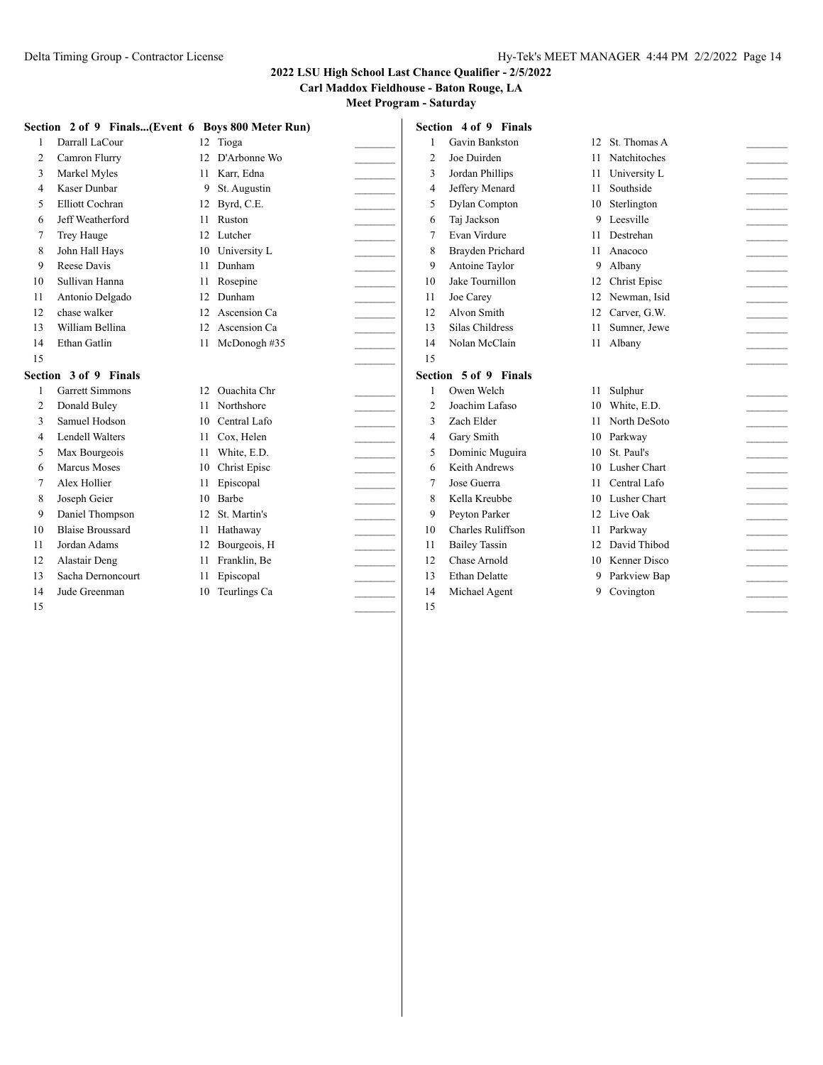**2022 LSU High School Last Chance Qualifier - 2/5/2022**
**Carl Maddox Fieldhouse - Baton Rouge, LA**
**Meet Program - Saturday**

### Section 2 of 9 Finals...(Event 6 Boys 800 Meter Run)

| | Name | Yr | School | |
|---|---|---|---|---|
| 1 | Darrall LaCour | 12 | Tioga | _______ |
| 2 | Camron Flurry | 12 | D'Arbonne Wo | _______ |
| 3 | Markel Myles | 11 | Karr, Edna | _______ |
| 4 | Kaser Dunbar | 9 | St. Augustin | _______ |
| 5 | Elliott Cochran | 12 | Byrd, C.E. | _______ |
| 6 | Jeff Weatherford | 11 | Ruston | _______ |
| 7 | Trey Hauge | 12 | Lutcher | _______ |
| 8 | John Hall Hays | 10 | University L | _______ |
| 9 | Reese Davis | 11 | Dunham | _______ |
| 10 | Sullivan Hanna | 11 | Rosepine | _______ |
| 11 | Antonio Delgado | 12 | Dunham | _______ |
| 12 | chase walker | 12 | Ascension Ca | _______ |
| 13 | William Bellina | 12 | Ascension Ca | _______ |
| 14 | Ethan Gatlin | 11 | McDonogh #35 | _______ |
| 15 | | | | _______ |

### Section 3 of 9 Finals

| | Name | Yr | School | |
|---|---|---|---|---|
| 1 | Garrett Simmons | 12 | Ouachita Chr | _______ |
| 2 | Donald Buley | 11 | Northshore | _______ |
| 3 | Samuel Hodson | 10 | Central Lafo | _______ |
| 4 | Lendell Walters | 11 | Cox, Helen | _______ |
| 5 | Max Bourgeois | 11 | White, E.D. | _______ |
| 6 | Marcus Moses | 10 | Christ Episc | _______ |
| 7 | Alex Hollier | 11 | Episcopal | _______ |
| 8 | Joseph Geier | 10 | Barbe | _______ |
| 9 | Daniel Thompson | 12 | St. Martin's | _______ |
| 10 | Blaise Broussard | 11 | Hathaway | _______ |
| 11 | Jordan Adams | 12 | Bourgeois, H | _______ |
| 12 | Alastair Deng | 11 | Franklin, Be | _______ |
| 13 | Sacha Dernoncourt | 11 | Episcopal | _______ |
| 14 | Jude Greenman | 10 | Teurlings Ca | _______ |
| 15 | | | | _______ |

### Section 4 of 9 Finals

| | Name | Yr | School | |
|---|---|---|---|---|
| 1 | Gavin Bankston | 12 | St. Thomas A | _______ |
| 2 | Joe Duirden | 11 | Natchitoches | _______ |
| 3 | Jordan Phillips | 11 | University L | _______ |
| 4 | Jeffery Menard | 11 | Southside | _______ |
| 5 | Dylan Compton | 10 | Sterlington | _______ |
| 6 | Taj Jackson | 9 | Leesville | _______ |
| 7 | Evan Virdure | 11 | Destrehan | _______ |
| 8 | Brayden Prichard | 11 | Anacoco | _______ |
| 9 | Antoine Taylor | 9 | Albany | _______ |
| 10 | Jake Tournillon | 12 | Christ Episc | _______ |
| 11 | Joe Carey | 12 | Newman, Isid | _______ |
| 12 | Alvon Smith | 12 | Carver, G.W. | _______ |
| 13 | Silas Childress | 11 | Sumner, Jewe | _______ |
| 14 | Nolan McClain | 11 | Albany | _______ |
| 15 | | | | _______ |

### Section 5 of 9 Finals

| | Name | Yr | School | |
|---|---|---|---|---|
| 1 | Owen Welch | 11 | Sulphur | _______ |
| 2 | Joachim Lafaso | 10 | White, E.D. | _______ |
| 3 | Zach Elder | 11 | North DeSoto | _______ |
| 4 | Gary Smith | 10 | Parkway | _______ |
| 5 | Dominic Muguira | 10 | St. Paul's | _______ |
| 6 | Keith Andrews | 10 | Lusher Chart | _______ |
| 7 | Jose Guerra | 11 | Central Lafo | _______ |
| 8 | Kella Kreubbe | 10 | Lusher Chart | _______ |
| 9 | Peyton Parker | 12 | Live Oak | _______ |
| 10 | Charles Ruliffson | 11 | Parkway | _______ |
| 11 | Bailey Tassin | 12 | David Thibod | _______ |
| 12 | Chase Arnold | 10 | Kenner Disco | _______ |
| 13 | Ethan Delatte | 9 | Parkview Bap | _______ |
| 14 | Michael Agent | 9 | Covington | _______ |
| 15 | | | | _______ |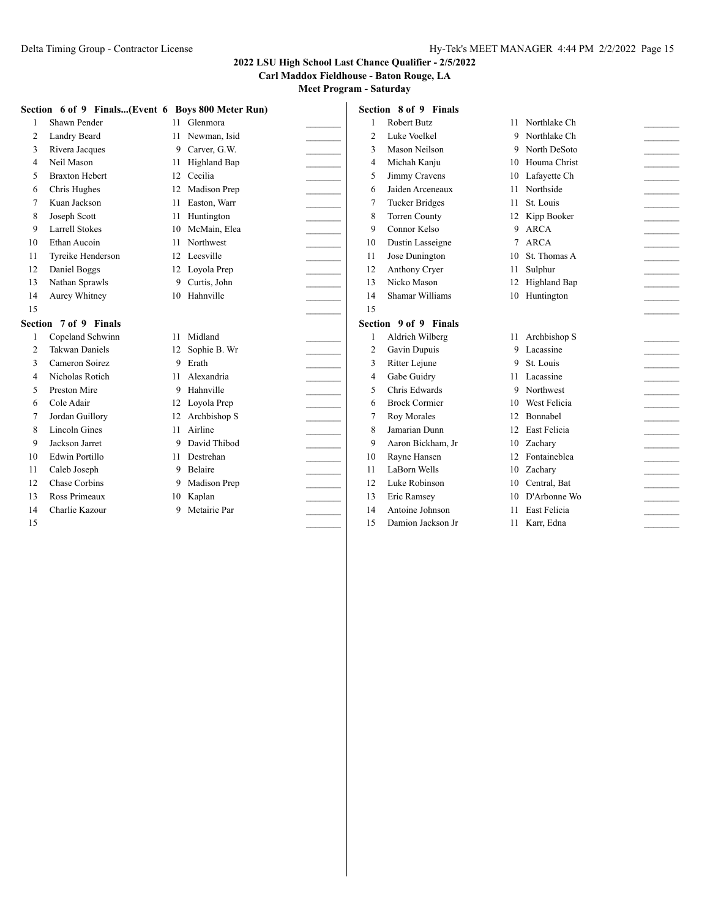**2022 LSU High School Last Chance Qualifier - 2/5/2022**

**Carl Maddox Fieldhouse - Baton Rouge, LA**

**Meet Program - Saturday**

### Section 6 of 9 Finals...(Event 6 Boys 800 Meter Run)

| Lane | Name | Yr | School | |
|---|---|---|---|---|
| 1 | Shawn Pender | 11 | Glenmora | _______ |
| 2 | Landry Beard | 11 | Newman, Isid | _______ |
| 3 | Rivera Jacques | 9 | Carver, G.W. | _______ |
| 4 | Neil Mason | 11 | Highland Bap | _______ |
| 5 | Braxton Hebert | 12 | Cecilia | _______ |
| 6 | Chris Hughes | 12 | Madison Prep | _______ |
| 7 | Kuan Jackson | 11 | Easton, Warr | _______ |
| 8 | Joseph Scott | 11 | Huntington | _______ |
| 9 | Larrell Stokes | 10 | McMain, Elea | _______ |
| 10 | Ethan Aucoin | 11 | Northwest | _______ |
| 11 | Tyreike Henderson | 12 | Leesville | _______ |
| 12 | Daniel Boggs | 12 | Loyola Prep | _______ |
| 13 | Nathan Sprawls | 9 | Curtis, John | _______ |
| 14 | Aurey Whitney | 10 | Hahnville | _______ |
| 15 | | | | _______ |

### Section 7 of 9 Finals

| Lane | Name | Yr | School | |
|---|---|---|---|---|
| 1 | Copeland Schwinn | 11 | Midland | _______ |
| 2 | Takwan Daniels | 12 | Sophie B. Wr | _______ |
| 3 | Cameron Soirez | 9 | Erath | _______ |
| 4 | Nicholas Rotich | 11 | Alexandria | _______ |
| 5 | Preston Mire | 9 | Hahnville | _______ |
| 6 | Cole Adair | 12 | Loyola Prep | _______ |
| 7 | Jordan Guillory | 12 | Archbishop S | _______ |
| 8 | Lincoln Gines | 11 | Airline | _______ |
| 9 | Jackson Jarret | 9 | David Thibod | _______ |
| 10 | Edwin Portillo | 11 | Destrehan | _______ |
| 11 | Caleb Joseph | 9 | Belaire | _______ |
| 12 | Chase Corbins | 9 | Madison Prep | _______ |
| 13 | Ross Primeaux | 10 | Kaplan | _______ |
| 14 | Charlie Kazour | 9 | Metairie Par | _______ |
| 15 | | | | _______ |

### Section 8 of 9 Finals

| Lane | Name | Yr | School | |
|---|---|---|---|---|
| 1 | Robert Butz | 11 | Northlake Ch | _______ |
| 2 | Luke Voelkel | 9 | Northlake Ch | _______ |
| 3 | Mason Neilson | 9 | North DeSoto | _______ |
| 4 | Michah Kanju | 10 | Houma Christ | _______ |
| 5 | Jimmy Cravens | 10 | Lafayette Ch | _______ |
| 6 | Jaiden Arceneaux | 11 | Northside | _______ |
| 7 | Tucker Bridges | 11 | St. Louis | _______ |
| 8 | Torren County | 12 | Kipp Booker | _______ |
| 9 | Connor Kelso | 9 | ARCA | _______ |
| 10 | Dustin Lasseigne | 7 | ARCA | _______ |
| 11 | Jose Dunington | 10 | St. Thomas A | _______ |
| 12 | Anthony Cryer | 11 | Sulphur | _______ |
| 13 | Nicko Mason | 12 | Highland Bap | _______ |
| 14 | Shamar Williams | 10 | Huntington | _______ |
| 15 | | | | _______ |

### Section 9 of 9 Finals

| Lane | Name | Yr | School | |
|---|---|---|---|---|
| 1 | Aldrich Wilberg | 11 | Archbishop S | _______ |
| 2 | Gavin Dupuis | 9 | Lacassine | _______ |
| 3 | Ritter Lejune | 9 | St. Louis | _______ |
| 4 | Gabe Guidry | 11 | Lacassine | _______ |
| 5 | Chris Edwards | 9 | Northwest | _______ |
| 6 | Brock Cormier | 10 | West Felicia | _______ |
| 7 | Roy Morales | 12 | Bonnabel | _______ |
| 8 | Jamarian Dunn | 12 | East Felicia | _______ |
| 9 | Aaron Bickham, Jr | 10 | Zachary | _______ |
| 10 | Rayne Hansen | 12 | Fontaineblea | _______ |
| 11 | LaBorn Wells | 10 | Zachary | _______ |
| 12 | Luke Robinson | 10 | Central, Bat | _______ |
| 13 | Eric Ramsey | 10 | D'Arbonne Wo | _______ |
| 14 | Antoine Johnson | 11 | East Felicia | _______ |
| 15 | Damion Jackson Jr | 11 | Karr, Edna | _______ |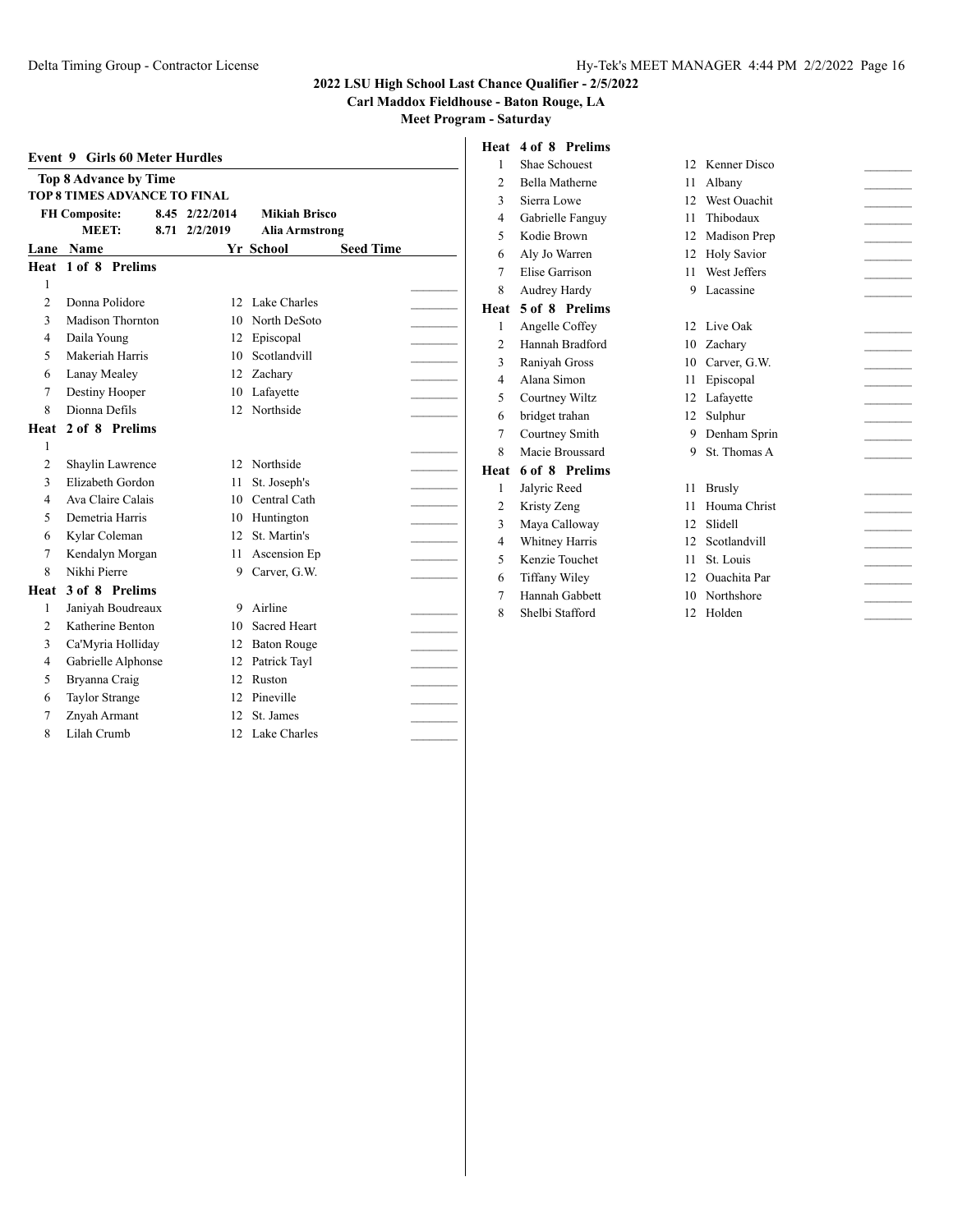## Event 9 Girls 60 Meter Hurdles

**Top 8 Advance by Time**

**TOP 8 TIMES ADVANCE TO FINAL**

| | | | |
|---|---|---|---|
| **FH Composite:** | 8.45 | 2/22/2014 | **Mikiah Brisco** |
| **MEET:** | 8.71 | 2/2/2019 | **Alia Armstrong** |

| Lane | Name | Yr | School | Seed Time |
|---|---|---|---|---|
| **Heat 1 of 8 Prelims** | | | | |
| 1 | | | | |
| 2 | Donna Polidore | 12 | Lake Charles | |
| 3 | Madison Thornton | 10 | North DeSoto | |
| 4 | Daila Young | 12 | Episcopal | |
| 5 | Makeriah Harris | 10 | Scotlandvill | |
| 6 | Lanay Mealey | 12 | Zachary | |
| 7 | Destiny Hooper | 10 | Lafayette | |
| 8 | Dionna Defils | 12 | Northside | |
| **Heat 2 of 8 Prelims** | | | | |
| 1 | | | | |
| 2 | Shaylin Lawrence | 12 | Northside | |
| 3 | Elizabeth Gordon | 11 | St. Joseph's | |
| 4 | Ava Claire Calais | 10 | Central Cath | |
| 5 | Demetria Harris | 10 | Huntington | |
| 6 | Kylar Coleman | 12 | St. Martin's | |
| 7 | Kendalyn Morgan | 11 | Ascension Ep | |
| 8 | Nikhi Pierre | 9 | Carver, G.W. | |
| **Heat 3 of 8 Prelims** | | | | |
| 1 | Janiyah Boudreaux | 9 | Airline | |
| 2 | Katherine Benton | 10 | Sacred Heart | |
| 3 | Ca'Myria Holliday | 12 | Baton Rouge | |
| 4 | Gabrielle Alphonse | 12 | Patrick Tayl | |
| 5 | Bryanna Craig | 12 | Ruston | |
| 6 | Taylor Strange | 12 | Pineville | |
| 7 | Znyah Armant | 12 | St. James | |
| 8 | Lilah Crumb | 12 | Lake Charles | |
| **Heat 4 of 8 Prelims** | | | | |
| 1 | Shae Schouest | 12 | Kenner Disco | |
| 2 | Bella Matherne | 11 | Albany | |
| 3 | Sierra Lowe | 12 | West Ouachit | |
| 4 | Gabrielle Fanguy | 11 | Thibodaux | |
| 5 | Kodie Brown | 12 | Madison Prep | |
| 6 | Aly Jo Warren | 12 | Holy Savior | |
| 7 | Elise Garrison | 11 | West Jeffers | |
| 8 | Audrey Hardy | 9 | Lacassine | |
| **Heat 5 of 8 Prelims** | | | | |
| 1 | Angelle Coffey | 12 | Live Oak | |
| 2 | Hannah Bradford | 10 | Zachary | |
| 3 | Raniyah Gross | 10 | Carver, G.W. | |
| 4 | Alana Simon | 11 | Episcopal | |
| 5 | Courtney Wiltz | 12 | Lafayette | |
| 6 | bridget trahan | 12 | Sulphur | |
| 7 | Courtney Smith | 9 | Denham Sprin | |
| 8 | Macie Broussard | 9 | St. Thomas A | |
| **Heat 6 of 8 Prelims** | | | | |
| 1 | Jalyric Reed | 11 | Brusly | |
| 2 | Kristy Zeng | 11 | Houma Christ | |
| 3 | Maya Calloway | 12 | Slidell | |
| 4 | Whitney Harris | 12 | Scotlandvill | |
| 5 | Kenzie Touchet | 11 | St. Louis | |
| 6 | Tiffany Wiley | 12 | Ouachita Par | |
| 7 | Hannah Gabbett | 10 | Northshore | |
| 8 | Shelbi Stafford | 12 | Holden | |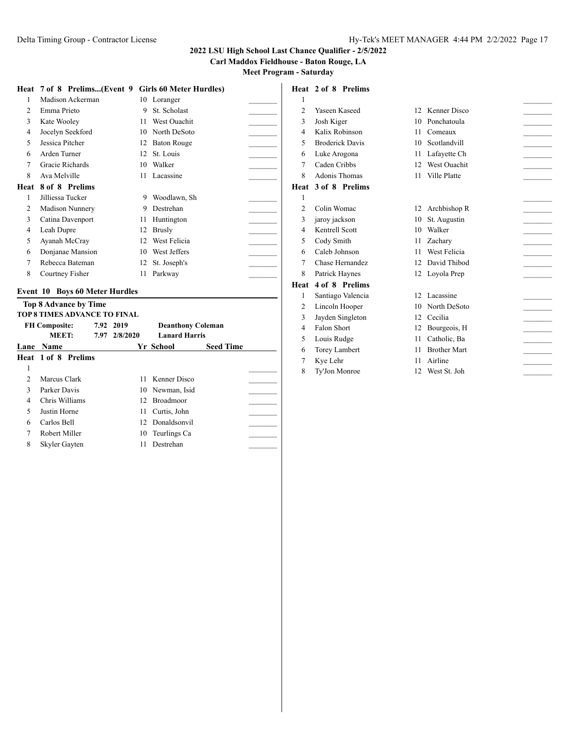**2022 LSU High School Last Chance Qualifier - 2/5/2022**
**Carl Maddox Fieldhouse - Baton Rouge, LA**
**Meet Program - Saturday**

### Heat 7 of 8 Prelims...(Event 9 Girls 60 Meter Hurdles)

| Lane | Name | Yr | School | Seed Time |
|---|---|---|---|---|
| 1 | Madison Ackerman | 10 | Loranger | _______ |
| 2 | Emma Prieto | 9 | St. Scholast | _______ |
| 3 | Kate Wooley | 11 | West Ouachit | _______ |
| 4 | Jocelyn Seekford | 10 | North DeSoto | _______ |
| 5 | Jessica Pitcher | 12 | Baton Rouge | _______ |
| 6 | Arden Turner | 12 | St. Louis | _______ |
| 7 | Gracie Richards | 10 | Walker | _______ |
| 8 | Ava Melville | 11 | Lacassine | _______ |

### Heat 8 of 8 Prelims

| Lane | Name | Yr | School | Seed Time |
|---|---|---|---|---|
| 1 | Jilliessa Tucker | 9 | Woodlawn, Sh | _______ |
| 2 | Madison Nunnery | 9 | Destrehan | _______ |
| 3 | Catina Davenport | 11 | Huntington | _______ |
| 4 | Leah Dupre | 12 | Brusly | _______ |
| 5 | Ayanah McCray | 12 | West Felicia | _______ |
| 6 | Donjanae Mansion | 10 | West Jeffers | _______ |
| 7 | Rebecca Bateman | 12 | St. Joseph's | _______ |
| 8 | Courtney Fisher | 11 | Parkway | _______ |

## Event 10 Boys 60 Meter Hurdles

**Top 8 Advance by Time**
**TOP 8 TIMES ADVANCE TO FINAL**

| | | | |
|---|---|---|---|
| **FH Composite:** | 7.92 | 2019 | **Deanthony Coleman** |
| **MEET:** | 7.97 | 2/8/2020 | **Lanard Harris** |

### Heat 1 of 8 Prelims

| Lane | Name | Yr | School | Seed Time |
|---|---|---|---|---|
| 1 | | | | _______ |
| 2 | Marcus Clark | 11 | Kenner Disco | _______ |
| 3 | Parker Davis | 10 | Newman, Isid | _______ |
| 4 | Chris Williams | 12 | Broadmoor | _______ |
| 5 | Justin Horne | 11 | Curtis, John | _______ |
| 6 | Carlos Bell | 12 | Donaldsonvil | _______ |
| 7 | Robert Miller | 10 | Teurlings Ca | _______ |
| 8 | Skyler Gayten | 11 | Destrehan | _______ |

### Heat 2 of 8 Prelims

| Lane | Name | Yr | School | Seed Time |
|---|---|---|---|---|
| 1 | | | | _______ |
| 2 | Yaseen Kaseed | 12 | Kenner Disco | _______ |
| 3 | Josh Kiger | 10 | Ponchatoula | _______ |
| 4 | Kalix Robinson | 11 | Comeaux | _______ |
| 5 | Broderick Davis | 10 | Scotlandvill | _______ |
| 6 | Luke Arogona | 11 | Lafayette Ch | _______ |
| 7 | Caden Cribbs | 12 | West Ouachit | _______ |
| 8 | Adonis Thomas | 11 | Ville Platte | _______ |

### Heat 3 of 8 Prelims

| Lane | Name | Yr | School | Seed Time |
|---|---|---|---|---|
| 1 | | | | _______ |
| 2 | Colin Womac | 12 | Archbishop R | _______ |
| 3 | jaroy jackson | 10 | St. Augustin | _______ |
| 4 | Kentrell Scott | 10 | Walker | _______ |
| 5 | Cody Smith | 11 | Zachary | _______ |
| 6 | Caleb Johnson | 11 | West Felicia | _______ |
| 7 | Chase Hernandez | 12 | David Thibod | _______ |
| 8 | Patrick Haynes | 12 | Loyola Prep | _______ |

### Heat 4 of 8 Prelims

| Lane | Name | Yr | School | Seed Time |
|---|---|---|---|---|
| 1 | Santiago Valencia | 12 | Lacassine | _______ |
| 2 | Lincoln Hooper | 10 | North DeSoto | _______ |
| 3 | Jayden Singleton | 12 | Cecilia | _______ |
| 4 | Falon Short | 12 | Bourgeois, H | _______ |
| 5 | Louis Rudge | 11 | Catholic, Ba | _______ |
| 6 | Torey Lambert | 11 | Brother Mart | _______ |
| 7 | Kye Lehr | 11 | Airline | _______ |
| 8 | Ty'Jon Monroe | 12 | West St. Joh | _______ |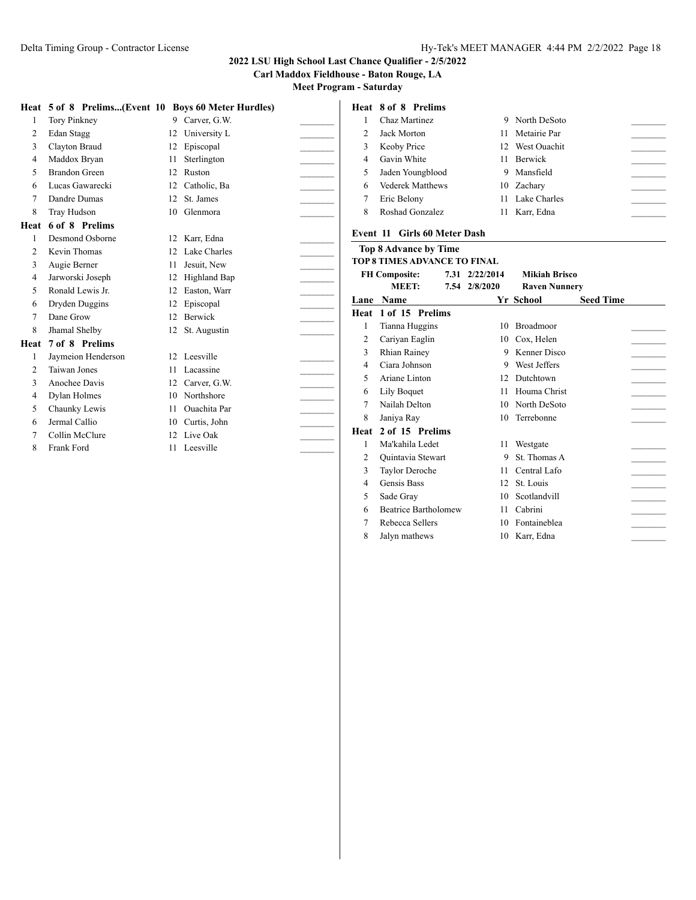**2022 LSU High School Last Chance Qualifier - 2/5/2022**
**Carl Maddox Fieldhouse - Baton Rouge, LA**
**Meet Program - Saturday**

**Heat 5 of 8 Prelims...(Event 10 Boys 60 Meter Hurdles)**

| Lane | Name | Yr | School | |
|---|---|---|---|---|
| 1 | Tory Pinkney | 9 | Carver, G.W. | _______ |
| 2 | Edan Stagg | 12 | University L | _______ |
| 3 | Clayton Braud | 12 | Episcopal | _______ |
| 4 | Maddox Bryan | 11 | Sterlington | _______ |
| 5 | Brandon Green | 12 | Ruston | _______ |
| 6 | Lucas Gawarecki | 12 | Catholic, Ba | _______ |
| 7 | Dandre Dumas | 12 | St. James | _______ |
| 8 | Tray Hudson | 10 | Glenmora | _______ |

**Heat 6 of 8 Prelims**

| Lane | Name | Yr | School | |
|---|---|---|---|---|
| 1 | Desmond Osborne | 12 | Karr, Edna | _______ |
| 2 | Kevin Thomas | 12 | Lake Charles | _______ |
| 3 | Augie Berner | 11 | Jesuit, New | _______ |
| 4 | Jarworski Joseph | 12 | Highland Bap | _______ |
| 5 | Ronald Lewis Jr. | 12 | Easton, Warr | _______ |
| 6 | Dryden Duggins | 12 | Episcopal | _______ |
| 7 | Dane Grow | 12 | Berwick | _______ |
| 8 | Jhamal Shelby | 12 | St. Augustin | _______ |

**Heat 7 of 8 Prelims**

| Lane | Name | Yr | School | |
|---|---|---|---|---|
| 1 | Jaymeion Henderson | 12 | Leesville | _______ |
| 2 | Taiwan Jones | 11 | Lacassine | _______ |
| 3 | Anochee Davis | 12 | Carver, G.W. | _______ |
| 4 | Dylan Holmes | 10 | Northshore | _______ |
| 5 | Chaunky Lewis | 11 | Ouachita Par | _______ |
| 6 | Jermal Callio | 10 | Curtis, John | _______ |
| 7 | Collin McClure | 12 | Live Oak | _______ |
| 8 | Frank Ford | 11 | Leesville | _______ |

**Heat 8 of 8 Prelims**

| Lane | Name | Yr | School | |
|---|---|---|---|---|
| 1 | Chaz Martinez | 9 | North DeSoto | _______ |
| 2 | Jack Morton | 11 | Metairie Par | _______ |
| 3 | Keoby Price | 12 | West Ouachit | _______ |
| 4 | Gavin White | 11 | Berwick | _______ |
| 5 | Jaden Youngblood | 9 | Mansfield | _______ |
| 6 | Vederek Matthews | 10 | Zachary | _______ |
| 7 | Eric Belony | 11 | Lake Charles | _______ |
| 8 | Roshad Gonzalez | 11 | Karr, Edna | _______ |

## Event 11 Girls 60 Meter Dash

**Top 8 Advance by Time**
**TOP 8 TIMES ADVANCE TO FINAL**

| | | | |
|---|---|---|---|
| **FH Composite:** | 7.31 | 2/22/2014 | **Mikiah Brisco** |
| **MEET:** | 7.54 | 2/8/2020 | **Raven Nunnery** |

**Heat 1 of 15 Prelims**

| Lane | Name | Yr | School | Seed Time | |
|---|---|---|---|---|---|
| 1 | Tianna Huggins | 10 | Broadmoor | | _______ |
| 2 | Cariyan Eaglin | 10 | Cox, Helen | | _______ |
| 3 | Rhian Rainey | 9 | Kenner Disco | | _______ |
| 4 | Ciara Johnson | 9 | West Jeffers | | _______ |
| 5 | Ariane Linton | 12 | Dutchtown | | _______ |
| 6 | Lily Boquet | 11 | Houma Christ | | _______ |
| 7 | Nailah Delton | 10 | North DeSoto | | _______ |
| 8 | Janiya Ray | 10 | Terrebonne | | _______ |

**Heat 2 of 15 Prelims**

| Lane | Name | Yr | School | Seed Time | |
|---|---|---|---|---|---|
| 1 | Ma'kahila Ledet | 11 | Westgate | | _______ |
| 2 | Quintavia Stewart | 9 | St. Thomas A | | _______ |
| 3 | Taylor Deroche | 11 | Central Lafo | | _______ |
| 4 | Gensis Bass | 12 | St. Louis | | _______ |
| 5 | Sade Gray | 10 | Scotlandvill | | _______ |
| 6 | Beatrice Bartholomew | 11 | Cabrini | | _______ |
| 7 | Rebecca Sellers | 10 | Fontaineblea | | _______ |
| 8 | Jalyn mathews | 10 | Karr, Edna | | _______ |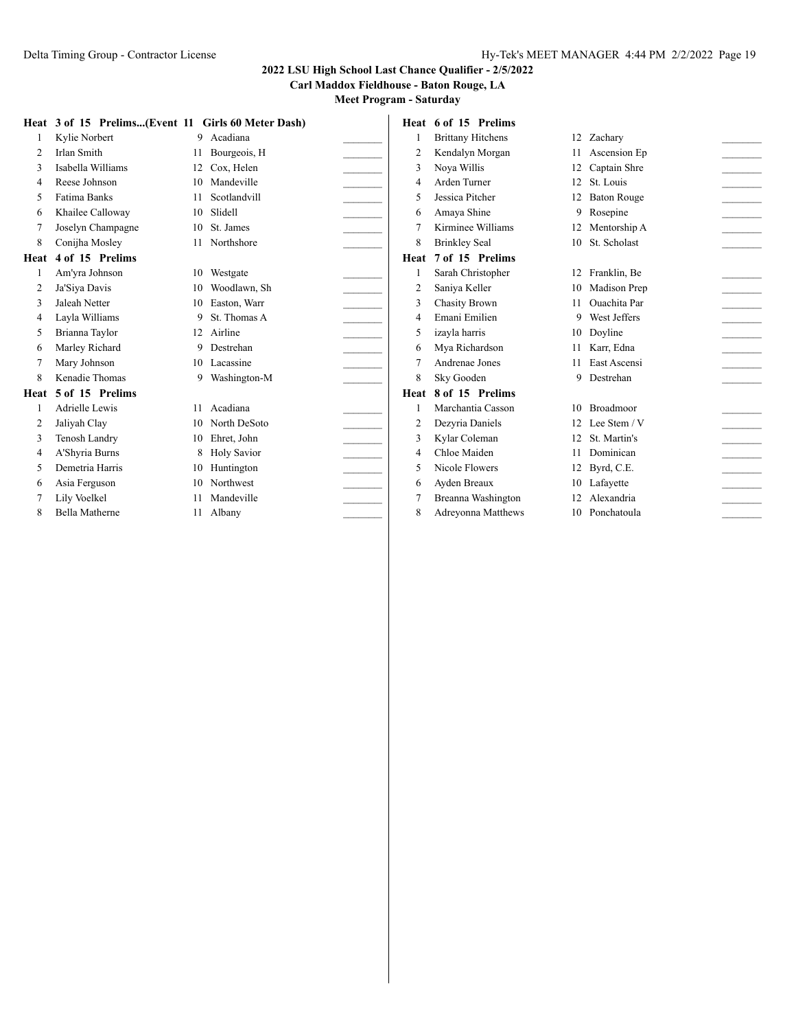**2022 LSU High School Last Chance Qualifier - 2/5/2022**
**Carl Maddox Fieldhouse - Baton Rouge, LA**
**Meet Program - Saturday**

**Heat 3 of 15 Prelims...(Event 11 Girls 60 Meter Dash)**

| Lane | Name | Yr | School | |
|---|---|---|---|---|
| 1 | Kylie Norbert | 9 | Acadiana | _______ |
| 2 | Irlan Smith | 11 | Bourgeois, H | _______ |
| 3 | Isabella Williams | 12 | Cox, Helen | _______ |
| 4 | Reese Johnson | 10 | Mandeville | _______ |
| 5 | Fatima Banks | 11 | Scotlandvill | _______ |
| 6 | Khailee Calloway | 10 | Slidell | _______ |
| 7 | Joselyn Champagne | 10 | St. James | _______ |
| 8 | Conijha Mosley | 11 | Northshore | _______ |

**Heat 4 of 15 Prelims**

| Lane | Name | Yr | School | |
|---|---|---|---|---|
| 1 | Am'yra Johnson | 10 | Westgate | _______ |
| 2 | Ja'Siya Davis | 10 | Woodlawn, Sh | _______ |
| 3 | Jaleah Netter | 10 | Easton, Warr | _______ |
| 4 | Layla Williams | 9 | St. Thomas A | _______ |
| 5 | Brianna Taylor | 12 | Airline | _______ |
| 6 | Marley Richard | 9 | Destrehan | _______ |
| 7 | Mary Johnson | 10 | Lacassine | _______ |
| 8 | Kenadie Thomas | 9 | Washington-M | _______ |

**Heat 5 of 15 Prelims**

| Lane | Name | Yr | School | |
|---|---|---|---|---|
| 1 | Adrielle Lewis | 11 | Acadiana | _______ |
| 2 | Jaliyah Clay | 10 | North DeSoto | _______ |
| 3 | Tenosh Landry | 10 | Ehret, John | _______ |
| 4 | A'Shyria Burns | 8 | Holy Savior | _______ |
| 5 | Demetria Harris | 10 | Huntington | _______ |
| 6 | Asia Ferguson | 10 | Northwest | _______ |
| 7 | Lily Voelkel | 11 | Mandeville | _______ |
| 8 | Bella Matherne | 11 | Albany | _______ |

**Heat 6 of 15 Prelims**

| Lane | Name | Yr | School | |
|---|---|---|---|---|
| 1 | Brittany Hitchens | 12 | Zachary | _______ |
| 2 | Kendalyn Morgan | 11 | Ascension Ep | _______ |
| 3 | Noya Willis | 12 | Captain Shre | _______ |
| 4 | Arden Turner | 12 | St. Louis | _______ |
| 5 | Jessica Pitcher | 12 | Baton Rouge | _______ |
| 6 | Amaya Shine | 9 | Rosepine | _______ |
| 7 | Kirminee Williams | 12 | Mentorship A | _______ |
| 8 | Brinkley Seal | 10 | St. Scholast | _______ |

**Heat 7 of 15 Prelims**

| Lane | Name | Yr | School | |
|---|---|---|---|---|
| 1 | Sarah Christopher | 12 | Franklin, Be | _______ |
| 2 | Saniya Keller | 10 | Madison Prep | _______ |
| 3 | Chasity Brown | 11 | Ouachita Par | _______ |
| 4 | Emani Emilien | 9 | West Jeffers | _______ |
| 5 | izayla harris | 10 | Doyline | _______ |
| 6 | Mya Richardson | 11 | Karr, Edna | _______ |
| 7 | Andrenae Jones | 11 | East Ascensi | _______ |
| 8 | Sky Gooden | 9 | Destrehan | _______ |

**Heat 8 of 15 Prelims**

| Lane | Name | Yr | School | |
|---|---|---|---|---|
| 1 | Marchantia Casson | 10 | Broadmoor | _______ |
| 2 | Dezyria Daniels | 12 | Lee Stem / V | _______ |
| 3 | Kylar Coleman | 12 | St. Martin's | _______ |
| 4 | Chloe Maiden | 11 | Dominican | _______ |
| 5 | Nicole Flowers | 12 | Byrd, C.E. | _______ |
| 6 | Ayden Breaux | 10 | Lafayette | _______ |
| 7 | Breanna Washington | 12 | Alexandria | _______ |
| 8 | Adreyonna Matthews | 10 | Ponchatoula | _______ |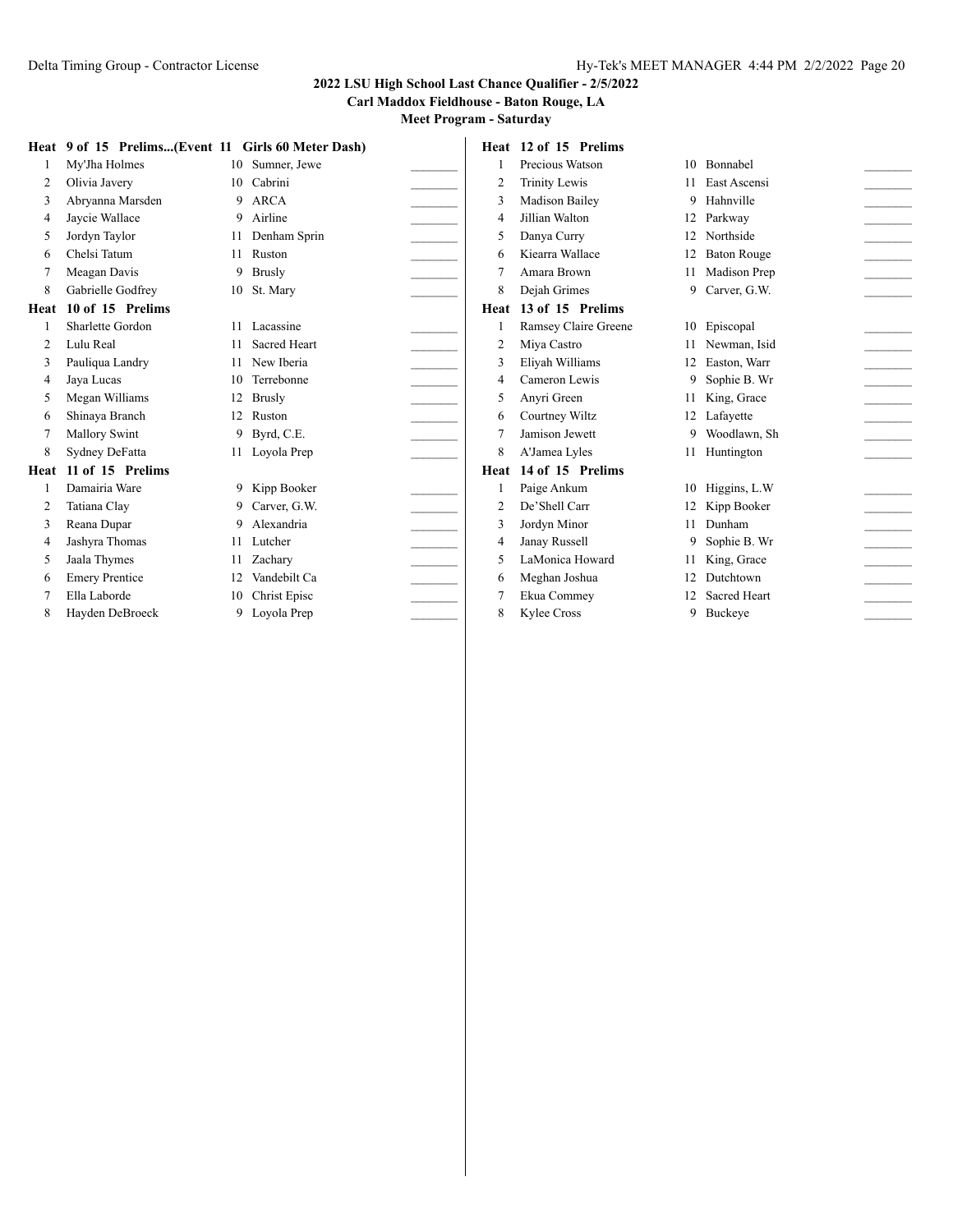## 2022 LSU High School Last Chance Qualifier - 2/5/2022

### Carl Maddox Fieldhouse - Baton Rouge, LA

### Meet Program - Saturday

**Heat 9 of 15 Prelims...(Event 11 Girls 60 Meter Dash)**

| Lane | Name | Yr | School | Time |
|---|---|---|---|---|
| 1 | My'Jha Holmes | 10 | Sumner, Jewe | _______ |
| 2 | Olivia Javery | 10 | Cabrini | _______ |
| 3 | Abryanna Marsden | 9 | ARCA | _______ |
| 4 | Jaycie Wallace | 9 | Airline | _______ |
| 5 | Jordyn Taylor | 11 | Denham Sprin | _______ |
| 6 | Chelsi Tatum | 11 | Ruston | _______ |
| 7 | Meagan Davis | 9 | Brusly | _______ |
| 8 | Gabrielle Godfrey | 10 | St. Mary | _______ |

**Heat 10 of 15 Prelims**

| Lane | Name | Yr | School | Time |
|---|---|---|---|---|
| 1 | Sharlette Gordon | 11 | Lacassine | _______ |
| 2 | Lulu Real | 11 | Sacred Heart | _______ |
| 3 | Pauliqua Landry | 11 | New Iberia | _______ |
| 4 | Jaya Lucas | 10 | Terrebonne | _______ |
| 5 | Megan Williams | 12 | Brusly | _______ |
| 6 | Shinaya Branch | 12 | Ruston | _______ |
| 7 | Mallory Swint | 9 | Byrd, C.E. | _______ |
| 8 | Sydney DeFatta | 11 | Loyola Prep | _______ |

**Heat 11 of 15 Prelims**

| Lane | Name | Yr | School | Time |
|---|---|---|---|---|
| 1 | Damairia Ware | 9 | Kipp Booker | _______ |
| 2 | Tatiana Clay | 9 | Carver, G.W. | _______ |
| 3 | Reana Dupar | 9 | Alexandria | _______ |
| 4 | Jashyra Thomas | 11 | Lutcher | _______ |
| 5 | Jaala Thymes | 11 | Zachary | _______ |
| 6 | Emery Prentice | 12 | Vandebilt Ca | _______ |
| 7 | Ella Laborde | 10 | Christ Episc | _______ |
| 8 | Hayden DeBroeck | 9 | Loyola Prep | _______ |

**Heat 12 of 15 Prelims**

| Lane | Name | Yr | School | Time |
|---|---|---|---|---|
| 1 | Precious Watson | 10 | Bonnabel | _______ |
| 2 | Trinity Lewis | 11 | East Ascensi | _______ |
| 3 | Madison Bailey | 9 | Hahnville | _______ |
| 4 | Jillian Walton | 12 | Parkway | _______ |
| 5 | Danya Curry | 12 | Northside | _______ |
| 6 | Kiearra Wallace | 12 | Baton Rouge | _______ |
| 7 | Amara Brown | 11 | Madison Prep | _______ |
| 8 | Dejah Grimes | 9 | Carver, G.W. | _______ |

**Heat 13 of 15 Prelims**

| Lane | Name | Yr | School | Time |
|---|---|---|---|---|
| 1 | Ramsey Claire Greene | 10 | Episcopal | _______ |
| 2 | Miya Castro | 11 | Newman, Isid | _______ |
| 3 | Eliyah Williams | 12 | Easton, Warr | _______ |
| 4 | Cameron Lewis | 9 | Sophie B. Wr | _______ |
| 5 | Anyri Green | 11 | King, Grace | _______ |
| 6 | Courtney Wiltz | 12 | Lafayette | _______ |
| 7 | Jamison Jewett | 9 | Woodlawn, Sh | _______ |
| 8 | A'Jamea Lyles | 11 | Huntington | _______ |

**Heat 14 of 15 Prelims**

| Lane | Name | Yr | School | Time |
|---|---|---|---|---|
| 1 | Paige Ankum | 10 | Higgins, L.W | _______ |
| 2 | De'Shell Carr | 12 | Kipp Booker | _______ |
| 3 | Jordyn Minor | 11 | Dunham | _______ |
| 4 | Janay Russell | 9 | Sophie B. Wr | _______ |
| 5 | LaMonica Howard | 11 | King, Grace | _______ |
| 6 | Meghan Joshua | 12 | Dutchtown | _______ |
| 7 | Ekua Commey | 12 | Sacred Heart | _______ |
| 8 | Kylee Cross | 9 | Buckeye | _______ |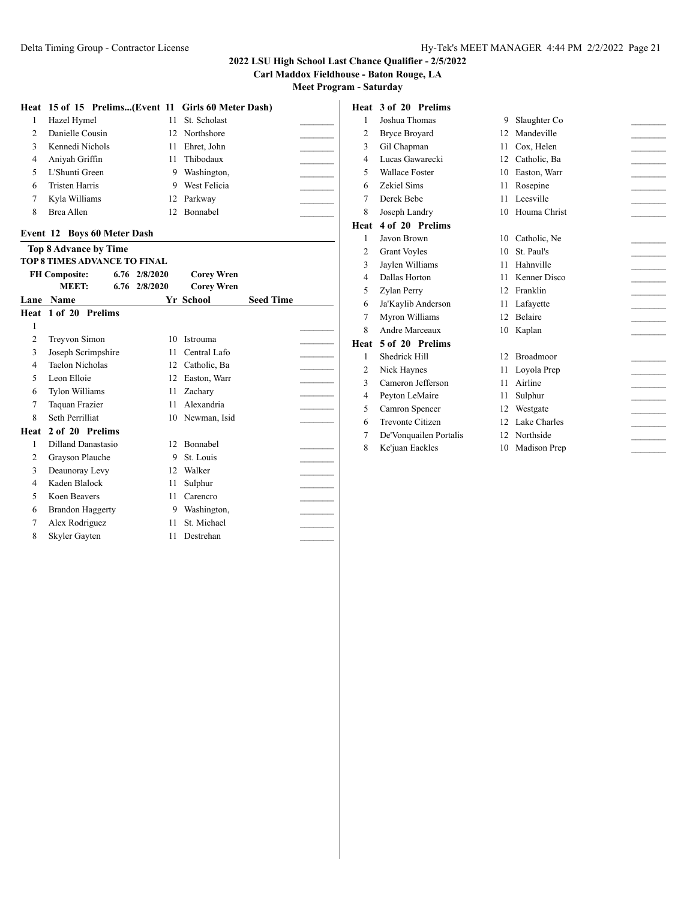2022 LSU High School Last Chance Qualifier - 2/5/2022

Carl Maddox Fieldhouse - Baton Rouge, LA

Meet Program - Saturday

### Heat 15 of 15 Prelims...(Event 11 Girls 60 Meter Dash)

| Lane | Name | Yr | School | Seed Time |
|---|---|---|---|---|
| 1 | Hazel Hymel | 11 | St. Scholast | |
| 2 | Danielle Cousin | 12 | Northshore | |
| 3 | Kennedi Nichols | 11 | Ehret, John | |
| 4 | Aniyah Griffin | 11 | Thibodaux | |
| 5 | L'Shunti Green | 9 | Washington, | |
| 6 | Tristen Harris | 9 | West Felicia | |
| 7 | Kyla Williams | 12 | Parkway | |
| 8 | Brea Allen | 12 | Bonnabel | |

## Event 12 Boys 60 Meter Dash

**Top 8 Advance by Time**

**TOP 8 TIMES ADVANCE TO FINAL**

| | | | |
|---|---|---|---|
| **FH Composite:** | 6.76 | 2/8/2020 | **Corey Wren** |
| **MEET:** | 6.76 | 2/8/2020 | **Corey Wren** |

### Heat 1 of 20 Prelims

| Lane | Name | Yr | School | Seed Time |
|---|---|---|---|---|
| 1 | | | | |
| 2 | Treyvon Simon | 10 | Istrouma | |
| 3 | Joseph Scrimpshire | 11 | Central Lafo | |
| 4 | Taelon Nicholas | 12 | Catholic, Ba | |
| 5 | Leon Elloie | 12 | Easton, Warr | |
| 6 | Tylon Williams | 11 | Zachary | |
| 7 | Taquan Frazier | 11 | Alexandria | |
| 8 | Seth Perrilliat | 10 | Newman, Isid | |

### Heat 2 of 20 Prelims

| Lane | Name | Yr | School | Seed Time |
|---|---|---|---|---|
| 1 | Dilland Danastasio | 12 | Bonnabel | |
| 2 | Grayson Plauche | 9 | St. Louis | |
| 3 | Deaunoray Levy | 12 | Walker | |
| 4 | Kaden Blalock | 11 | Sulphur | |
| 5 | Koen Beavers | 11 | Carencro | |
| 6 | Brandon Haggerty | 9 | Washington, | |
| 7 | Alex Rodriguez | 11 | St. Michael | |
| 8 | Skyler Gayten | 11 | Destrehan | |

### Heat 3 of 20 Prelims

| Lane | Name | Yr | School | Seed Time |
|---|---|---|---|---|
| 1 | Joshua Thomas | 9 | Slaughter Co | |
| 2 | Bryce Broyard | 12 | Mandeville | |
| 3 | Gil Chapman | 11 | Cox, Helen | |
| 4 | Lucas Gawarecki | 12 | Catholic, Ba | |
| 5 | Wallace Foster | 10 | Easton, Warr | |
| 6 | Zekiel Sims | 11 | Rosepine | |
| 7 | Derek Bebe | 11 | Leesville | |
| 8 | Joseph Landry | 10 | Houma Christ | |

### Heat 4 of 20 Prelims

| Lane | Name | Yr | School | Seed Time |
|---|---|---|---|---|
| 1 | Javon Brown | 10 | Catholic, Ne | |
| 2 | Grant Voyles | 10 | St. Paul's | |
| 3 | Jaylen Williams | 11 | Hahnville | |
| 4 | Dallas Horton | 11 | Kenner Disco | |
| 5 | Zylan Perry | 12 | Franklin | |
| 6 | Ja'Kaylib Anderson | 11 | Lafayette | |
| 7 | Myron Williams | 12 | Belaire | |
| 8 | Andre Marceaux | 10 | Kaplan | |

### Heat 5 of 20 Prelims

| Lane | Name | Yr | School | Seed Time |
|---|---|---|---|---|
| 1 | Shedrick Hill | 12 | Broadmoor | |
| 2 | Nick Haynes | 11 | Loyola Prep | |
| 3 | Cameron Jefferson | 11 | Airline | |
| 4 | Peyton LeMaire | 11 | Sulphur | |
| 5 | Camron Spencer | 12 | Westgate | |
| 6 | Trevonte Citizen | 12 | Lake Charles | |
| 7 | De'Vonquailen Portalis | 12 | Northside | |
| 8 | Ke'juan Eackles | 10 | Madison Prep | |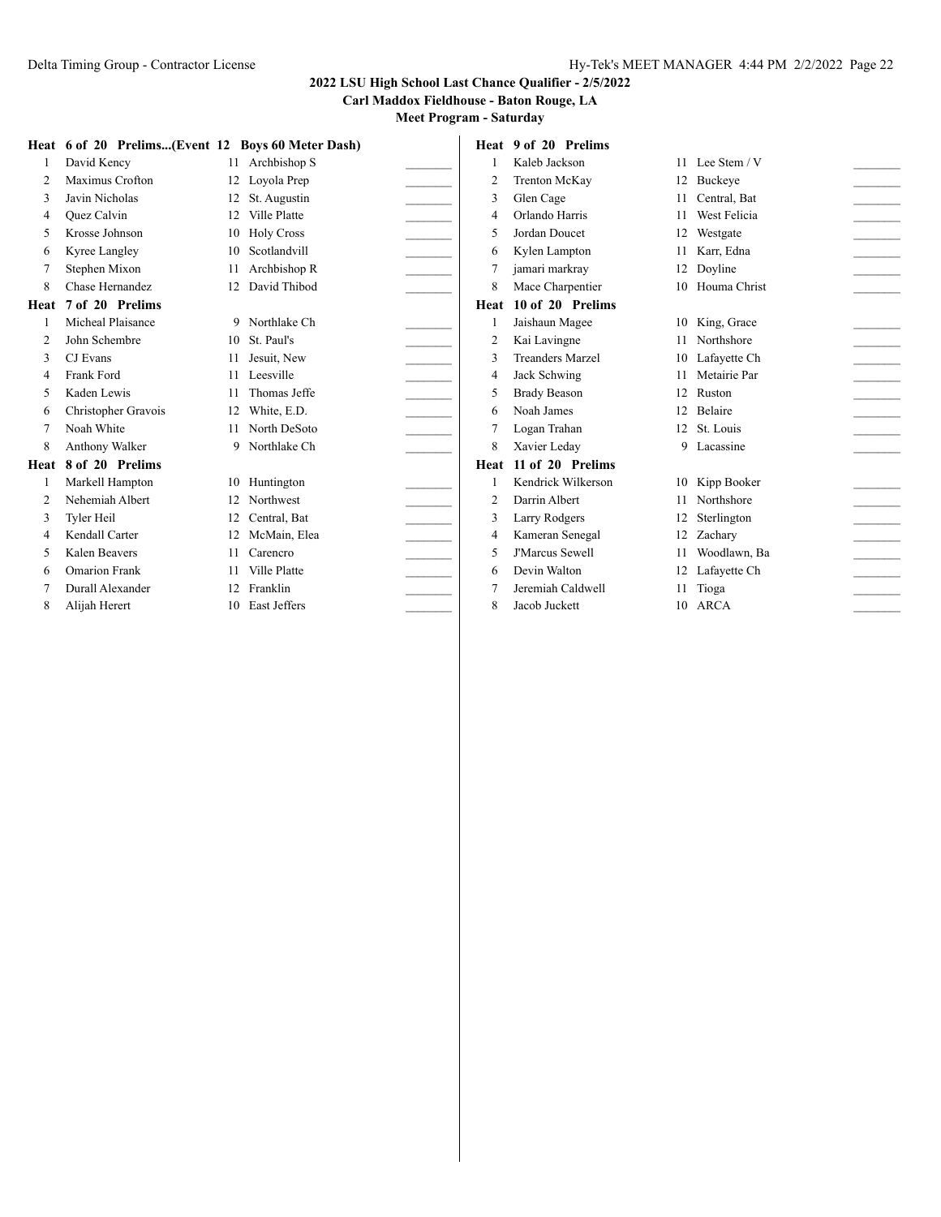**2022 LSU High School Last Chance Qualifier - 2/5/2022**
**Carl Maddox Fieldhouse - Baton Rouge, LA**
**Meet Program - Saturday**

**Heat 6 of 20 Prelims...(Event 12 Boys 60 Meter Dash)**

| Lane | Name | Yr | School | |
|---|---|---|---|---|
| 1 | David Kency | 11 | Archbishop S | _______ |
| 2 | Maximus Crofton | 12 | Loyola Prep | _______ |
| 3 | Javin Nicholas | 12 | St. Augustin | _______ |
| 4 | Quez Calvin | 12 | Ville Platte | _______ |
| 5 | Krosse Johnson | 10 | Holy Cross | _______ |
| 6 | Kyree Langley | 10 | Scotlandvill | _______ |
| 7 | Stephen Mixon | 11 | Archbishop R | _______ |
| 8 | Chase Hernandez | 12 | David Thibod | _______ |

**Heat 7 of 20 Prelims**

| Lane | Name | Yr | School | |
|---|---|---|---|---|
| 1 | Micheal Plaisance | 9 | Northlake Ch | _______ |
| 2 | John Schembre | 10 | St. Paul's | _______ |
| 3 | CJ Evans | 11 | Jesuit, New | _______ |
| 4 | Frank Ford | 11 | Leesville | _______ |
| 5 | Kaden Lewis | 11 | Thomas Jeffe | _______ |
| 6 | Christopher Gravois | 12 | White, E.D. | _______ |
| 7 | Noah White | 11 | North DeSoto | _______ |
| 8 | Anthony Walker | 9 | Northlake Ch | _______ |

**Heat 8 of 20 Prelims**

| Lane | Name | Yr | School | |
|---|---|---|---|---|
| 1 | Markell Hampton | 10 | Huntington | _______ |
| 2 | Nehemiah Albert | 12 | Northwest | _______ |
| 3 | Tyler Heil | 12 | Central, Bat | _______ |
| 4 | Kendall Carter | 12 | McMain, Elea | _______ |
| 5 | Kalen Beavers | 11 | Carencro | _______ |
| 6 | Omarion Frank | 11 | Ville Platte | _______ |
| 7 | Durall Alexander | 12 | Franklin | _______ |
| 8 | Alijah Herert | 10 | East Jeffers | _______ |

**Heat 9 of 20 Prelims**

| Lane | Name | Yr | School | |
|---|---|---|---|---|
| 1 | Kaleb Jackson | 11 | Lee Stem / V | _______ |
| 2 | Trenton McKay | 12 | Buckeye | _______ |
| 3 | Glen Cage | 11 | Central, Bat | _______ |
| 4 | Orlando Harris | 11 | West Felicia | _______ |
| 5 | Jordan Doucet | 12 | Westgate | _______ |
| 6 | Kylen Lampton | 11 | Karr, Edna | _______ |
| 7 | jamari markray | 12 | Doyline | _______ |
| 8 | Mace Charpentier | 10 | Houma Christ | _______ |

**Heat 10 of 20 Prelims**

| Lane | Name | Yr | School | |
|---|---|---|---|---|
| 1 | Jaishaun Magee | 10 | King, Grace | _______ |
| 2 | Kai Lavingne | 11 | Northshore | _______ |
| 3 | Treanders Marzel | 10 | Lafayette Ch | _______ |
| 4 | Jack Schwing | 11 | Metairie Par | _______ |
| 5 | Brady Beason | 12 | Ruston | _______ |
| 6 | Noah James | 12 | Belaire | _______ |
| 7 | Logan Trahan | 12 | St. Louis | _______ |
| 8 | Xavier Leday | 9 | Lacassine | _______ |

**Heat 11 of 20 Prelims**

| Lane | Name | Yr | School | |
|---|---|---|---|---|
| 1 | Kendrick Wilkerson | 10 | Kipp Booker | _______ |
| 2 | Darrin Albert | 11 | Northshore | _______ |
| 3 | Larry Rodgers | 12 | Sterlington | _______ |
| 4 | Kameran Senegal | 12 | Zachary | _______ |
| 5 | J'Marcus Sewell | 11 | Woodlawn, Ba | _______ |
| 6 | Devin Walton | 12 | Lafayette Ch | _______ |
| 7 | Jeremiah Caldwell | 11 | Tioga | _______ |
| 8 | Jacob Juckett | 10 | ARCA | _______ |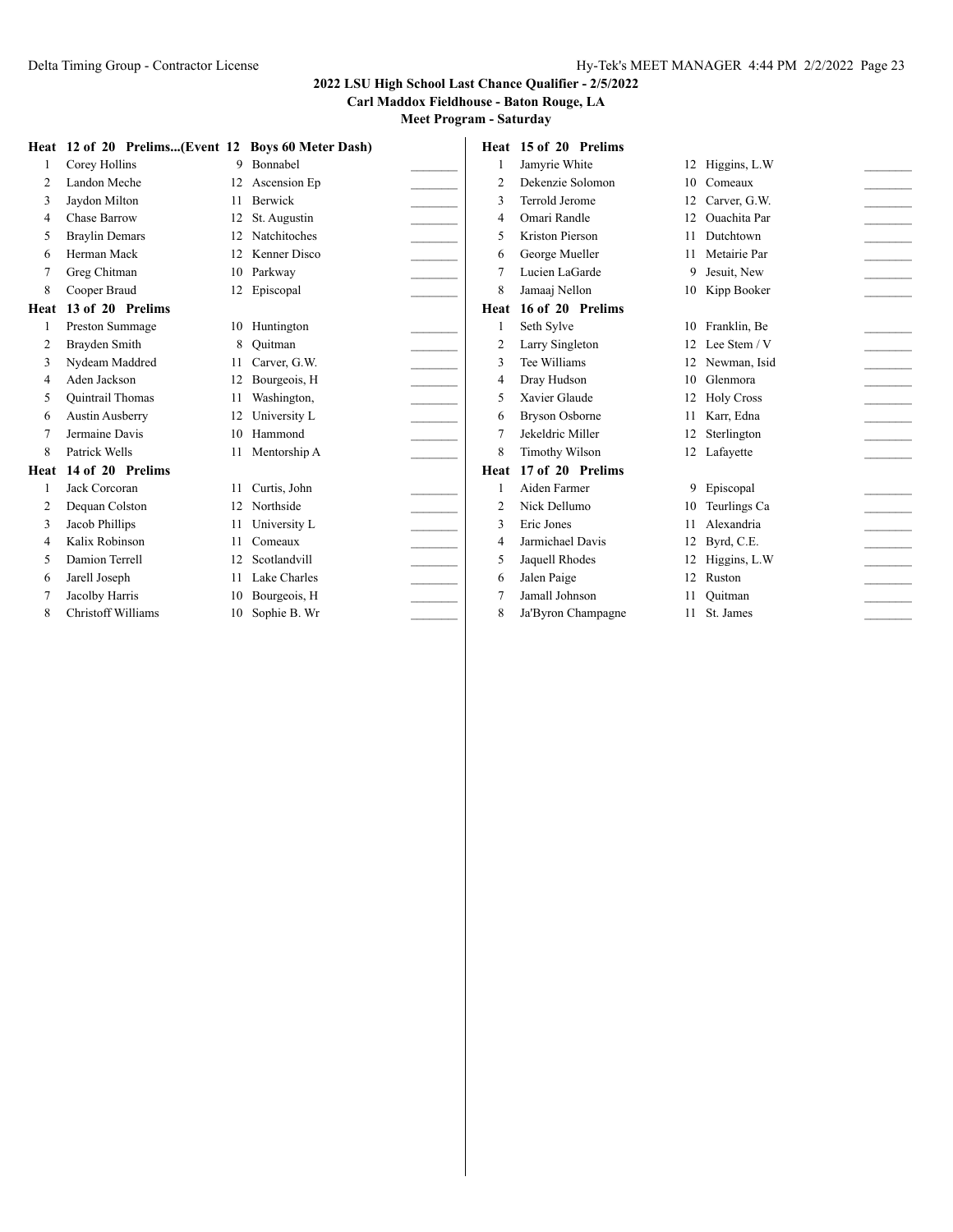# 2022 LSU High School Last Chance Qualifier - 2/5/2022

**Carl Maddox Fieldhouse - Baton Rouge, LA**

**Meet Program - Saturday**

### Heat 12 of 20 Prelims...(Event 12 Boys 60 Meter Dash)

| Lane | Name | Yr | School | Time |
|---|---|---|---|---|
| 1 | Corey Hollins | 9 | Bonnabel | _______ |
| 2 | Landon Meche | 12 | Ascension Ep | _______ |
| 3 | Jaydon Milton | 11 | Berwick | _______ |
| 4 | Chase Barrow | 12 | St. Augustin | _______ |
| 5 | Braylin Demars | 12 | Natchitoches | _______ |
| 6 | Herman Mack | 12 | Kenner Disco | _______ |
| 7 | Greg Chitman | 10 | Parkway | _______ |
| 8 | Cooper Braud | 12 | Episcopal | _______ |

### Heat 13 of 20 Prelims

| Lane | Name | Yr | School | Time |
|---|---|---|---|---|
| 1 | Preston Summage | 10 | Huntington | _______ |
| 2 | Brayden Smith | 8 | Quitman | _______ |
| 3 | Nydeam Maddred | 11 | Carver, G.W. | _______ |
| 4 | Aden Jackson | 12 | Bourgeois, H | _______ |
| 5 | Quintrail Thomas | 11 | Washington, | _______ |
| 6 | Austin Ausberry | 12 | University L | _______ |
| 7 | Jermaine Davis | 10 | Hammond | _______ |
| 8 | Patrick Wells | 11 | Mentorship A | _______ |

### Heat 14 of 20 Prelims

| Lane | Name | Yr | School | Time |
|---|---|---|---|---|
| 1 | Jack Corcoran | 11 | Curtis, John | _______ |
| 2 | Dequan Colston | 12 | Northside | _______ |
| 3 | Jacob Phillips | 11 | University L | _______ |
| 4 | Kalix Robinson | 11 | Comeaux | _______ |
| 5 | Damion Terrell | 12 | Scotlandvill | _______ |
| 6 | Jarell Joseph | 11 | Lake Charles | _______ |
| 7 | Jacolby Harris | 10 | Bourgeois, H | _______ |
| 8 | Christoff Williams | 10 | Sophie B. Wr | _______ |

### Heat 15 of 20 Prelims

| Lane | Name | Yr | School | Time |
|---|---|---|---|---|
| 1 | Jamyrie White | 12 | Higgins, L.W | _______ |
| 2 | Dekenzie Solomon | 10 | Comeaux | _______ |
| 3 | Terrold Jerome | 12 | Carver, G.W. | _______ |
| 4 | Omari Randle | 12 | Ouachita Par | _______ |
| 5 | Kriston Pierson | 11 | Dutchtown | _______ |
| 6 | George Mueller | 11 | Metairie Par | _______ |
| 7 | Lucien LaGarde | 9 | Jesuit, New | _______ |
| 8 | Jamaaj Nellon | 10 | Kipp Booker | _______ |

### Heat 16 of 20 Prelims

| Lane | Name | Yr | School | Time |
|---|---|---|---|---|
| 1 | Seth Sylve | 10 | Franklin, Be | _______ |
| 2 | Larry Singleton | 12 | Lee Stem / V | _______ |
| 3 | Tee Williams | 12 | Newman, Isid | _______ |
| 4 | Dray Hudson | 10 | Glenmora | _______ |
| 5 | Xavier Glaude | 12 | Holy Cross | _______ |
| 6 | Bryson Osborne | 11 | Karr, Edna | _______ |
| 7 | Jekeldric Miller | 12 | Sterlington | _______ |
| 8 | Timothy Wilson | 12 | Lafayette | _______ |

### Heat 17 of 20 Prelims

| Lane | Name | Yr | School | Time |
|---|---|---|---|---|
| 1 | Aiden Farmer | 9 | Episcopal | _______ |
| 2 | Nick Dellumo | 10 | Teurlings Ca | _______ |
| 3 | Eric Jones | 11 | Alexandria | _______ |
| 4 | Jarmichael Davis | 12 | Byrd, C.E. | _______ |
| 5 | Jaquell Rhodes | 12 | Higgins, L.W | _______ |
| 6 | Jalen Paige | 12 | Ruston | _______ |
| 7 | Jamall Johnson | 11 | Quitman | _______ |
| 8 | Ja'Byron Champagne | 11 | St. James | _______ |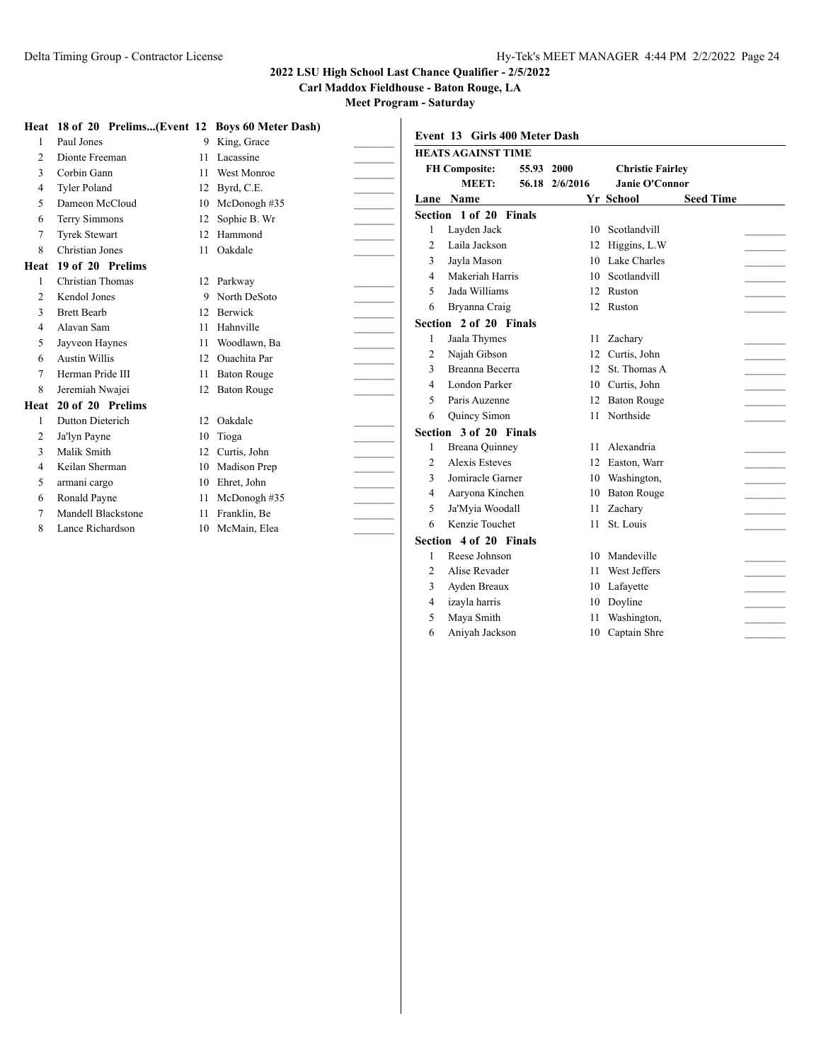## 2022 LSU High School Last Chance Qualifier - 2/5/2022

### Carl Maddox Fieldhouse - Baton Rouge, LA

### Meet Program - Saturday

**Heat 18 of 20 Prelims...(Event 12 Boys 60 Meter Dash)**

| Lane | Name | Yr | School | |
|---|---|---|---|---|
| 1 | Paul Jones | 9 | King, Grace | _______ |
| 2 | Dionte Freeman | 11 | Lacassine | _______ |
| 3 | Corbin Gann | 11 | West Monroe | _______ |
| 4 | Tyler Poland | 12 | Byrd, C.E. | _______ |
| 5 | Dameon McCloud | 10 | McDonogh #35 | _______ |
| 6 | Terry Simmons | 12 | Sophie B. Wr | _______ |
| 7 | Tyrek Stewart | 12 | Hammond | _______ |
| 8 | Christian Jones | 11 | Oakdale | _______ |

**Heat 19 of 20 Prelims**

| Lane | Name | Yr | School | |
|---|---|---|---|---|
| 1 | Christian Thomas | 12 | Parkway | _______ |
| 2 | Kendol Jones | 9 | North DeSoto | _______ |
| 3 | Brett Bearb | 12 | Berwick | _______ |
| 4 | Alavan Sam | 11 | Hahnville | _______ |
| 5 | Jayveon Haynes | 11 | Woodlawn, Ba | _______ |
| 6 | Austin Willis | 12 | Ouachita Par | _______ |
| 7 | Herman Pride III | 11 | Baton Rouge | _______ |
| 8 | Jeremiah Nwajei | 12 | Baton Rouge | _______ |

**Heat 20 of 20 Prelims**

| Lane | Name | Yr | School | |
|---|---|---|---|---|
| 1 | Dutton Dieterich | 12 | Oakdale | _______ |
| 2 | Ja'lyn Payne | 10 | Tioga | _______ |
| 3 | Malik Smith | 12 | Curtis, John | _______ |
| 4 | Keilan Sherman | 10 | Madison Prep | _______ |
| 5 | armani cargo | 10 | Ehret, John | _______ |
| 6 | Ronald Payne | 11 | McDonogh #35 | _______ |
| 7 | Mandell Blackstone | 11 | Franklin, Be | _______ |
| 8 | Lance Richardson | 10 | McMain, Elea | _______ |

**Event 13 Girls 400 Meter Dash**

**HEATS AGAINST TIME**

| | | | |
|---|---|---|---|
| FH Composite: | 55.93 | 2000 | Christie Fairley |
| MEET: | 56.18 | 2/6/2016 | Janie O'Connor |

**Section 1 of 20 Finals**

| Lane | Name | Yr | School | Seed Time |
|---|---|---|---|---|
| 1 | Layden Jack | 10 | Scotlandvill | _______ |
| 2 | Laila Jackson | 12 | Higgins, L.W | _______ |
| 3 | Jayla Mason | 10 | Lake Charles | _______ |
| 4 | Makeriah Harris | 10 | Scotlandvill | _______ |
| 5 | Jada Williams | 12 | Ruston | _______ |
| 6 | Bryanna Craig | 12 | Ruston | _______ |

**Section 2 of 20 Finals**

| Lane | Name | Yr | School | Seed Time |
|---|---|---|---|---|
| 1 | Jaala Thymes | 11 | Zachary | _______ |
| 2 | Najah Gibson | 12 | Curtis, John | _______ |
| 3 | Breanna Becerra | 12 | St. Thomas A | _______ |
| 4 | London Parker | 10 | Curtis, John | _______ |
| 5 | Paris Auzenne | 12 | Baton Rouge | _______ |
| 6 | Quincy Simon | 11 | Northside | _______ |

**Section 3 of 20 Finals**

| Lane | Name | Yr | School | Seed Time |
|---|---|---|---|---|
| 1 | Breana Quinney | 11 | Alexandria | _______ |
| 2 | Alexis Esteves | 12 | Easton, Warr | _______ |
| 3 | Jomiracle Garner | 10 | Washington, | _______ |
| 4 | Aaryona Kinchen | 10 | Baton Rouge | _______ |
| 5 | Ja'Myia Woodall | 11 | Zachary | _______ |
| 6 | Kenzie Touchet | 11 | St. Louis | _______ |

**Section 4 of 20 Finals**

| Lane | Name | Yr | School | Seed Time |
|---|---|---|---|---|
| 1 | Reese Johnson | 10 | Mandeville | _______ |
| 2 | Alise Revader | 11 | West Jeffers | _______ |
| 3 | Ayden Breaux | 10 | Lafayette | _______ |
| 4 | izayla harris | 10 | Doyline | _______ |
| 5 | Maya Smith | 11 | Washington, | _______ |
| 6 | Aniyah Jackson | 10 | Captain Shre | _______ |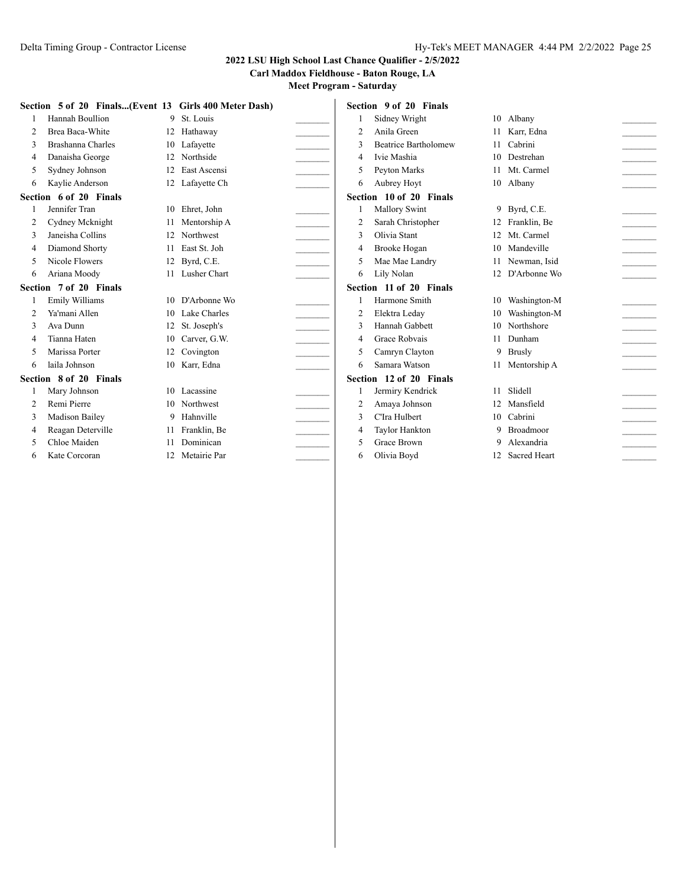**2022 LSU High School Last Chance Qualifier - 2/5/2022**
**Carl Maddox Fieldhouse - Baton Rouge, LA**
**Meet Program - Saturday**

**Section 5 of 20 Finals...(Event 13 Girls 400 Meter Dash)**

| Lane | Name | Yr | School | Seed |
|---|---|---|---|---|
| 1 | Hannah Boullion | 9 | St. Louis | _______ |
| 2 | Brea Baca-White | 12 | Hathaway | _______ |
| 3 | Brashanna Charles | 10 | Lafayette | _______ |
| 4 | Danaisha George | 12 | Northside | _______ |
| 5 | Sydney Johnson | 12 | East Ascensi | _______ |
| 6 | Kaylie Anderson | 12 | Lafayette Ch | _______ |

**Section 6 of 20 Finals**

| Lane | Name | Yr | School | Seed |
|---|---|---|---|---|
| 1 | Jennifer Tran | 10 | Ehret, John | _______ |
| 2 | Cydney Mcknight | 11 | Mentorship A | _______ |
| 3 | Janeisha Collins | 12 | Northwest | _______ |
| 4 | Diamond Shorty | 11 | East St. Joh | _______ |
| 5 | Nicole Flowers | 12 | Byrd, C.E. | _______ |
| 6 | Ariana Moody | 11 | Lusher Chart | _______ |

**Section 7 of 20 Finals**

| Lane | Name | Yr | School | Seed |
|---|---|---|---|---|
| 1 | Emily Williams | 10 | D'Arbonne Wo | _______ |
| 2 | Ya'mani Allen | 10 | Lake Charles | _______ |
| 3 | Ava Dunn | 12 | St. Joseph's | _______ |
| 4 | Tianna Haten | 10 | Carver, G.W. | _______ |
| 5 | Marissa Porter | 12 | Covington | _______ |
| 6 | laila Johnson | 10 | Karr, Edna | _______ |

**Section 8 of 20 Finals**

| Lane | Name | Yr | School | Seed |
|---|---|---|---|---|
| 1 | Mary Johnson | 10 | Lacassine | _______ |
| 2 | Remi Pierre | 10 | Northwest | _______ |
| 3 | Madison Bailey | 9 | Hahnville | _______ |
| 4 | Reagan Deterville | 11 | Franklin, Be | _______ |
| 5 | Chloe Maiden | 11 | Dominican | _______ |
| 6 | Kate Corcoran | 12 | Metairie Par | _______ |

**Section 9 of 20 Finals**

| Lane | Name | Yr | School | Seed |
|---|---|---|---|---|
| 1 | Sidney Wright | 10 | Albany | _______ |
| 2 | Anila Green | 11 | Karr, Edna | _______ |
| 3 | Beatrice Bartholomew | 11 | Cabrini | _______ |
| 4 | Ivie Mashia | 10 | Destrehan | _______ |
| 5 | Peyton Marks | 11 | Mt. Carmel | _______ |
| 6 | Aubrey Hoyt | 10 | Albany | _______ |

**Section 10 of 20 Finals**

| Lane | Name | Yr | School | Seed |
|---|---|---|---|---|
| 1 | Mallory Swint | 9 | Byrd, C.E. | _______ |
| 2 | Sarah Christopher | 12 | Franklin, Be | _______ |
| 3 | Olivia Stant | 12 | Mt. Carmel | _______ |
| 4 | Brooke Hogan | 10 | Mandeville | _______ |
| 5 | Mae Mae Landry | 11 | Newman, Isid | _______ |
| 6 | Lily Nolan | 12 | D'Arbonne Wo | _______ |

**Section 11 of 20 Finals**

| Lane | Name | Yr | School | Seed |
|---|---|---|---|---|
| 1 | Harmone Smith | 10 | Washington-M | _______ |
| 2 | Elektra Leday | 10 | Washington-M | _______ |
| 3 | Hannah Gabbett | 10 | Northshore | _______ |
| 4 | Grace Robvais | 11 | Dunham | _______ |
| 5 | Camryn Clayton | 9 | Brusly | _______ |
| 6 | Samara Watson | 11 | Mentorship A | _______ |

**Section 12 of 20 Finals**

| Lane | Name | Yr | School | Seed |
|---|---|---|---|---|
| 1 | Jermiry Kendrick | 11 | Slidell | _______ |
| 2 | Amaya Johnson | 12 | Mansfield | _______ |
| 3 | C'Ira Hulbert | 10 | Cabrini | _______ |
| 4 | Taylor Hankton | 9 | Broadmoor | _______ |
| 5 | Grace Brown | 9 | Alexandria | _______ |
| 6 | Olivia Boyd | 12 | Sacred Heart | _______ |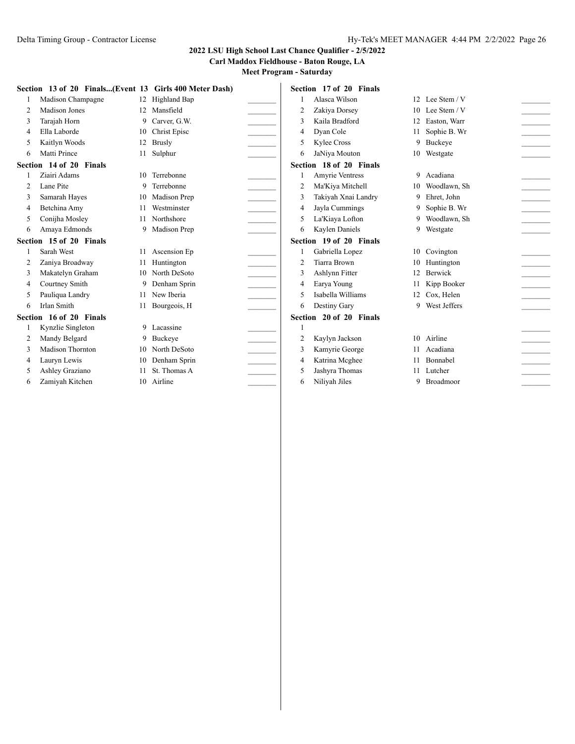## 2022 LSU High School Last Chance Qualifier - 2/5/2022

**Carl Maddox Fieldhouse - Baton Rouge, LA**

**Meet Program - Saturday**

**Section 13 of 20 Finals...(Event 13 Girls 400 Meter Dash)**

| Lane | Name | Yr | School | Time |
|---|---|---|---|---|
| 1 | Madison Champagne | 12 | Highland Bap | _______ |
| 2 | Madison Jones | 12 | Mansfield | _______ |
| 3 | Tarajah Horn | 9 | Carver, G.W. | _______ |
| 4 | Ella Laborde | 10 | Christ Episc | _______ |
| 5 | Kaitlyn Woods | 12 | Brusly | _______ |
| 6 | Matti Prince | 11 | Sulphur | _______ |

**Section 14 of 20 Finals**

| Lane | Name | Yr | School | Time |
|---|---|---|---|---|
| 1 | Ziairi Adams | 10 | Terrebonne | _______ |
| 2 | Lane Pite | 9 | Terrebonne | _______ |
| 3 | Samarah Hayes | 10 | Madison Prep | _______ |
| 4 | Betchina Amy | 11 | Westminster | _______ |
| 5 | Conijha Mosley | 11 | Northshore | _______ |
| 6 | Amaya Edmonds | 9 | Madison Prep | _______ |

**Section 15 of 20 Finals**

| Lane | Name | Yr | School | Time |
|---|---|---|---|---|
| 1 | Sarah West | 11 | Ascension Ep | _______ |
| 2 | Zaniya Broadway | 11 | Huntington | _______ |
| 3 | Makatelyn Graham | 10 | North DeSoto | _______ |
| 4 | Courtney Smith | 9 | Denham Sprin | _______ |
| 5 | Pauliqua Landry | 11 | New Iberia | _______ |
| 6 | Irlan Smith | 11 | Bourgeois, H | _______ |

**Section 16 of 20 Finals**

| Lane | Name | Yr | School | Time |
|---|---|---|---|---|
| 1 | Kynzlie Singleton | 9 | Lacassine | _______ |
| 2 | Mandy Belgard | 9 | Buckeye | _______ |
| 3 | Madison Thornton | 10 | North DeSoto | _______ |
| 4 | Lauryn Lewis | 10 | Denham Sprin | _______ |
| 5 | Ashley Graziano | 11 | St. Thomas A | _______ |
| 6 | Zamiyah Kitchen | 10 | Airline | _______ |

**Section 17 of 20 Finals**

| Lane | Name | Yr | School | Time |
|---|---|---|---|---|
| 1 | Alasca Wilson | 12 | Lee Stem / V | _______ |
| 2 | Zakiya Dorsey | 10 | Lee Stem / V | _______ |
| 3 | Kaila Bradford | 12 | Easton, Warr | _______ |
| 4 | Dyan Cole | 11 | Sophie B. Wr | _______ |
| 5 | Kylee Cross | 9 | Buckeye | _______ |
| 6 | JaNiya Mouton | 10 | Westgate | _______ |

**Section 18 of 20 Finals**

| Lane | Name | Yr | School | Time |
|---|---|---|---|---|
| 1 | Amyrie Ventress | 9 | Acadiana | _______ |
| 2 | Ma'Kiya Mitchell | 10 | Woodlawn, Sh | _______ |
| 3 | Takiyah Xnai Landry | 9 | Ehret, John | _______ |
| 4 | Jayla Cummings | 9 | Sophie B. Wr | _______ |
| 5 | La'Kiaya Lofton | 9 | Woodlawn, Sh | _______ |
| 6 | Kaylen Daniels | 9 | Westgate | _______ |

**Section 19 of 20 Finals**

| Lane | Name | Yr | School | Time |
|---|---|---|---|---|
| 1 | Gabriella Lopez | 10 | Covington | _______ |
| 2 | Tiarra Brown | 10 | Huntington | _______ |
| 3 | Ashlynn Fitter | 12 | Berwick | _______ |
| 4 | Earya Young | 11 | Kipp Booker | _______ |
| 5 | Isabella Williams | 12 | Cox, Helen | _______ |
| 6 | Destiny Gary | 9 | West Jeffers | _______ |

**Section 20 of 20 Finals**

| Lane | Name | Yr | School | Time |
|---|---|---|---|---|
| 1 | | | | _______ |
| 2 | Kaylyn Jackson | 10 | Airline | _______ |
| 3 | Kamyrie George | 11 | Acadiana | _______ |
| 4 | Katrina Mcghee | 11 | Bonnabel | _______ |
| 5 | Jashyra Thomas | 11 | Lutcher | _______ |
| 6 | Niliyah Jiles | 9 | Broadmoor | _______ |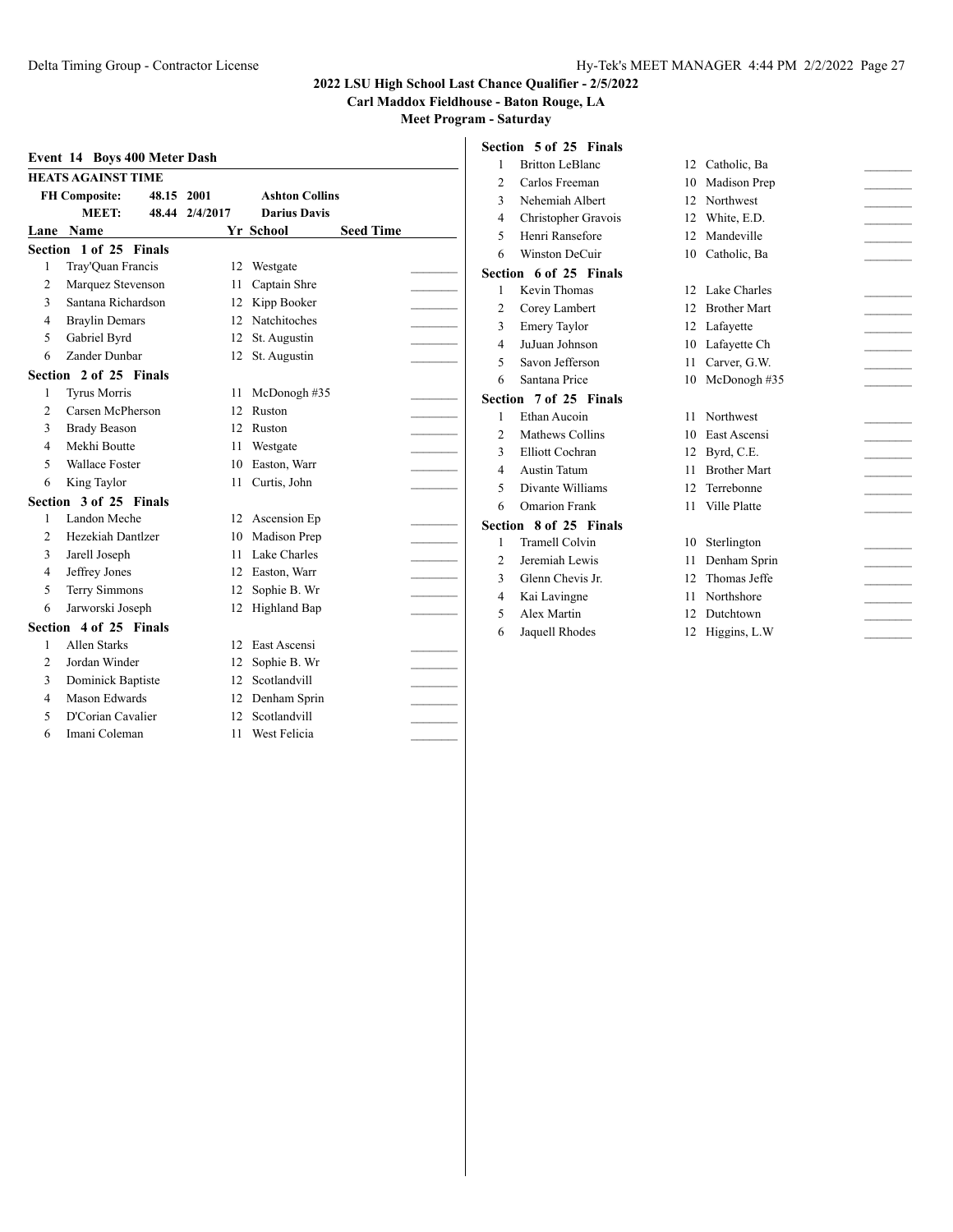# 2022 LSU High School Last Chance Qualifier - 2/5/2022

**Carl Maddox Fieldhouse - Baton Rouge, LA**

**Meet Program - Saturday**

## Event 14 Boys 400 Meter Dash

**HEATS AGAINST TIME**

| | | | |
|---|---|---|---|
| **FH Composite:** | 48.15 | 2001 | **Ashton Collins** |
| **MEET:** | 48.44 | 2/4/2017 | **Darius Davis** |

### Section 1 of 25 Finals

| Lane | Name | Yr | School | Seed Time |
|---|---|---|---|---|
| 1 | Tray'Quan Francis | 12 | Westgate | |
| 2 | Marquez Stevenson | 11 | Captain Shre | |
| 3 | Santana Richardson | 12 | Kipp Booker | |
| 4 | Braylin Demars | 12 | Natchitoches | |
| 5 | Gabriel Byrd | 12 | St. Augustin | |
| 6 | Zander Dunbar | 12 | St. Augustin | |

### Section 2 of 25 Finals

| Lane | Name | Yr | School | Seed Time |
|---|---|---|---|---|
| 1 | Tyrus Morris | 11 | McDonogh #35 | |
| 2 | Carsen McPherson | 12 | Ruston | |
| 3 | Brady Beason | 12 | Ruston | |
| 4 | Mekhi Boutte | 11 | Westgate | |
| 5 | Wallace Foster | 10 | Easton, Warr | |
| 6 | King Taylor | 11 | Curtis, John | |

### Section 3 of 25 Finals

| Lane | Name | Yr | School | Seed Time |
|---|---|---|---|---|
| 1 | Landon Meche | 12 | Ascension Ep | |
| 2 | Hezekiah Dantlzer | 10 | Madison Prep | |
| 3 | Jarell Joseph | 11 | Lake Charles | |
| 4 | Jeffrey Jones | 12 | Easton, Warr | |
| 5 | Terry Simmons | 12 | Sophie B. Wr | |
| 6 | Jarworski Joseph | 12 | Highland Bap | |

### Section 4 of 25 Finals

| Lane | Name | Yr | School | Seed Time |
|---|---|---|---|---|
| 1 | Allen Starks | 12 | East Ascensi | |
| 2 | Jordan Winder | 12 | Sophie B. Wr | |
| 3 | Dominick Baptiste | 12 | Scotlandvill | |
| 4 | Mason Edwards | 12 | Denham Sprin | |
| 5 | D'Corian Cavalier | 12 | Scotlandvill | |
| 6 | Imani Coleman | 11 | West Felicia | |

### Section 5 of 25 Finals

| Lane | Name | Yr | School | Seed Time |
|---|---|---|---|---|
| 1 | Britton LeBlanc | 12 | Catholic, Ba | |
| 2 | Carlos Freeman | 10 | Madison Prep | |
| 3 | Nehemiah Albert | 12 | Northwest | |
| 4 | Christopher Gravois | 12 | White, E.D. | |
| 5 | Henri Ransefore | 12 | Mandeville | |
| 6 | Winston DeCuir | 10 | Catholic, Ba | |

### Section 6 of 25 Finals

| Lane | Name | Yr | School | Seed Time |
|---|---|---|---|---|
| 1 | Kevin Thomas | 12 | Lake Charles | |
| 2 | Corey Lambert | 12 | Brother Mart | |
| 3 | Emery Taylor | 12 | Lafayette | |
| 4 | JuJuan Johnson | 10 | Lafayette Ch | |
| 5 | Savon Jefferson | 11 | Carver, G.W. | |
| 6 | Santana Price | 10 | McDonogh #35 | |

### Section 7 of 25 Finals

| Lane | Name | Yr | School | Seed Time |
|---|---|---|---|---|
| 1 | Ethan Aucoin | 11 | Northwest | |
| 2 | Mathews Collins | 10 | East Ascensi | |
| 3 | Elliott Cochran | 12 | Byrd, C.E. | |
| 4 | Austin Tatum | 11 | Brother Mart | |
| 5 | Divante Williams | 12 | Terrebonne | |
| 6 | Omarion Frank | 11 | Ville Platte | |

### Section 8 of 25 Finals

| Lane | Name | Yr | School | Seed Time |
|---|---|---|---|---|
| 1 | Tramell Colvin | 10 | Sterlington | |
| 2 | Jeremiah Lewis | 11 | Denham Sprin | |
| 3 | Glenn Chevis Jr. | 12 | Thomas Jeffe | |
| 4 | Kai Lavingne | 11 | Northshore | |
| 5 | Alex Martin | 12 | Dutchtown | |
| 6 | Jaquell Rhodes | 12 | Higgins, L.W | |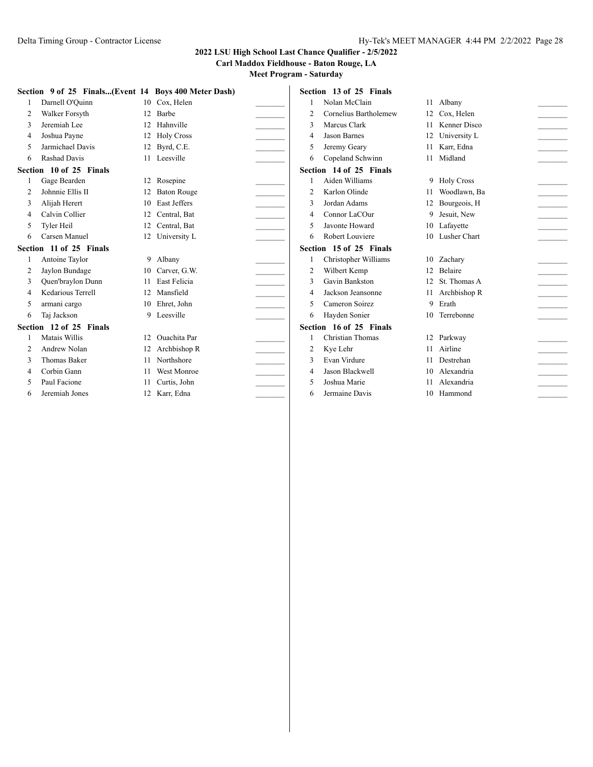## 2022 LSU High School Last Chance Qualifier - 2/5/2022
### Carl Maddox Fieldhouse - Baton Rouge, LA
### Meet Program - Saturday

**Section 9 of 25 Finals...(Event 14 Boys 400 Meter Dash)**

| Lane | Name | Yr | School | Time |
|---|---|---|---|---|
| 1 | Darnell O'Quinn | 10 | Cox, Helen | _______ |
| 2 | Walker Forsyth | 12 | Barbe | _______ |
| 3 | Jeremiah Lee | 12 | Hahnville | _______ |
| 4 | Joshua Payne | 12 | Holy Cross | _______ |
| 5 | Jarmichael Davis | 12 | Byrd, C.E. | _______ |
| 6 | Rashad Davis | 11 | Leesville | _______ |

**Section 10 of 25 Finals**

| Lane | Name | Yr | School | Time |
|---|---|---|---|---|
| 1 | Gage Bearden | 12 | Rosepine | _______ |
| 2 | Johnnie Ellis II | 12 | Baton Rouge | _______ |
| 3 | Alijah Herert | 10 | East Jeffers | _______ |
| 4 | Calvin Collier | 12 | Central, Bat | _______ |
| 5 | Tyler Heil | 12 | Central, Bat | _______ |
| 6 | Carsen Manuel | 12 | University L | _______ |

**Section 11 of 25 Finals**

| Lane | Name | Yr | School | Time |
|---|---|---|---|---|
| 1 | Antoine Taylor | 9 | Albany | _______ |
| 2 | Jaylon Bundage | 10 | Carver, G.W. | _______ |
| 3 | Quen'braylon Dunn | 11 | East Felicia | _______ |
| 4 | Kedarious Terrell | 12 | Mansfield | _______ |
| 5 | armani cargo | 10 | Ehret, John | _______ |
| 6 | Taj Jackson | 9 | Leesville | _______ |

**Section 12 of 25 Finals**

| Lane | Name | Yr | School | Time |
|---|---|---|---|---|
| 1 | Matais Willis | 12 | Ouachita Par | _______ |
| 2 | Andrew Nolan | 12 | Archbishop R | _______ |
| 3 | Thomas Baker | 11 | Northshore | _______ |
| 4 | Corbin Gann | 11 | West Monroe | _______ |
| 5 | Paul Facione | 11 | Curtis, John | _______ |
| 6 | Jeremiah Jones | 12 | Karr, Edna | _______ |

**Section 13 of 25 Finals**

| Lane | Name | Yr | School | Time |
|---|---|---|---|---|
| 1 | Nolan McClain | 11 | Albany | _______ |
| 2 | Cornelius Bartholemew | 12 | Cox, Helen | _______ |
| 3 | Marcus Clark | 11 | Kenner Disco | _______ |
| 4 | Jason Barnes | 12 | University L | _______ |
| 5 | Jeremy Geary | 11 | Karr, Edna | _______ |
| 6 | Copeland Schwinn | 11 | Midland | _______ |

**Section 14 of 25 Finals**

| Lane | Name | Yr | School | Time |
|---|---|---|---|---|
| 1 | Aiden Williams | 9 | Holy Cross | _______ |
| 2 | Karlon Olinde | 11 | Woodlawn, Ba | _______ |
| 3 | Jordan Adams | 12 | Bourgeois, H | _______ |
| 4 | Connor LaCOur | 9 | Jesuit, New | _______ |
| 5 | Javonte Howard | 10 | Lafayette | _______ |
| 6 | Robert Louviere | 10 | Lusher Chart | _______ |

**Section 15 of 25 Finals**

| Lane | Name | Yr | School | Time |
|---|---|---|---|---|
| 1 | Christopher Williams | 10 | Zachary | _______ |
| 2 | Wilbert Kemp | 12 | Belaire | _______ |
| 3 | Gavin Bankston | 12 | St. Thomas A | _______ |
| 4 | Jackson Jeansonne | 11 | Archbishop R | _______ |
| 5 | Cameron Soirez | 9 | Erath | _______ |
| 6 | Hayden Sonier | 10 | Terrebonne | _______ |

**Section 16 of 25 Finals**

| Lane | Name | Yr | School | Time |
|---|---|---|---|---|
| 1 | Christian Thomas | 12 | Parkway | _______ |
| 2 | Kye Lehr | 11 | Airline | _______ |
| 3 | Evan Virdure | 11 | Destrehan | _______ |
| 4 | Jason Blackwell | 10 | Alexandria | _______ |
| 5 | Joshua Marie | 11 | Alexandria | _______ |
| 6 | Jermaine Davis | 10 | Hammond | _______ |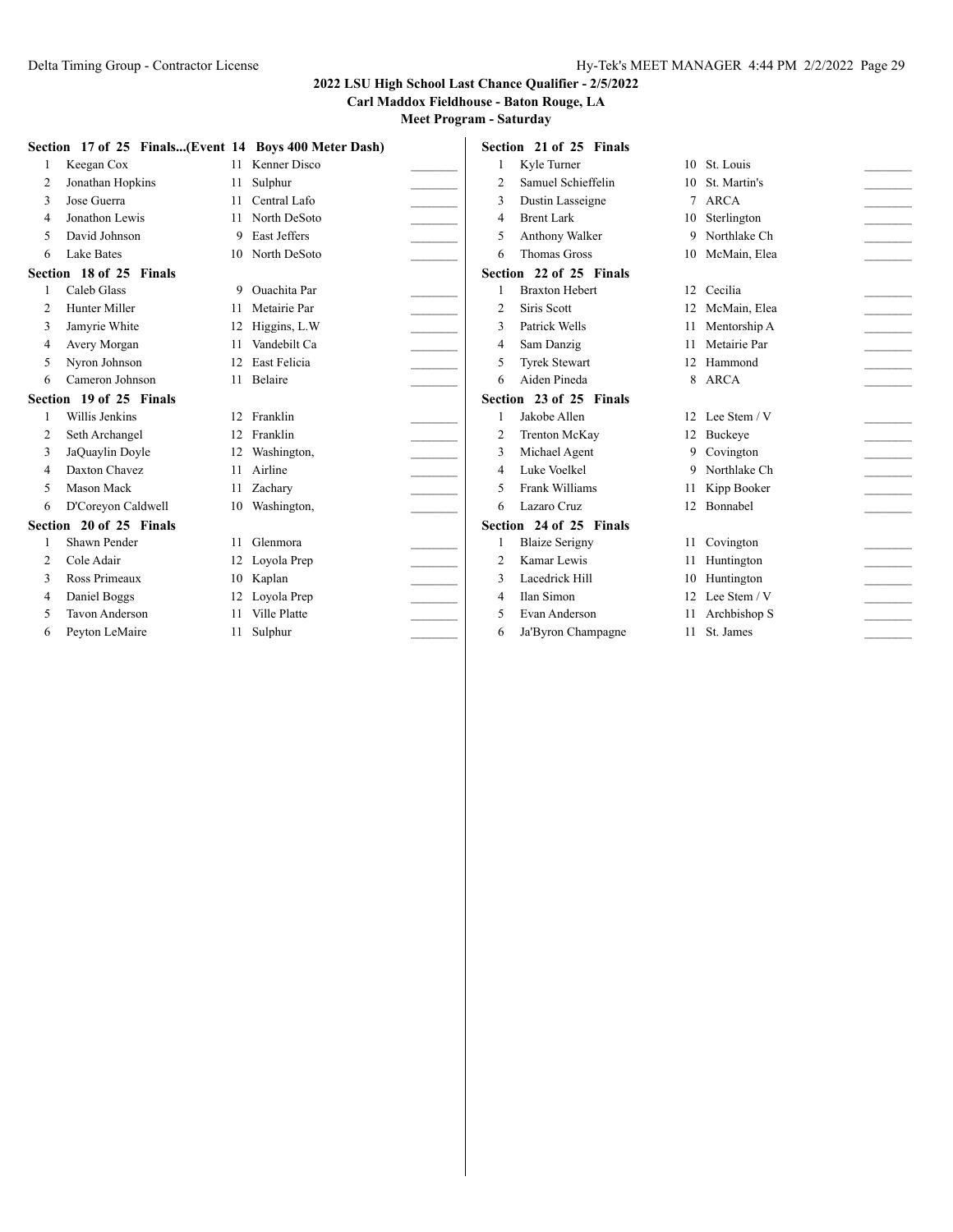### Section 17 of 25 Finals...(Event 14 Boys 400 Meter Dash)

| Lane | Name | Year | School | Time |
|---|---|---|---|---|
| 1 | Keegan Cox | 11 | Kenner Disco | _______ |
| 2 | Jonathan Hopkins | 11 | Sulphur | _______ |
| 3 | Jose Guerra | 11 | Central Lafo | _______ |
| 4 | Jonathon Lewis | 11 | North DeSoto | _______ |
| 5 | David Johnson | 9 | East Jeffers | _______ |
| 6 | Lake Bates | 10 | North DeSoto | _______ |

### Section 18 of 25 Finals

| Lane | Name | Year | School | Time |
|---|---|---|---|---|
| 1 | Caleb Glass | 9 | Ouachita Par | _______ |
| 2 | Hunter Miller | 11 | Metairie Par | _______ |
| 3 | Jamyrie White | 12 | Higgins, L.W | _______ |
| 4 | Avery Morgan | 11 | Vandebilt Ca | _______ |
| 5 | Nyron Johnson | 12 | East Felicia | _______ |
| 6 | Cameron Johnson | 11 | Belaire | _______ |

### Section 19 of 25 Finals

| Lane | Name | Year | School | Time |
|---|---|---|---|---|
| 1 | Willis Jenkins | 12 | Franklin | _______ |
| 2 | Seth Archangel | 12 | Franklin | _______ |
| 3 | JaQuaylin Doyle | 12 | Washington, | _______ |
| 4 | Daxton Chavez | 11 | Airline | _______ |
| 5 | Mason Mack | 11 | Zachary | _______ |
| 6 | D'Coreyon Caldwell | 10 | Washington, | _______ |

### Section 20 of 25 Finals

| Lane | Name | Year | School | Time |
|---|---|---|---|---|
| 1 | Shawn Pender | 11 | Glenmora | _______ |
| 2 | Cole Adair | 12 | Loyola Prep | _______ |
| 3 | Ross Primeaux | 10 | Kaplan | _______ |
| 4 | Daniel Boggs | 12 | Loyola Prep | _______ |
| 5 | Tavon Anderson | 11 | Ville Platte | _______ |
| 6 | Peyton LeMaire | 11 | Sulphur | _______ |

### Section 21 of 25 Finals

| Lane | Name | Year | School | Time |
|---|---|---|---|---|
| 1 | Kyle Turner | 10 | St. Louis | _______ |
| 2 | Samuel Schieffelin | 10 | St. Martin's | _______ |
| 3 | Dustin Lasseigne | 7 | ARCA | _______ |
| 4 | Brent Lark | 10 | Sterlington | _______ |
| 5 | Anthony Walker | 9 | Northlake Ch | _______ |
| 6 | Thomas Gross | 10 | McMain, Elea | _______ |

### Section 22 of 25 Finals

| Lane | Name | Year | School | Time |
|---|---|---|---|---|
| 1 | Braxton Hebert | 12 | Cecilia | _______ |
| 2 | Siris Scott | 12 | McMain, Elea | _______ |
| 3 | Patrick Wells | 11 | Mentorship A | _______ |
| 4 | Sam Danzig | 11 | Metairie Par | _______ |
| 5 | Tyrek Stewart | 12 | Hammond | _______ |
| 6 | Aiden Pineda | 8 | ARCA | _______ |

### Section 23 of 25 Finals

| Lane | Name | Year | School | Time |
|---|---|---|---|---|
| 1 | Jakobe Allen | 12 | Lee Stem / V | _______ |
| 2 | Trenton McKay | 12 | Buckeye | _______ |
| 3 | Michael Agent | 9 | Covington | _______ |
| 4 | Luke Voelkel | 9 | Northlake Ch | _______ |
| 5 | Frank Williams | 11 | Kipp Booker | _______ |
| 6 | Lazaro Cruz | 12 | Bonnabel | _______ |

### Section 24 of 25 Finals

| Lane | Name | Year | School | Time |
|---|---|---|---|---|
| 1 | Blaize Serigny | 11 | Covington | _______ |
| 2 | Kamar Lewis | 11 | Huntington | _______ |
| 3 | Lacedrick Hill | 10 | Huntington | _______ |
| 4 | Ilan Simon | 12 | Lee Stem / V | _______ |
| 5 | Evan Anderson | 11 | Archbishop S | _______ |
| 6 | Ja'Byron Champagne | 11 | St. James | _______ |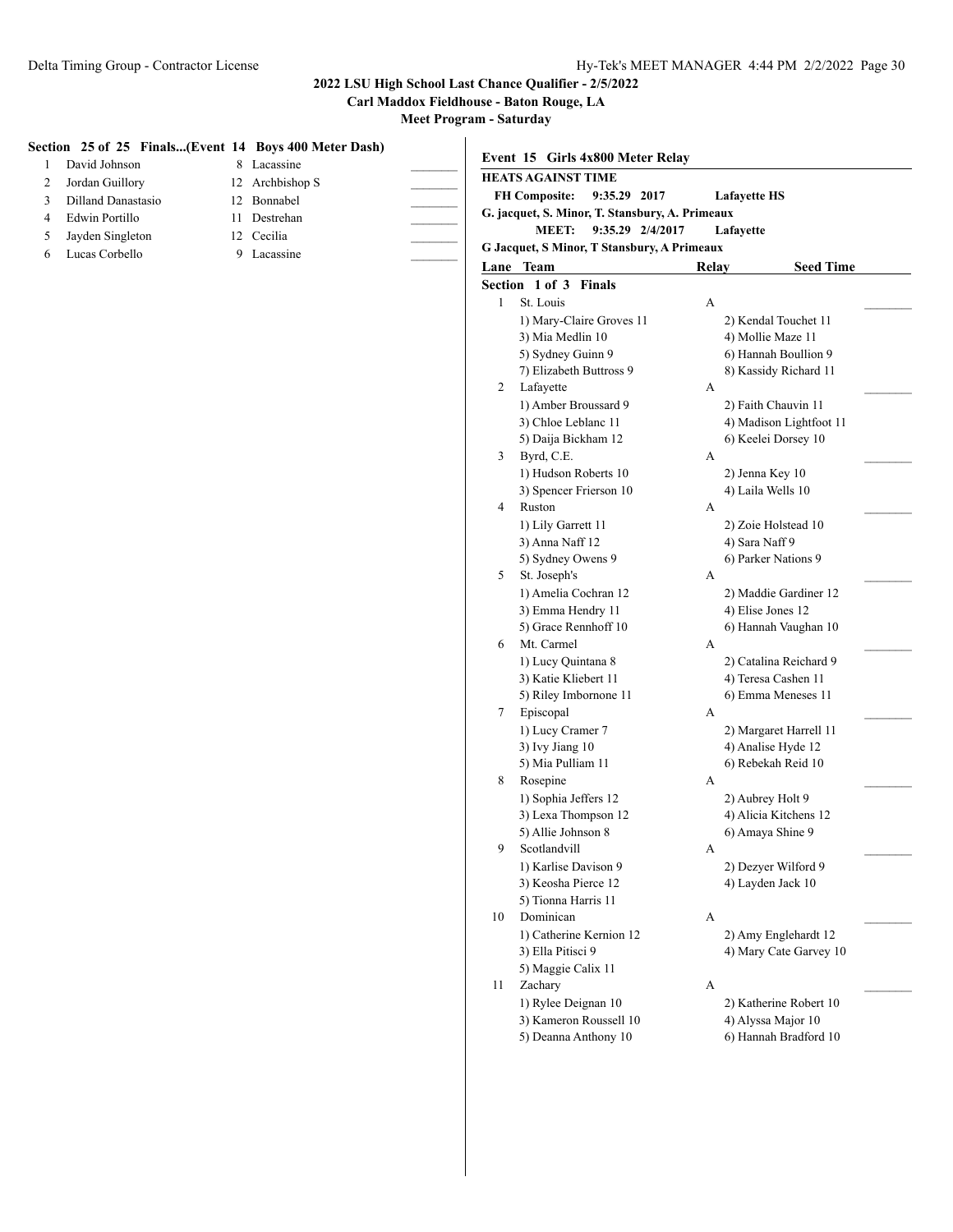### Section 25 of 25 Finals...(Event 14 Boys 400 Meter Dash)

| Lane | Name | Year | School | |
|---|---|---|---|---|
| 1 | David Johnson | 8 | Lacassine | _______ |
| 2 | Jordan Guillory | 12 | Archbishop S | _______ |
| 3 | Dilland Danastasio | 12 | Bonnabel | _______ |
| 4 | Edwin Portillo | 11 | Destrehan | _______ |
| 5 | Jayden Singleton | 12 | Cecilia | _______ |
| 6 | Lucas Corbello | 9 | Lacassine | _______ |

## Event 15 Girls 4x800 Meter Relay

**HEATS AGAINST TIME**

**FH Composite: 9:35.29 2017 Lafayette HS**
**G. jacquet, S. Minor, T. Stansbury, A. Primeaux**
**MEET: 9:35.29 2/4/2017 Lafayette**
**G Jacquet, S Minor, T Stansbury, A Primeaux**

| Lane | Team | Relay | Seed Time |
|---|---|---|---|

### Section 1 of 3 Finals

| Lane | Team | Relay | Seed Time |
|---|---|---|---|
| 1 | St. Louis | A | _______ |
| | 1) Mary-Claire Groves 11 | 2) Kendal Touchet 11 | |
| | 3) Mia Medlin 10 | 4) Mollie Maze 11 | |
| | 5) Sydney Guinn 9 | 6) Hannah Boullion 9 | |
| | 7) Elizabeth Buttross 9 | 8) Kassidy Richard 11 | |
| 2 | Lafayette | A | _______ |
| | 1) Amber Broussard 9 | 2) Faith Chauvin 11 | |
| | 3) Chloe Leblanc 11 | 4) Madison Lightfoot 11 | |
| | 5) Daija Bickham 12 | 6) Keelei Dorsey 10 | |
| 3 | Byrd, C.E. | A | _______ |
| | 1) Hudson Roberts 10 | 2) Jenna Key 10 | |
| | 3) Spencer Frierson 10 | 4) Laila Wells 10 | |
| 4 | Ruston | A | _______ |
| | 1) Lily Garrett 11 | 2) Zoie Holstead 10 | |
| | 3) Anna Naff 12 | 4) Sara Naff 9 | |
| | 5) Sydney Owens 9 | 6) Parker Nations 9 | |
| 5 | St. Joseph's | A | _______ |
| | 1) Amelia Cochran 12 | 2) Maddie Gardiner 12 | |
| | 3) Emma Hendry 11 | 4) Elise Jones 12 | |
| | 5) Grace Rennhoff 10 | 6) Hannah Vaughan 10 | |
| 6 | Mt. Carmel | A | _______ |
| | 1) Lucy Quintana 8 | 2) Catalina Reichard 9 | |
| | 3) Katie Kliebert 11 | 4) Teresa Cashen 11 | |
| | 5) Riley Imbornone 11 | 6) Emma Meneses 11 | |
| 7 | Episcopal | A | _______ |
| | 1) Lucy Cramer 7 | 2) Margaret Harrell 11 | |
| | 3) Ivy Jiang 10 | 4) Analise Hyde 12 | |
| | 5) Mia Pulliam 11 | 6) Rebekah Reid 10 | |
| 8 | Rosepine | A | _______ |
| | 1) Sophia Jeffers 12 | 2) Aubrey Holt 9 | |
| | 3) Lexa Thompson 12 | 4) Alicia Kitchens 12 | |
| | 5) Allie Johnson 8 | 6) Amaya Shine 9 | |
| 9 | Scotlandvill | A | _______ |
| | 1) Karlise Davison 9 | 2) Dezyer Wilford 9 | |
| | 3) Keosha Pierce 12 | 4) Layden Jack 10 | |
| | 5) Tionna Harris 11 | | |
| 10 | Dominican | A | _______ |
| | 1) Catherine Kernion 12 | 2) Amy Englehardt 12 | |
| | 3) Ella Pitisci 9 | 4) Mary Cate Garvey 10 | |
| | 5) Maggie Calix 11 | | |
| 11 | Zachary | A | _______ |
| | 1) Rylee Deignan 10 | 2) Katherine Robert 10 | |
| | 3) Kameron Roussell 10 | 4) Alyssa Major 10 | |
| | 5) Deanna Anthony 10 | 6) Hannah Bradford 10 | |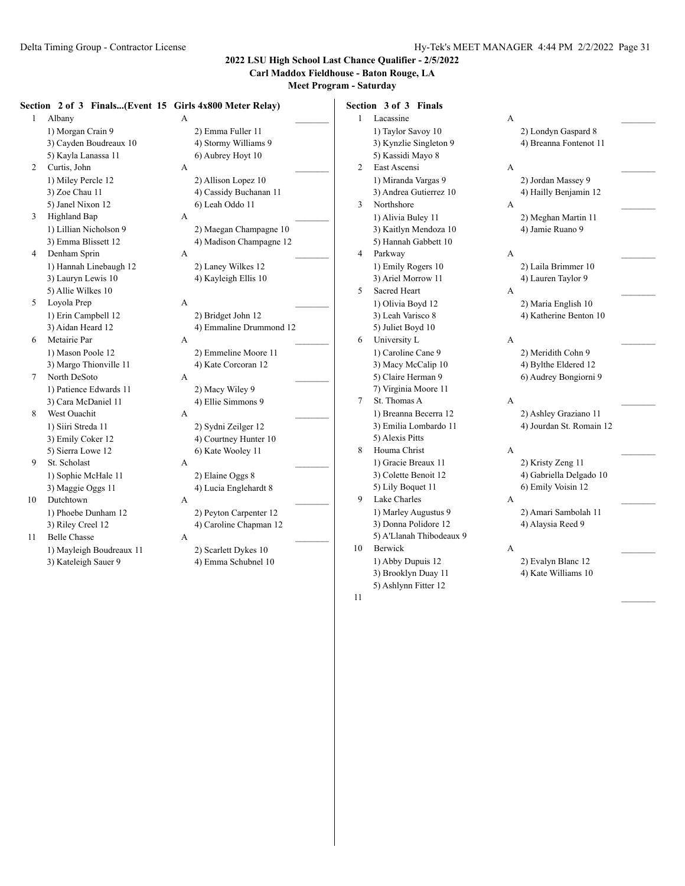**2022 LSU High School Last Chance Qualifier - 2/5/2022**

**Carl Maddox Fieldhouse - Baton Rouge, LA**

**Meet Program - Saturday**

### Section 2 of 3 Finals...(Event 15 Girls 4x800 Meter Relay)

| Lane | Team | Relay | |
|---|---|---|---|
| 1 | Albany | A | _______ |
| | 1) Morgan Crain 9 | 2) Emma Fuller 11 | |
| | 3) Cayden Boudreaux 10 | 4) Stormy Williams 9 | |
| | 5) Kayla Lanassa 11 | 6) Aubrey Hoyt 10 | |
| 2 | Curtis, John | A | _______ |
| | 1) Miley Percle 12 | 2) Allison Lopez 10 | |
| | 3) Zoe Chau 11 | 4) Cassidy Buchanan 11 | |
| | 5) Janel Nixon 12 | 6) Leah Oddo 11 | |
| 3 | Highland Bap | A | _______ |
| | 1) Lillian Nicholson 9 | 2) Maegan Champagne 10 | |
| | 3) Emma Blissett 12 | 4) Madison Champagne 12 | |
| 4 | Denham Sprin | A | _______ |
| | 1) Hannah Linebaugh 12 | 2) Laney Wilkes 12 | |
| | 3) Lauryn Lewis 10 | 4) Kayleigh Ellis 10 | |
| | 5) Allie Wilkes 10 | | |
| 5 | Loyola Prep | A | _______ |
| | 1) Erin Campbell 12 | 2) Bridget John 12 | |
| | 3) Aidan Heard 12 | 4) Emmaline Drummond 12 | |
| 6 | Metairie Par | A | _______ |
| | 1) Mason Poole 12 | 2) Emmeline Moore 11 | |
| | 3) Margo Thionville 11 | 4) Kate Corcoran 12 | |
| 7 | North DeSoto | A | _______ |
| | 1) Patience Edwards 11 | 2) Macy Wiley 9 | |
| | 3) Cara McDaniel 11 | 4) Ellie Simmons 9 | |
| 8 | West Ouachit | A | _______ |
| | 1) Siiri Streda 11 | 2) Sydni Zeilger 12 | |
| | 3) Emily Coker 12 | 4) Courtney Hunter 10 | |
| | 5) Sierra Lowe 12 | 6) Kate Wooley 11 | |
| 9 | St. Scholast | A | _______ |
| | 1) Sophie McHale 11 | 2) Elaine Oggs 8 | |
| | 3) Maggie Oggs 11 | 4) Lucia Englehardt 8 | |
| 10 | Dutchtown | A | _______ |
| | 1) Phoebe Dunham 12 | 2) Peyton Carpenter 12 | |
| | 3) Riley Creel 12 | 4) Caroline Chapman 12 | |
| 11 | Belle Chasse | A | _______ |
| | 1) Mayleigh Boudreaux 11 | 2) Scarlett Dykes 10 | |
| | 3) Kateleigh Sauer 9 | 4) Emma Schubnel 10 | |

### Section 3 of 3 Finals

| Lane | Team | Relay | |
|---|---|---|---|
| 1 | Lacassine | A | _______ |
| | 1) Taylor Savoy 10 | 2) Londyn Gaspard 8 | |
| | 3) Kynzlie Singleton 9 | 4) Breanna Fontenot 11 | |
| | 5) Kassidi Mayo 8 | | |
| 2 | East Ascensi | A | _______ |
| | 1) Miranda Vargas 9 | 2) Jordan Massey 9 | |
| | 3) Andrea Gutierrez 10 | 4) Hailly Benjamin 12 | |
| 3 | Northshore | A | _______ |
| | 1) Alivia Buley 11 | 2) Meghan Martin 11 | |
| | 3) Kaitlyn Mendoza 10 | 4) Jamie Ruano 9 | |
| | 5) Hannah Gabbett 10 | | |
| 4 | Parkway | A | _______ |
| | 1) Emily Rogers 10 | 2) Laila Brimmer 10 | |
| | 3) Ariel Morrow 11 | 4) Lauren Taylor 9 | |
| 5 | Sacred Heart | A | _______ |
| | 1) Olivia Boyd 12 | 2) Maria English 10 | |
| | 3) Leah Varisco 8 | 4) Katherine Benton 10 | |
| | 5) Juliet Boyd 10 | | |
| 6 | University L | A | _______ |
| | 1) Caroline Cane 9 | 2) Meridith Cohn 9 | |
| | 3) Macy McCalip 10 | 4) Bylthe Eldered 12 | |
| | 5) Claire Herman 9 | 6) Audrey Bongiorni 9 | |
| | 7) Virginia Moore 11 | | |
| 7 | St. Thomas A | A | _______ |
| | 1) Breanna Becerra 12 | 2) Ashley Graziano 11 | |
| | 3) Emilia Lombardo 11 | 4) Jourdan St. Romain 12 | |
| | 5) Alexis Pitts | | |
| 8 | Houma Christ | A | _______ |
| | 1) Gracie Breaux 11 | 2) Kristy Zeng 11 | |
| | 3) Colette Benoit 12 | 4) Gabriella Delgado 10 | |
| | 5) Lily Boquet 11 | 6) Emily Voisin 12 | |
| 9 | Lake Charles | A | _______ |
| | 1) Marley Augustus 9 | 2) Amari Sambolah 11 | |
| | 3) Donna Polidore 12 | 4) Alaysia Reed 9 | |
| | 5) A'Llanah Thibodeaux 9 | | |
| 10 | Berwick | A | _______ |
| | 1) Abby Dupuis 12 | 2) Evalyn Blanc 12 | |
| | 3) Brooklyn Duay 11 | 4) Kate Williams 10 | |
| | 5) Ashlynn Fitter 12 | | |
| 11 | | | _______ |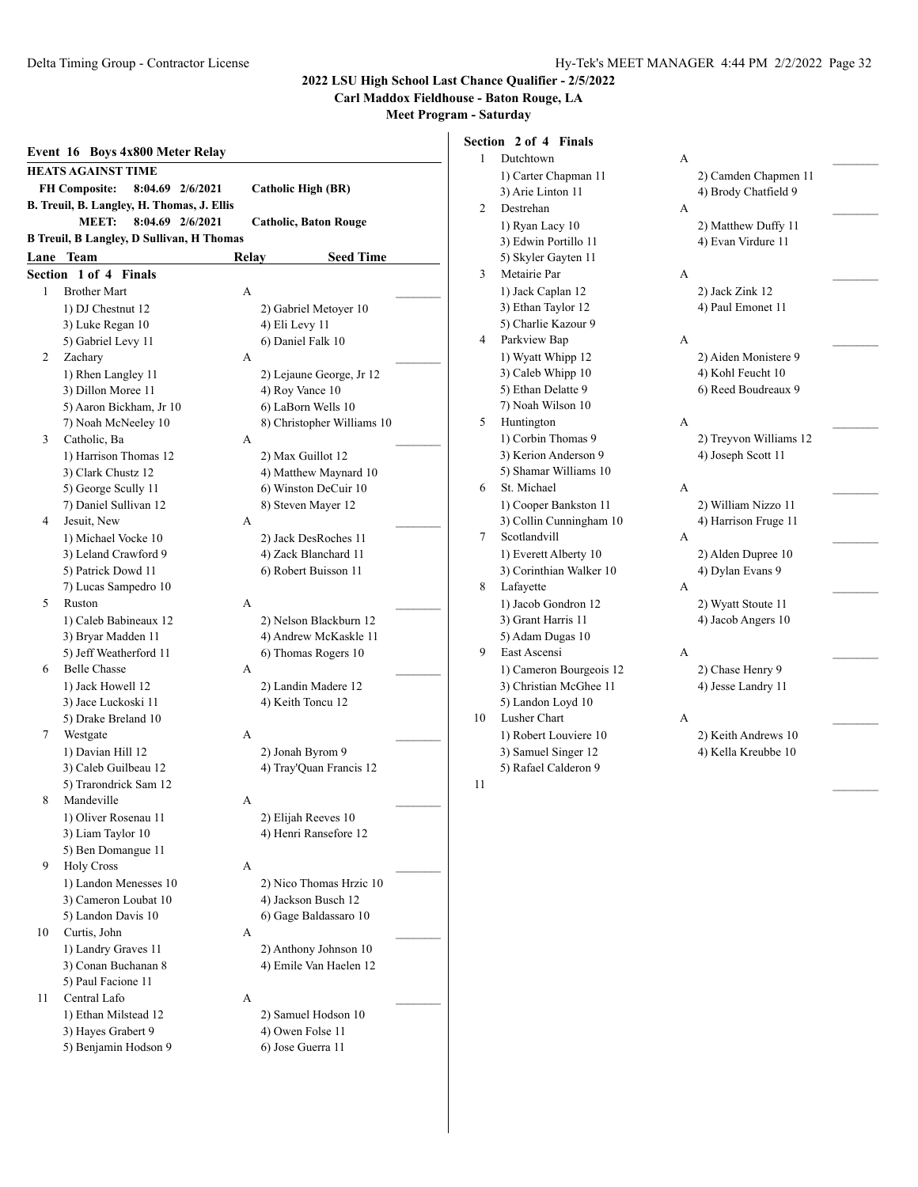**2022 LSU High School Last Chance Qualifier - 2/5/2022**
**Carl Maddox Fieldhouse - Baton Rouge, LA**
**Meet Program - Saturday**

### Event 16 Boys 4x800 Meter Relay

**HEATS AGAINST TIME**

**FH Composite: 8:04.69 2/6/2021 Catholic High (BR)**
**B. Treuil, B. Langley, H. Thomas, J. Ellis**
**MEET: 8:04.69 2/6/2021 Catholic, Baton Rouge**
**B Treuil, B Langley, D Sullivan, H Thomas**

| Lane | Team | Relay | Seed Time |
|---|---|---|---|

**Section 1 of 4 Finals**

1. Brother Mart — A — ________
   1) DJ Chestnut 12; 2) Gabriel Metoyer 10; 3) Luke Regan 10; 4) Eli Levy 11; 5) Gabriel Levy 11; 6) Daniel Falk 10
2. Zachary — A — ________
   1) Rhen Langley 11; 2) Lejaune George, Jr 12; 3) Dillon Moree 11; 4) Roy Vance 10; 5) Aaron Bickham, Jr 10; 6) LaBorn Wells 10; 7) Noah McNeeley 10; 8) Christopher Williams 10
3. Catholic, Ba — A — ________
   1) Harrison Thomas 12; 2) Max Guillot 12; 3) Clark Chustz 12; 4) Matthew Maynard 10; 5) George Scully 11; 6) Winston DeCuir 10; 7) Daniel Sullivan 12; 8) Steven Mayer 12
4. Jesuit, New — A — ________
   1) Michael Vocke 10; 2) Jack DesRoches 11; 3) Leland Crawford 9; 4) Zack Blanchard 11; 5) Patrick Dowd 11; 6) Robert Buisson 11; 7) Lucas Sampedro 10
5. Ruston — A — ________
   1) Caleb Babineaux 12; 2) Nelson Blackburn 12; 3) Bryar Madden 11; 4) Andrew McKaskle 11; 5) Jeff Weatherford 11; 6) Thomas Rogers 10
6. Belle Chasse — A — ________
   1) Jack Howell 12; 2) Landin Madere 12; 3) Jace Luckoski 11; 4) Keith Toncu 12; 5) Drake Breland 10
7. Westgate — A — ________
   1) Davian Hill 12; 2) Jonah Byrom 9; 3) Caleb Guilbeau 12; 4) Tray'Quan Francis 12; 5) Trarondrick Sam 12
8. Mandeville — A — ________
   1) Oliver Rosenau 11; 2) Elijah Reeves 10; 3) Liam Taylor 10; 4) Henri Ransefore 12; 5) Ben Domangue 11
9. Holy Cross — A — ________
   1) Landon Menesses 10; 2) Nico Thomas Hrzic 10; 3) Cameron Loubat 10; 4) Jackson Busch 12; 5) Landon Davis 10; 6) Gage Baldassaro 10
10. Curtis, John — A — ________
   1) Landry Graves 11; 2) Anthony Johnson 10; 3) Conan Buchanan 8; 4) Emile Van Haelen 12; 5) Paul Facione 11
11. Central Lafo — A — ________
   1) Ethan Milstead 12; 2) Samuel Hodson 10; 3) Hayes Grabert 9; 4) Owen Folse 11; 5) Benjamin Hodson 9; 6) Jose Guerra 11

**Section 2 of 4 Finals**

1. Dutchtown — A — ________
   1) Carter Chapman 11; 2) Camden Chapmen 11; 3) Arie Linton 11; 4) Brody Chatfield 9
2. Destrehan — A — ________
   1) Ryan Lacy 10; 2) Matthew Duffy 11; 3) Edwin Portillo 11; 4) Evan Virdure 11; 5) Skyler Gayten 11
3. Metairie Par — A — ________
   1) Jack Caplan 12; 2) Jack Zink 12; 3) Ethan Taylor 12; 4) Paul Emonet 11; 5) Charlie Kazour 9
4. Parkview Bap — A — ________
   1) Wyatt Whipp 12; 2) Aiden Monistere 9; 3) Caleb Whipp 10; 4) Kohl Feucht 10; 5) Ethan Delatte 9; 6) Reed Boudreaux 9; 7) Noah Wilson 10
5. Huntington — A — ________
   1) Corbin Thomas 9; 2) Treyvon Williams 12; 3) Kerion Anderson 9; 4) Joseph Scott 11; 5) Shamar Williams 10
6. St. Michael — A — ________
   1) Cooper Bankston 11; 2) William Nizzo 11; 3) Collin Cunningham 10; 4) Harrison Fruge 11
7. Scotlandvill — A — ________
   1) Everett Alberty 10; 2) Alden Dupree 10; 3) Corinthian Walker 10; 4) Dylan Evans 9
8. Lafayette — A — ________
   1) Jacob Gondron 12; 2) Wyatt Stoute 11; 3) Grant Harris 11; 4) Jacob Angers 10; 5) Adam Dugas 10
9. East Ascensi — A — ________
   1) Cameron Bourgeois 12; 2) Chase Henry 9; 3) Christian McGhee 11; 4) Jesse Landry 11; 5) Landon Loyd 10
10. Lusher Chart — A — ________
   1) Robert Louviere 10; 2) Keith Andrews 10; 3) Samuel Singer 12; 4) Kella Kreubbe 10; 5) Rafael Calderon 9
11. ________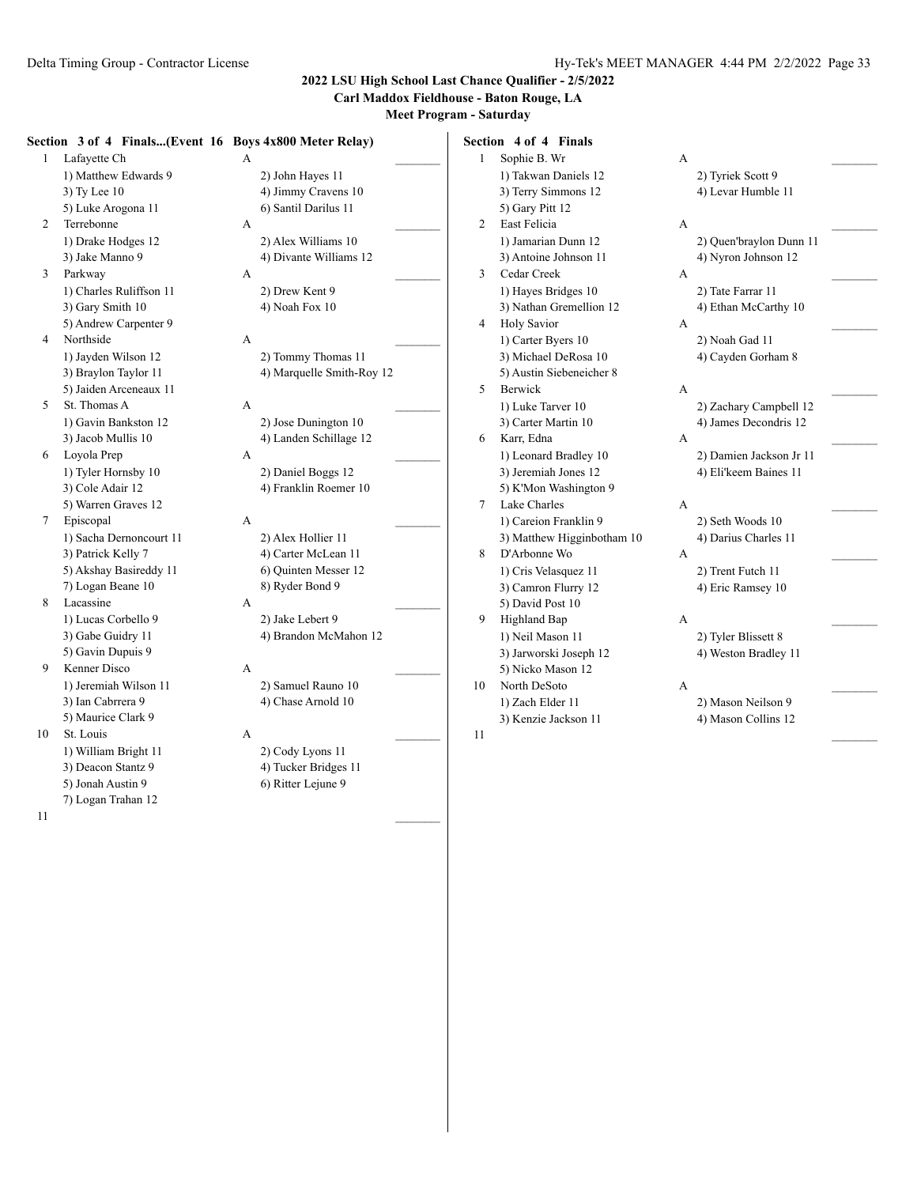## 2022 LSU High School Last Chance Qualifier - 2/5/2022

**Carl Maddox Fieldhouse - Baton Rouge, LA**

**Meet Program - Saturday**

### Section 3 of 4 Finals...(Event 16 Boys 4x800 Meter Relay)

| Lane | Team | Relay | |
|---|---|---|---|
| 1 | Lafayette Ch | A | _______ |
| | 1) Matthew Edwards 9 | 2) John Hayes 11 | |
| | 3) Ty Lee 10 | 4) Jimmy Cravens 10 | |
| | 5) Luke Arogona 11 | 6) Santil Darilus 11 | |
| 2 | Terrebonne | A | _______ |
| | 1) Drake Hodges 12 | 2) Alex Williams 10 | |
| | 3) Jake Manno 9 | 4) Divante Williams 12 | |
| 3 | Parkway | A | _______ |
| | 1) Charles Ruliffson 11 | 2) Drew Kent 9 | |
| | 3) Gary Smith 10 | 4) Noah Fox 10 | |
| | 5) Andrew Carpenter 9 | | |
| 4 | Northside | A | _______ |
| | 1) Jayden Wilson 12 | 2) Tommy Thomas 11 | |
| | 3) Braylon Taylor 11 | 4) Marquelle Smith-Roy 12 | |
| | 5) Jaiden Arceneaux 11 | | |
| 5 | St. Thomas A | A | _______ |
| | 1) Gavin Bankston 12 | 2) Jose Dunington 10 | |
| | 3) Jacob Mullis 10 | 4) Landen Schillage 12 | |
| 6 | Loyola Prep | A | _______ |
| | 1) Tyler Hornsby 10 | 2) Daniel Boggs 12 | |
| | 3) Cole Adair 12 | 4) Franklin Roemer 10 | |
| | 5) Warren Graves 12 | | |
| 7 | Episcopal | A | _______ |
| | 1) Sacha Dernoncourt 11 | 2) Alex Hollier 11 | |
| | 3) Patrick Kelly 7 | 4) Carter McLean 11 | |
| | 5) Akshay Basireddy 11 | 6) Quinten Messer 12 | |
| | 7) Logan Beane 10 | 8) Ryder Bond 9 | |
| 8 | Lacassine | A | _______ |
| | 1) Lucas Corbello 9 | 2) Jake Lebert 9 | |
| | 3) Gabe Guidry 11 | 4) Brandon McMahon 12 | |
| | 5) Gavin Dupuis 9 | | |
| 9 | Kenner Disco | A | _______ |
| | 1) Jeremiah Wilson 11 | 2) Samuel Rauno 10 | |
| | 3) Ian Cabrrera 9 | 4) Chase Arnold 10 | |
| | 5) Maurice Clark 9 | | |
| 10 | St. Louis | A | _______ |
| | 1) William Bright 11 | 2) Cody Lyons 11 | |
| | 3) Deacon Stantz 9 | 4) Tucker Bridges 11 | |
| | 5) Jonah Austin 9 | 6) Ritter Lejune 9 | |
| | 7) Logan Trahan 12 | | |
| 11 | | | _______ |

### Section 4 of 4 Finals

| Lane | Team | Relay | |
|---|---|---|---|
| 1 | Sophie B. Wr | A | _______ |
| | 1) Takwan Daniels 12 | 2) Tyriek Scott 9 | |
| | 3) Terry Simmons 12 | 4) Levar Humble 11 | |
| | 5) Gary Pitt 12 | | |
| 2 | East Felicia | A | _______ |
| | 1) Jamarian Dunn 12 | 2) Quen'braylon Dunn 11 | |
| | 3) Antoine Johnson 11 | 4) Nyron Johnson 12 | |
| 3 | Cedar Creek | A | _______ |
| | 1) Hayes Bridges 10 | 2) Tate Farrar 11 | |
| | 3) Nathan Gremellion 12 | 4) Ethan McCarthy 10 | |
| 4 | Holy Savior | A | _______ |
| | 1) Carter Byers 10 | 2) Noah Gad 11 | |
| | 3) Michael DeRosa 10 | 4) Cayden Gorham 8 | |
| | 5) Austin Siebeneicher 8 | | |
| 5 | Berwick | A | _______ |
| | 1) Luke Tarver 10 | 2) Zachary Campbell 12 | |
| | 3) Carter Martin 10 | 4) James Decondris 12 | |
| 6 | Karr, Edna | A | _______ |
| | 1) Leonard Bradley 10 | 2) Damien Jackson Jr 11 | |
| | 3) Jeremiah Jones 12 | 4) Eli'keem Baines 11 | |
| | 5) K'Mon Washington 9 | | |
| 7 | Lake Charles | A | _______ |
| | 1) Careion Franklin 9 | 2) Seth Woods 10 | |
| | 3) Matthew Higginbotham 10 | 4) Darius Charles 11 | |
| 8 | D'Arbonne Wo | A | _______ |
| | 1) Cris Velasquez 11 | 2) Trent Futch 11 | |
| | 3) Camron Flurry 12 | 4) Eric Ramsey 10 | |
| | 5) David Post 10 | | |
| 9 | Highland Bap | A | _______ |
| | 1) Neil Mason 11 | 2) Tyler Blissett 8 | |
| | 3) Jarworski Joseph 12 | 4) Weston Bradley 11 | |
| | 5) Nicko Mason 12 | | |
| 10 | North DeSoto | A | _______ |
| | 1) Zach Elder 11 | 2) Mason Neilson 9 | |
| | 3) Kenzie Jackson 11 | 4) Mason Collins 12 | |
| 11 | | | _______ |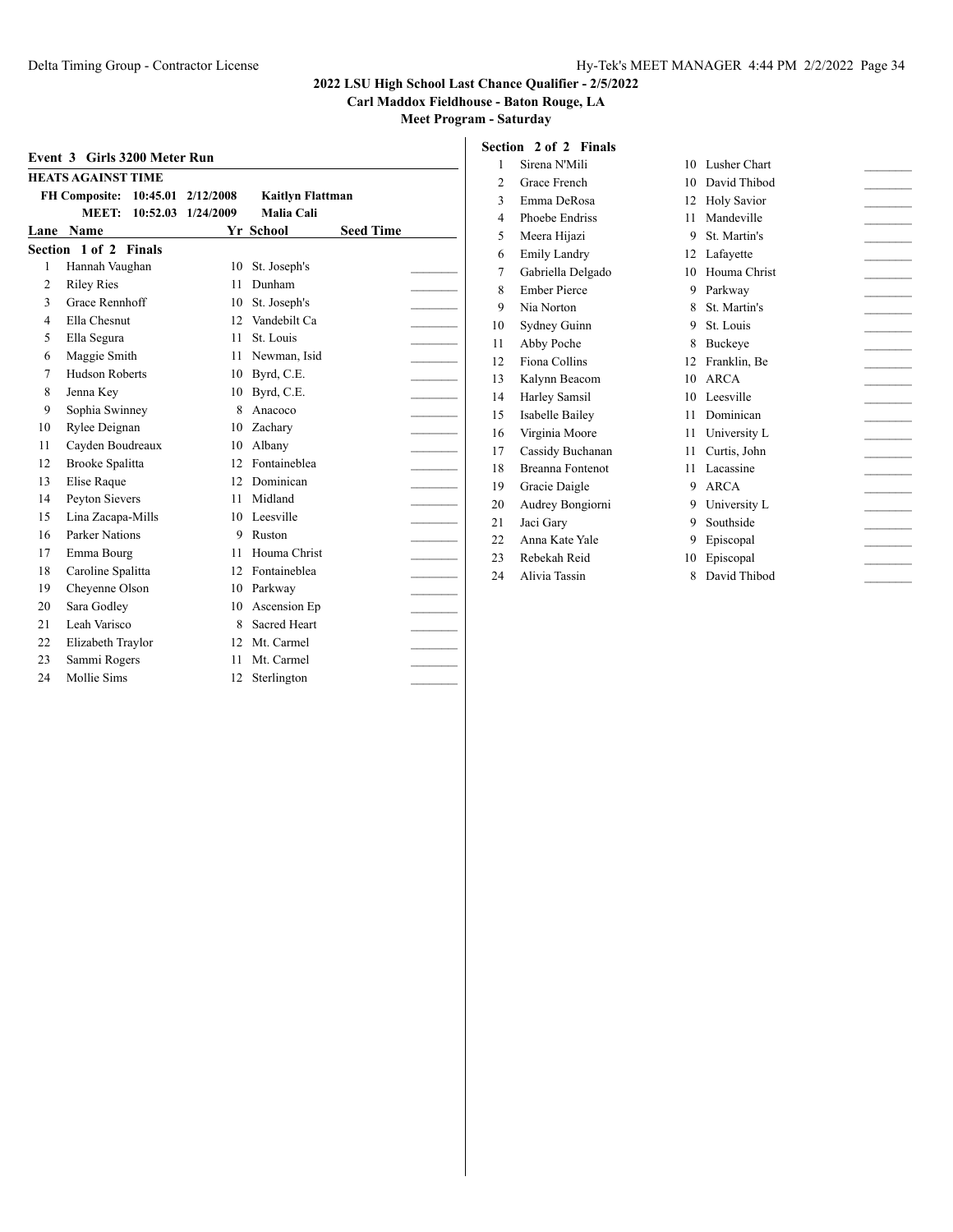**2022 LSU High School Last Chance Qualifier - 2/5/2022**

**Carl Maddox Fieldhouse - Baton Rouge, LA**

**Meet Program - Saturday**

### Event 3 Girls 3200 Meter Run

**HEATS AGAINST TIME**

| | | | |
|---|---|---|---|
| FH Composite: | 10:45.01 | 2/12/2008 | Kaitlyn Flattman |
| MEET: | 10:52.03 | 1/24/2009 | Malia Cali |

**Section 1 of 2 Finals**

| Lane | Name | Yr | School | Seed Time |
|---|---|---|---|---|
| 1 | Hannah Vaughan | 10 | St. Joseph's | |
| 2 | Riley Ries | 11 | Dunham | |
| 3 | Grace Rennhoff | 10 | St. Joseph's | |
| 4 | Ella Chesnut | 12 | Vandebilt Ca | |
| 5 | Ella Segura | 11 | St. Louis | |
| 6 | Maggie Smith | 11 | Newman, Isid | |
| 7 | Hudson Roberts | 10 | Byrd, C.E. | |
| 8 | Jenna Key | 10 | Byrd, C.E. | |
| 9 | Sophia Swinney | 8 | Anacoco | |
| 10 | Rylee Deignan | 10 | Zachary | |
| 11 | Cayden Boudreaux | 10 | Albany | |
| 12 | Brooke Spalitta | 12 | Fontaineblea | |
| 13 | Elise Raque | 12 | Dominican | |
| 14 | Peyton Sievers | 11 | Midland | |
| 15 | Lina Zacapa-Mills | 10 | Leesville | |
| 16 | Parker Nations | 9 | Ruston | |
| 17 | Emma Bourg | 11 | Houma Christ | |
| 18 | Caroline Spalitta | 12 | Fontaineblea | |
| 19 | Cheyenne Olson | 10 | Parkway | |
| 20 | Sara Godley | 10 | Ascension Ep | |
| 21 | Leah Varisco | 8 | Sacred Heart | |
| 22 | Elizabeth Traylor | 12 | Mt. Carmel | |
| 23 | Sammi Rogers | 11 | Mt. Carmel | |
| 24 | Mollie Sims | 12 | Sterlington | |

**Section 2 of 2 Finals**

| Lane | Name | Yr | School | Seed Time |
|---|---|---|---|---|
| 1 | Sirena N'Mili | 10 | Lusher Chart | |
| 2 | Grace French | 10 | David Thibod | |
| 3 | Emma DeRosa | 12 | Holy Savior | |
| 4 | Phoebe Endriss | 11 | Mandeville | |
| 5 | Meera Hijazi | 9 | St. Martin's | |
| 6 | Emily Landry | 12 | Lafayette | |
| 7 | Gabriella Delgado | 10 | Houma Christ | |
| 8 | Ember Pierce | 9 | Parkway | |
| 9 | Nia Norton | 8 | St. Martin's | |
| 10 | Sydney Guinn | 9 | St. Louis | |
| 11 | Abby Poche | 8 | Buckeye | |
| 12 | Fiona Collins | 12 | Franklin, Be | |
| 13 | Kalynn Beacom | 10 | ARCA | |
| 14 | Harley Samsil | 10 | Leesville | |
| 15 | Isabelle Bailey | 11 | Dominican | |
| 16 | Virginia Moore | 11 | University L | |
| 17 | Cassidy Buchanan | 11 | Curtis, John | |
| 18 | Breanna Fontenot | 11 | Lacassine | |
| 19 | Gracie Daigle | 9 | ARCA | |
| 20 | Audrey Bongiorni | 9 | University L | |
| 21 | Jaci Gary | 9 | Southside | |
| 22 | Anna Kate Yale | 9 | Episcopal | |
| 23 | Rebekah Reid | 10 | Episcopal | |
| 24 | Alivia Tassin | 8 | David Thibod | |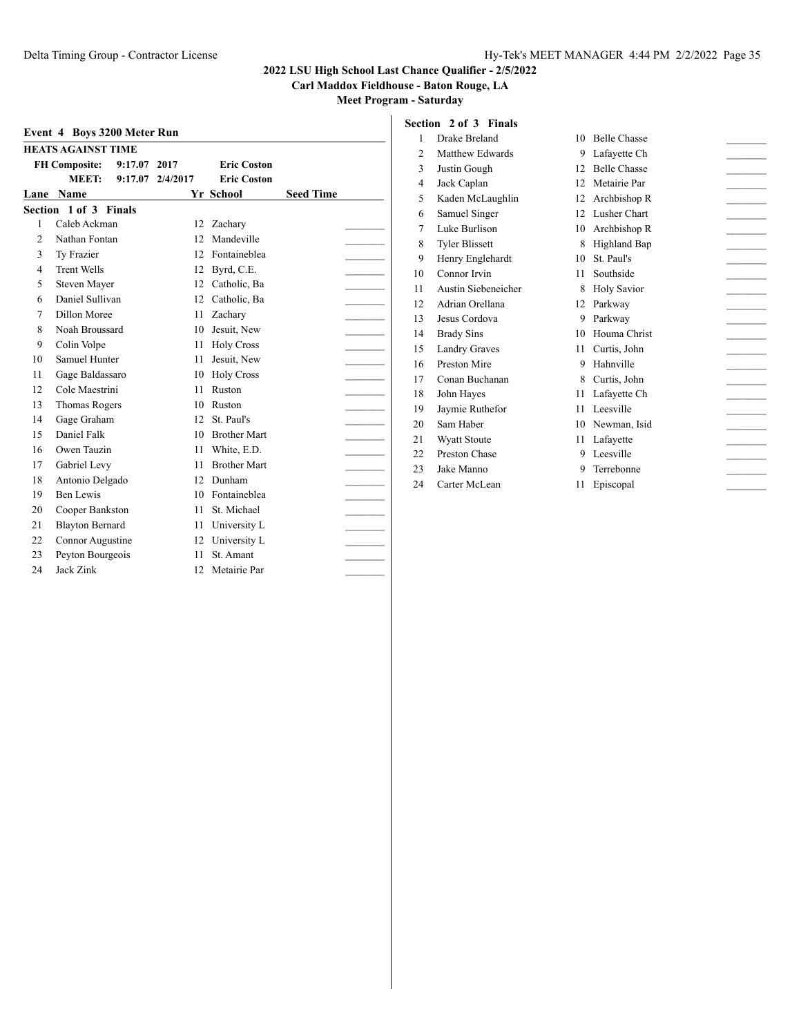**2022 LSU High School Last Chance Qualifier - 2/5/2022**

**Carl Maddox Fieldhouse - Baton Rouge, LA**

**Meet Program - Saturday**

### Event 4 Boys 3200 Meter Run

**HEATS AGAINST TIME**

| | | | |
|---|---|---|---|
| **FH Composite:** | 9:17.07 | 2017 | **Eric Coston** |
| **MEET:** | 9:17.07 | 2/4/2017 | **Eric Coston** |

**Section 1 of 3 Finals**

| Lane | Name | Yr | School | Seed Time |
|---|---|---|---|---|
| 1 | Caleb Ackman | 12 | Zachary | ________ |
| 2 | Nathan Fontan | 12 | Mandeville | ________ |
| 3 | Ty Frazier | 12 | Fontaineblea | ________ |
| 4 | Trent Wells | 12 | Byrd, C.E. | ________ |
| 5 | Steven Mayer | 12 | Catholic, Ba | ________ |
| 6 | Daniel Sullivan | 12 | Catholic, Ba | ________ |
| 7 | Dillon Moree | 11 | Zachary | ________ |
| 8 | Noah Broussard | 10 | Jesuit, New | ________ |
| 9 | Colin Volpe | 11 | Holy Cross | ________ |
| 10 | Samuel Hunter | 11 | Jesuit, New | ________ |
| 11 | Gage Baldassaro | 10 | Holy Cross | ________ |
| 12 | Cole Maestrini | 11 | Ruston | ________ |
| 13 | Thomas Rogers | 10 | Ruston | ________ |
| 14 | Gage Graham | 12 | St. Paul's | ________ |
| 15 | Daniel Falk | 10 | Brother Mart | ________ |
| 16 | Owen Tauzin | 11 | White, E.D. | ________ |
| 17 | Gabriel Levy | 11 | Brother Mart | ________ |
| 18 | Antonio Delgado | 12 | Dunham | ________ |
| 19 | Ben Lewis | 10 | Fontaineblea | ________ |
| 20 | Cooper Bankston | 11 | St. Michael | ________ |
| 21 | Blayton Bernard | 11 | University L | ________ |
| 22 | Connor Augustine | 12 | University L | ________ |
| 23 | Peyton Bourgeois | 11 | St. Amant | ________ |
| 24 | Jack Zink | 12 | Metairie Par | ________ |

**Section 2 of 3 Finals**

| Lane | Name | Yr | School | Seed Time |
|---|---|---|---|---|
| 1 | Drake Breland | 10 | Belle Chasse | ________ |
| 2 | Matthew Edwards | 9 | Lafayette Ch | ________ |
| 3 | Justin Gough | 12 | Belle Chasse | ________ |
| 4 | Jack Caplan | 12 | Metairie Par | ________ |
| 5 | Kaden McLaughlin | 12 | Archbishop R | ________ |
| 6 | Samuel Singer | 12 | Lusher Chart | ________ |
| 7 | Luke Burlison | 10 | Archbishop R | ________ |
| 8 | Tyler Blissett | 8 | Highland Bap | ________ |
| 9 | Henry Englehardt | 10 | St. Paul's | ________ |
| 10 | Connor Irvin | 11 | Southside | ________ |
| 11 | Austin Siebeneicher | 8 | Holy Savior | ________ |
| 12 | Adrian Orellana | 12 | Parkway | ________ |
| 13 | Jesus Cordova | 9 | Parkway | ________ |
| 14 | Brady Sins | 10 | Houma Christ | ________ |
| 15 | Landry Graves | 11 | Curtis, John | ________ |
| 16 | Preston Mire | 9 | Hahnville | ________ |
| 17 | Conan Buchanan | 8 | Curtis, John | ________ |
| 18 | John Hayes | 11 | Lafayette Ch | ________ |
| 19 | Jaymie Ruthefor | 11 | Leesville | ________ |
| 20 | Sam Haber | 10 | Newman, Isid | ________ |
| 21 | Wyatt Stoute | 11 | Lafayette | ________ |
| 22 | Preston Chase | 9 | Leesville | ________ |
| 23 | Jake Manno | 9 | Terrebonne | ________ |
| 24 | Carter McLean | 11 | Episcopal | ________ |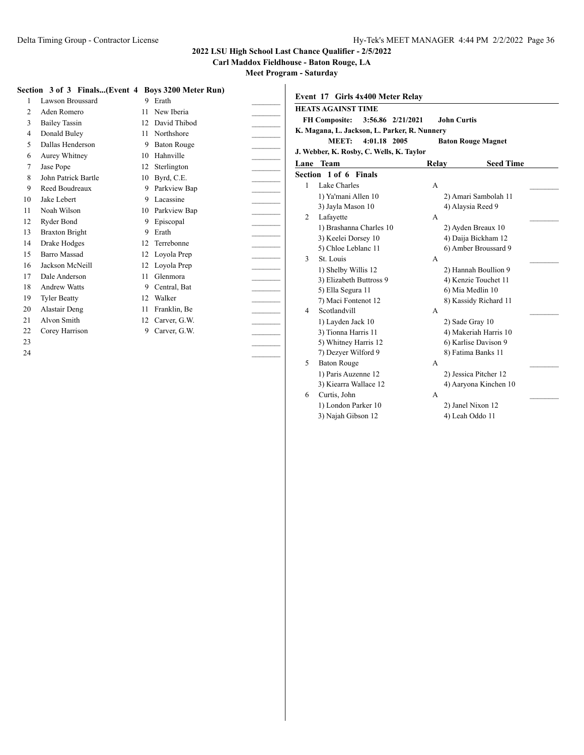**Section 3 of 3 Finals...(Event 4 Boys 3200 Meter Run)**

| | Name | Yr | School | |
|---|---|---|---|---|
| 1 | Lawson Broussard | 9 | Erath | _______ |
| 2 | Aden Romero | 11 | New Iberia | _______ |
| 3 | Bailey Tassin | 12 | David Thibod | _______ |
| 4 | Donald Buley | 11 | Northshore | _______ |
| 5 | Dallas Henderson | 9 | Baton Rouge | _______ |
| 6 | Aurey Whitney | 10 | Hahnville | _______ |
| 7 | Jase Pope | 12 | Sterlington | _______ |
| 8 | John Patrick Bartle | 10 | Byrd, C.E. | _______ |
| 9 | Reed Boudreaux | 9 | Parkview Bap | _______ |
| 10 | Jake Lebert | 9 | Lacassine | _______ |
| 11 | Noah Wilson | 10 | Parkview Bap | _______ |
| 12 | Ryder Bond | 9 | Episcopal | _______ |
| 13 | Braxton Bright | 9 | Erath | _______ |
| 14 | Drake Hodges | 12 | Terrebonne | _______ |
| 15 | Barro Massad | 12 | Loyola Prep | _______ |
| 16 | Jackson McNeill | 12 | Loyola Prep | _______ |
| 17 | Dale Anderson | 11 | Glenmora | _______ |
| 18 | Andrew Watts | 9 | Central, Bat | _______ |
| 19 | Tyler Beatty | 12 | Walker | _______ |
| 20 | Alastair Deng | 11 | Franklin, Be | _______ |
| 21 | Alvon Smith | 12 | Carver, G.W. | _______ |
| 22 | Corey Harrison | 9 | Carver, G.W. | _______ |
| 23 | | | | _______ |
| 24 | | | | _______ |

**Event 17 Girls 4x400 Meter Relay**

**HEATS AGAINST TIME**

**FH Composite: 3:56.86 2/21/2021 John Curtis**
**K. Magana, L. Jackson, L. Parker, R. Nunnery**
**MEET: 4:01.18 2005 Baton Rouge Magnet**
**J. Webber, K. Rosby, C. Wells, K. Taylor**

| Lane | Team | Relay | Seed Time |
|---|---|---|---|
| **Section 1 of 6 Finals** | | | |
| 1 | Lake Charles | A | _______ |
| | 1) Ya'mani Allen 10 | 2) Amari Sambolah 11 | |
| | 3) Jayla Mason 10 | 4) Alaysia Reed 9 | |
| 2 | Lafayette | A | _______ |
| | 1) Brashanna Charles 10 | 2) Ayden Breaux 10 | |
| | 3) Keelei Dorsey 10 | 4) Daija Bickham 12 | |
| | 5) Chloe Leblanc 11 | 6) Amber Broussard 9 | |
| 3 | St. Louis | A | _______ |
| | 1) Shelby Willis 12 | 2) Hannah Boullion 9 | |
| | 3) Elizabeth Buttross 9 | 4) Kenzie Touchet 11 | |
| | 5) Ella Segura 11 | 6) Mia Medlin 10 | |
| | 7) Maci Fontenot 12 | 8) Kassidy Richard 11 | |
| 4 | Scotlandvill | A | _______ |
| | 1) Layden Jack 10 | 2) Sade Gray 10 | |
| | 3) Tionna Harris 11 | 4) Makeriah Harris 10 | |
| | 5) Whitney Harris 12 | 6) Karlise Davison 9 | |
| | 7) Dezyer Wilford 9 | 8) Fatima Banks 11 | |
| 5 | Baton Rouge | A | _______ |
| | 1) Paris Auzenne 12 | 2) Jessica Pitcher 12 | |
| | 3) Kiearra Wallace 12 | 4) Aaryona Kinchen 10 | |
| 6 | Curtis, John | A | _______ |
| | 1) London Parker 10 | 2) Janel Nixon 12 | |
| | 3) Najah Gibson 12 | 4) Leah Oddo 11 | |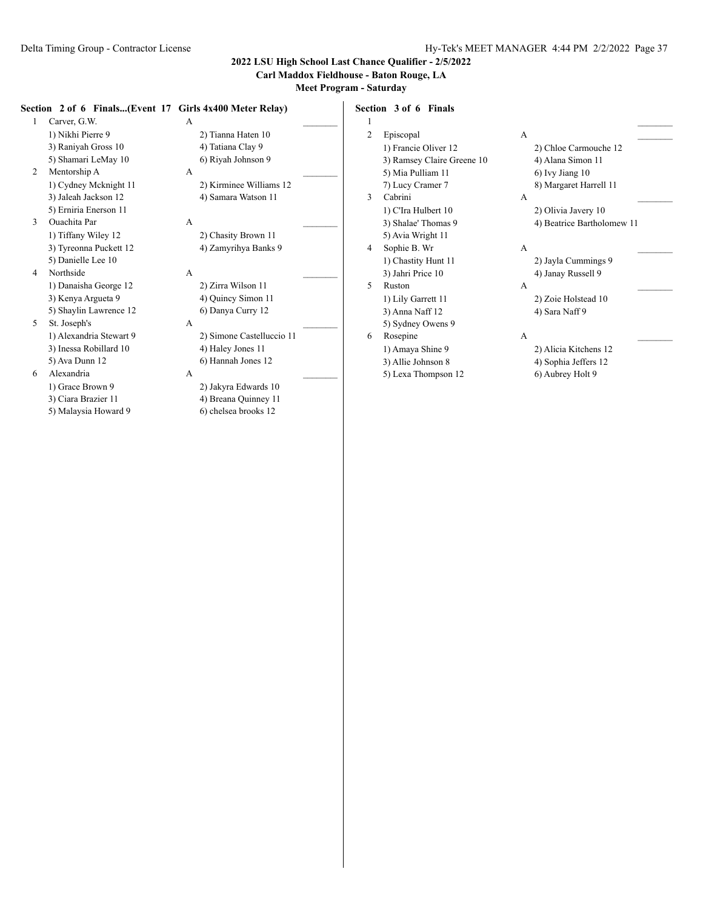**2022 LSU High School Last Chance Qualifier - 2/5/2022**
**Carl Maddox Fieldhouse - Baton Rouge, LA**
**Meet Program - Saturday**

**Section 2 of 6 Finals...(Event 17 Girls 4x400 Meter Relay)**

1 Carver, G.W. A _______
- 1) Nikhi Pierre 9
- 2) Tianna Haten 10
- 3) Raniyah Gross 10
- 4) Tatiana Clay 9
- 5) Shamari LeMay 10
- 6) Riyah Johnson 9

2 Mentorship A A _______
- 1) Cydney Mcknight 11
- 2) Kirminee Williams 12
- 3) Jaleah Jackson 12
- 4) Samara Watson 11
- 5) Erniria Enerson 11

3 Ouachita Par A _______
- 1) Tiffany Wiley 12
- 2) Chasity Brown 11
- 3) Tyreonna Puckett 12
- 4) Zamyrihya Banks 9
- 5) Danielle Lee 10

4 Northside A _______
- 1) Danaisha George 12
- 2) Zirra Wilson 11
- 3) Kenya Argueta 9
- 4) Quincy Simon 11
- 5) Shaylin Lawrence 12
- 6) Danya Curry 12

5 St. Joseph's A _______
- 1) Alexandria Stewart 9
- 2) Simone Castelluccio 11
- 3) Inessa Robillard 10
- 4) Haley Jones 11
- 5) Ava Dunn 12
- 6) Hannah Jones 12

6 Alexandria A _______
- 1) Grace Brown 9
- 2) Jakyra Edwards 10
- 3) Ciara Brazier 11
- 4) Breana Quinney 11
- 5) Malaysia Howard 9
- 6) chelsea brooks 12

**Section 3 of 6 Finals**

1 _______

2 Episcopal A _______
- 1) Francie Oliver 12
- 2) Chloe Carmouche 12
- 3) Ramsey Claire Greene 10
- 4) Alana Simon 11
- 5) Mia Pulliam 11
- 6) Ivy Jiang 10
- 7) Lucy Cramer 7
- 8) Margaret Harrell 11

3 Cabrini A _______
- 1) C'Ira Hulbert 10
- 2) Olivia Javery 10
- 3) Shalae' Thomas 9
- 4) Beatrice Bartholomew 11
- 5) Avia Wright 11

4 Sophie B. Wr A _______
- 1) Chastity Hunt 11
- 2) Jayla Cummings 9
- 3) Jahri Price 10
- 4) Janay Russell 9

5 Ruston A _______
- 1) Lily Garrett 11
- 2) Zoie Holstead 10
- 3) Anna Naff 12
- 4) Sara Naff 9
- 5) Sydney Owens 9

6 Rosepine A _______
- 1) Amaya Shine 9
- 2) Alicia Kitchens 12
- 3) Allie Johnson 8
- 4) Sophia Jeffers 12
- 5) Lexa Thompson 12
- 6) Aubrey Holt 9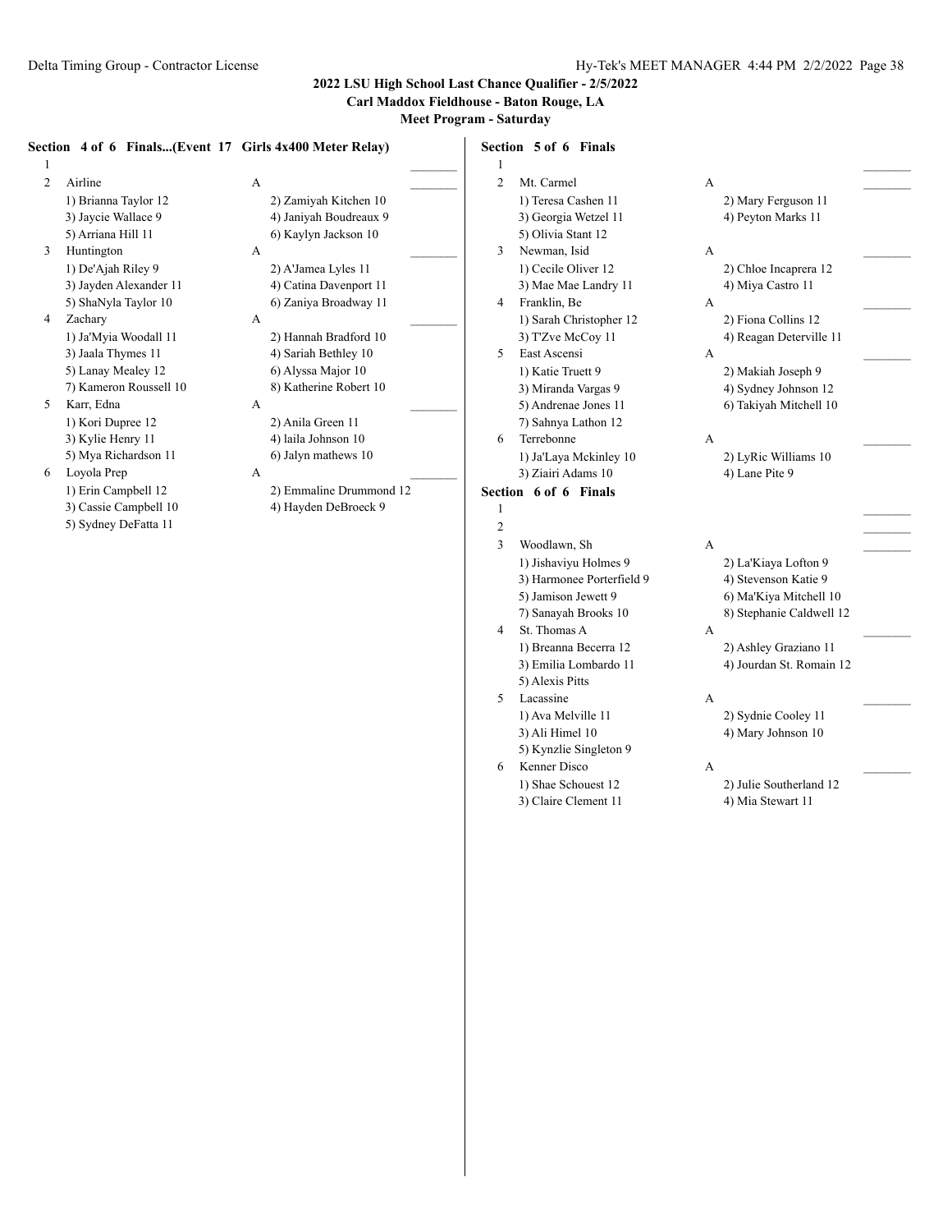## 2022 LSU High School Last Chance Qualifier - 2/5/2022

**Carl Maddox Fieldhouse - Baton Rouge, LA**

**Meet Program - Saturday**

### Section 4 of 6 Finals...(Event 17 Girls 4x400 Meter Relay)

1 _______

2 Airline A _______
- 1) Brianna Taylor 12
- 2) Zamiyah Kitchen 10
- 3) Jaycie Wallace 9
- 4) Janiyah Boudreaux 9
- 5) Arriana Hill 11
- 6) Kaylyn Jackson 10

3 Huntington A _______
- 1) De'Ajah Riley 9
- 2) A'Jamea Lyles 11
- 3) Jayden Alexander 11
- 4) Catina Davenport 11
- 5) ShaNyla Taylor 10
- 6) Zaniya Broadway 11

4 Zachary A _______
- 1) Ja'Myia Woodall 11
- 2) Hannah Bradford 10
- 3) Jaala Thymes 11
- 4) Sariah Bethley 10
- 5) Lanay Mealey 12
- 6) Alyssa Major 10
- 7) Kameron Roussell 10
- 8) Katherine Robert 10

5 Karr, Edna A _______
- 1) Kori Dupree 12
- 2) Anila Green 11
- 3) Kylie Henry 11
- 4) laila Johnson 10
- 5) Mya Richardson 11
- 6) Jalyn mathews 10

6 Loyola Prep A _______
- 1) Erin Campbell 12
- 2) Emmaline Drummond 12
- 3) Cassie Campbell 10
- 4) Hayden DeBroeck 9
- 5) Sydney DeFatta 11

### Section 5 of 6 Finals

1 _______

2 Mt. Carmel A _______
- 1) Teresa Cashen 11
- 2) Mary Ferguson 11
- 3) Georgia Wetzel 11
- 4) Peyton Marks 11
- 5) Olivia Stant 12

3 Newman, Isid A _______
- 1) Cecile Oliver 12
- 2) Chloe Incaprera 12
- 3) Mae Mae Landry 11
- 4) Miya Castro 11

4 Franklin, Be A _______
- 1) Sarah Christopher 12
- 2) Fiona Collins 12
- 3) T'Zve McCoy 11
- 4) Reagan Deterville 11

5 East Ascensi A _______
- 1) Katie Truett 9
- 2) Makiah Joseph 9
- 3) Miranda Vargas 9
- 4) Sydney Johnson 12
- 5) Andrenae Jones 11
- 6) Takiyah Mitchell 10
- 7) Sahnya Lathon 12

6 Terrebonne A _______
- 1) Ja'LAya Mckinley 10
- 2) LyRic Williams 10
- 3) Ziairi Adams 10
- 4) Lane Pite 9

### Section 6 of 6 Finals

1 _______

2 _______

3 Woodlawn, Sh A _______
- 1) Jishaviyu Holmes 9
- 2) La'Kiaya Lofton 9
- 3) Harmonee Porterfield 9
- 4) Stevenson Katie 9
- 5) Jamison Jewett 9
- 6) Ma'Kiya Mitchell 10
- 7) Sanayah Brooks 10
- 8) Stephanie Caldwell 12

4 St. Thomas A A _______
- 1) Breanna Becerra 12
- 2) Ashley Graziano 11
- 3) Emilia Lombardo 11
- 4) Jourdan St. Romain 12
- 5) Alexis Pitts

5 Lacassine A _______
- 1) Ava Melville 11
- 2) Sydnie Cooley 11
- 3) Ali Himel 10
- 4) Mary Johnson 10
- 5) Kynzlie Singleton 9

6 Kenner Disco A _______
- 1) Shae Schouest 12
- 2) Julie Southerland 12
- 3) Claire Clement 11
- 4) Mia Stewart 11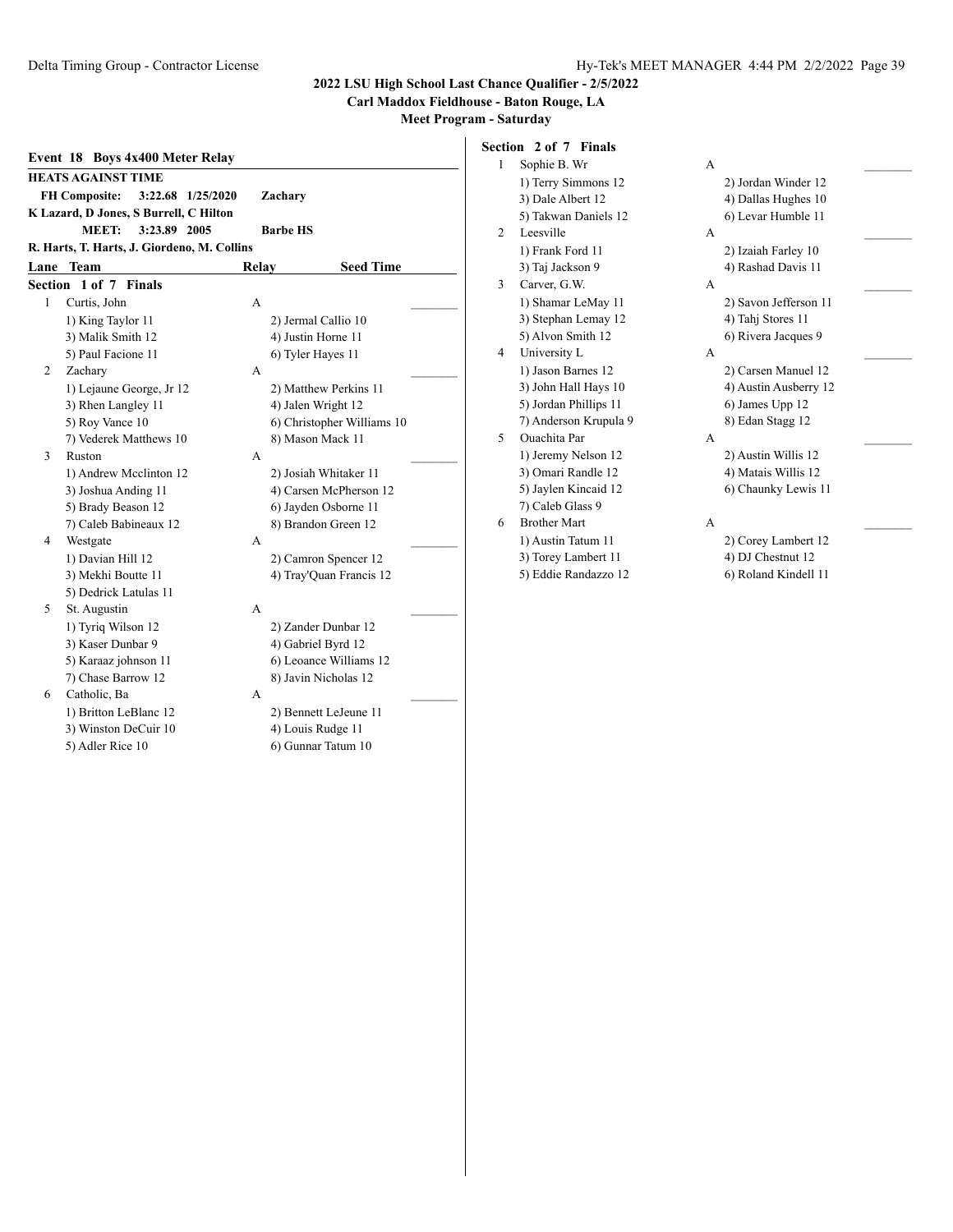**2022 LSU High School Last Chance Qualifier - 2/5/2022**
**Carl Maddox Fieldhouse - Baton Rouge, LA**
**Meet Program - Saturday**

## Event 18 Boys 4x400 Meter Relay

**HEATS AGAINST TIME**

**FH Composite:** 3:22.68 1/25/2020 **Zachary**
**K Lazard, D Jones, S Burrell, C Hilton**
**MEET:** 3:23.89 2005 **Barbe HS**
**R. Harts, T. Harts, J. Giordeno, M. Collins**

| Lane | Team | Relay | Seed Time |
|---|---|---|---|

### Section 1 of 7 Finals

| Lane | Team | Relay | Seed Time |
|---|---|---|---|
| 1 | Curtis, John | A | ________ |
| | 1) King Taylor 11 | 2) Jermal Callio 10 | |
| | 3) Malik Smith 12 | 4) Justin Horne 11 | |
| | 5) Paul Facione 11 | 6) Tyler Hayes 11 | |
| 2 | Zachary | A | ________ |
| | 1) Lejaune George, Jr 12 | 2) Matthew Perkins 11 | |
| | 3) Rhen Langley 11 | 4) Jalen Wright 12 | |
| | 5) Roy Vance 10 | 6) Christopher Williams 10 | |
| | 7) Vederek Matthews 10 | 8) Mason Mack 11 | |
| 3 | Ruston | A | ________ |
| | 1) Andrew Mcclinton 12 | 2) Josiah Whitaker 11 | |
| | 3) Joshua Anding 11 | 4) Carsen McPherson 12 | |
| | 5) Brady Beason 12 | 6) Jayden Osborne 11 | |
| | 7) Caleb Babineaux 12 | 8) Brandon Green 12 | |
| 4 | Westgate | A | ________ |
| | 1) Davian Hill 12 | 2) Camron Spencer 12 | |
| | 3) Mekhi Boutte 11 | 4) Tray'Quan Francis 12 | |
| | 5) Dedrick Latulas 11 | | |
| 5 | St. Augustin | A | ________ |
| | 1) Tyriq Wilson 12 | 2) Zander Dunbar 12 | |
| | 3) Kaser Dunbar 9 | 4) Gabriel Byrd 12 | |
| | 5) Karaaz johnson 11 | 6) Leoance Williams 12 | |
| | 7) Chase Barrow 12 | 8) Javin Nicholas 12 | |
| 6 | Catholic, Ba | A | ________ |
| | 1) Britton LeBlanc 12 | 2) Bennett LeJeune 11 | |
| | 3) Winston DeCuir 10 | 4) Louis Rudge 11 | |
| | 5) Adler Rice 10 | 6) Gunnar Tatum 10 | |

### Section 2 of 7 Finals

| Lane | Team | Relay | Seed Time |
|---|---|---|---|
| 1 | Sophie B. Wr | A | ________ |
| | 1) Terry Simmons 12 | 2) Jordan Winder 12 | |
| | 3) Dale Albert 12 | 4) Dallas Hughes 10 | |
| | 5) Takwan Daniels 12 | 6) Levar Humble 11 | |
| 2 | Leesville | A | ________ |
| | 1) Frank Ford 11 | 2) Izaiah Farley 10 | |
| | 3) Taj Jackson 9 | 4) Rashad Davis 11 | |
| 3 | Carver, G.W. | A | ________ |
| | 1) Shamar LeMay 11 | 2) Savon Jefferson 11 | |
| | 3) Stephan Lemay 12 | 4) Tahj Stores 11 | |
| | 5) Alvon Smith 12 | 6) Rivera Jacques 9 | |
| 4 | University L | A | ________ |
| | 1) Jason Barnes 12 | 2) Carsen Manuel 12 | |
| | 3) John Hall Hays 10 | 4) Austin Ausberry 12 | |
| | 5) Jordan Phillips 11 | 6) James Upp 12 | |
| | 7) Anderson Krupula 9 | 8) Edan Stagg 12 | |
| 5 | Ouachita Par | A | ________ |
| | 1) Jeremy Nelson 12 | 2) Austin Willis 12 | |
| | 3) Omari Randle 12 | 4) Matais Willis 12 | |
| | 5) Jaylen Kincaid 12 | 6) Chaunky Lewis 11 | |
| | 7) Caleb Glass 9 | | |
| 6 | Brother Mart | A | ________ |
| | 1) Austin Tatum 11 | 2) Corey Lambert 12 | |
| | 3) Torey Lambert 11 | 4) DJ Chestnut 12 | |
| | 5) Eddie Randazzo 12 | 6) Roland Kindell 11 | |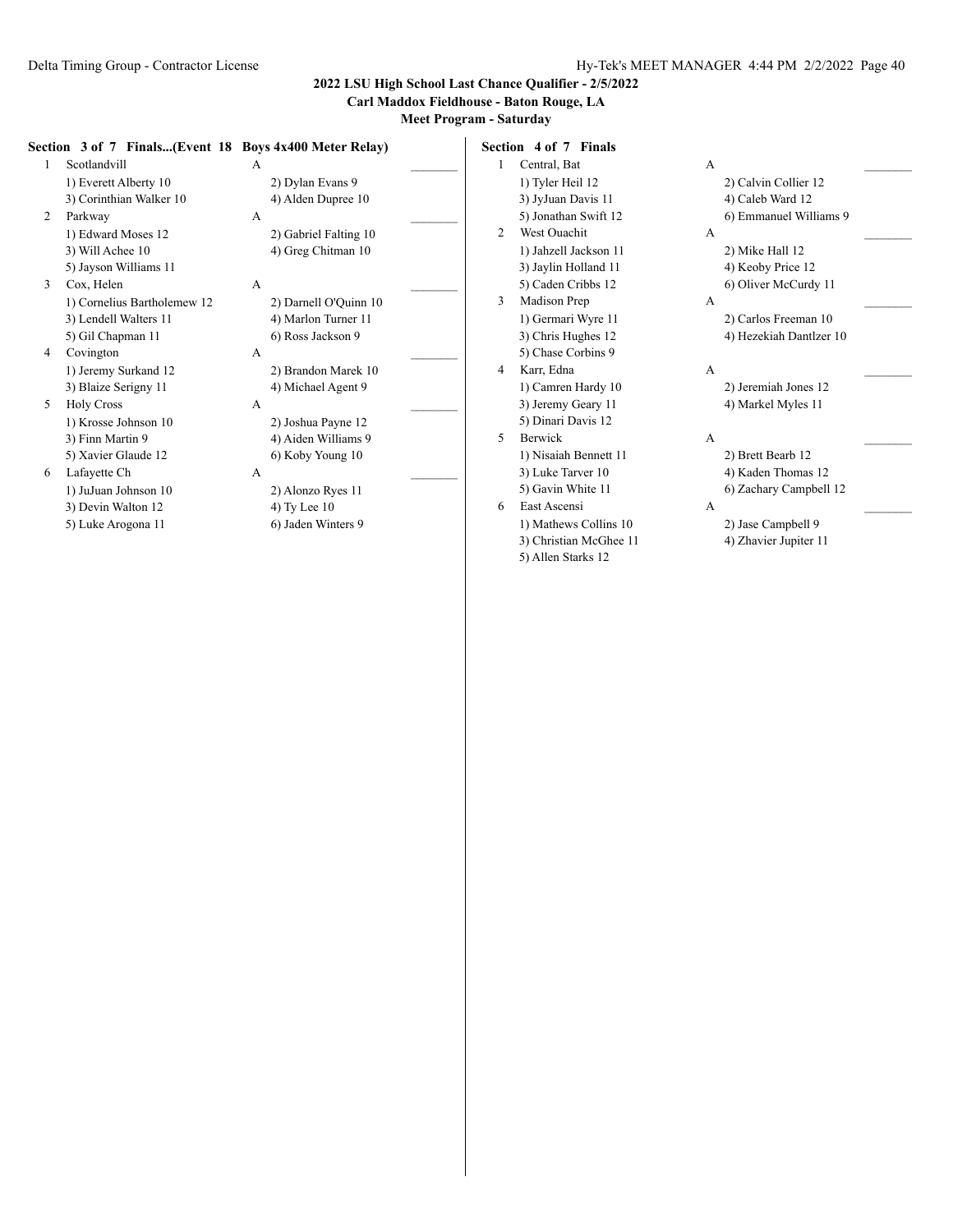## 2022 LSU High School Last Chance Qualifier - 2/5/2022

**Carl Maddox Fieldhouse - Baton Rouge, LA**

**Meet Program - Saturday**

### Section 3 of 7 Finals...(Event 18 Boys 4x400 Meter Relay)

1 Scotlandvill A _______
- 1) Everett Alberty 10
- 2) Dylan Evans 9
- 3) Corinthian Walker 10
- 4) Alden Dupree 10

2 Parkway A _______
- 1) Edward Moses 12
- 2) Gabriel Falting 10
- 3) Will Achee 10
- 4) Greg Chitman 10
- 5) Jayson Williams 11

3 Cox, Helen A _______
- 1) Cornelius Bartholemew 12
- 2) Darnell O'Quinn 10
- 3) Lendell Walters 11
- 4) Marlon Turner 11
- 5) Gil Chapman 11
- 6) Ross Jackson 9

4 Covington A _______
- 1) Jeremy Surkand 12
- 2) Brandon Marek 10
- 3) Blaize Serigny 11
- 4) Michael Agent 9

5 Holy Cross A _______
- 1) Krosse Johnson 10
- 2) Joshua Payne 12
- 3) Finn Martin 9
- 4) Aiden Williams 9
- 5) Xavier Glaude 12
- 6) Koby Young 10

6 Lafayette Ch A _______
- 1) JuJuan Johnson 10
- 2) Alonzo Ryes 11
- 3) Devin Walton 12
- 4) Ty Lee 10
- 5) Luke Arogona 11
- 6) Jaden Winters 9

### Section 4 of 7 Finals

1 Central, Bat A _______
- 1) Tyler Heil 12
- 2) Calvin Collier 12
- 3) JyJuan Davis 11
- 4) Caleb Ward 12
- 5) Jonathan Swift 12
- 6) Emmanuel Williams 9

2 West Ouachit A _______
- 1) Jahzell Jackson 11
- 2) Mike Hall 12
- 3) Jaylin Holland 11
- 4) Keoby Price 12
- 5) Caden Cribbs 12
- 6) Oliver McCurdy 11

3 Madison Prep A _______
- 1) Germari Wyre 11
- 2) Carlos Freeman 10
- 3) Chris Hughes 12
- 4) Hezekiah Dantlzer 10
- 5) Chase Corbins 9

4 Karr, Edna A _______
- 1) Camren Hardy 10
- 2) Jeremiah Jones 12
- 3) Jeremy Geary 11
- 4) Markel Myles 11
- 5) Dinari Davis 12

5 Berwick A _______
- 1) Nisaiah Bennett 11
- 2) Brett Bearb 12
- 3) Luke Tarver 10
- 4) Kaden Thomas 12
- 5) Gavin White 11
- 6) Zachary Campbell 12

6 East Ascensi A _______
- 1) Mathews Collins 10
- 2) Jase Campbell 9
- 3) Christian McGhee 11
- 4) Zhavier Jupiter 11
- 5) Allen Starks 12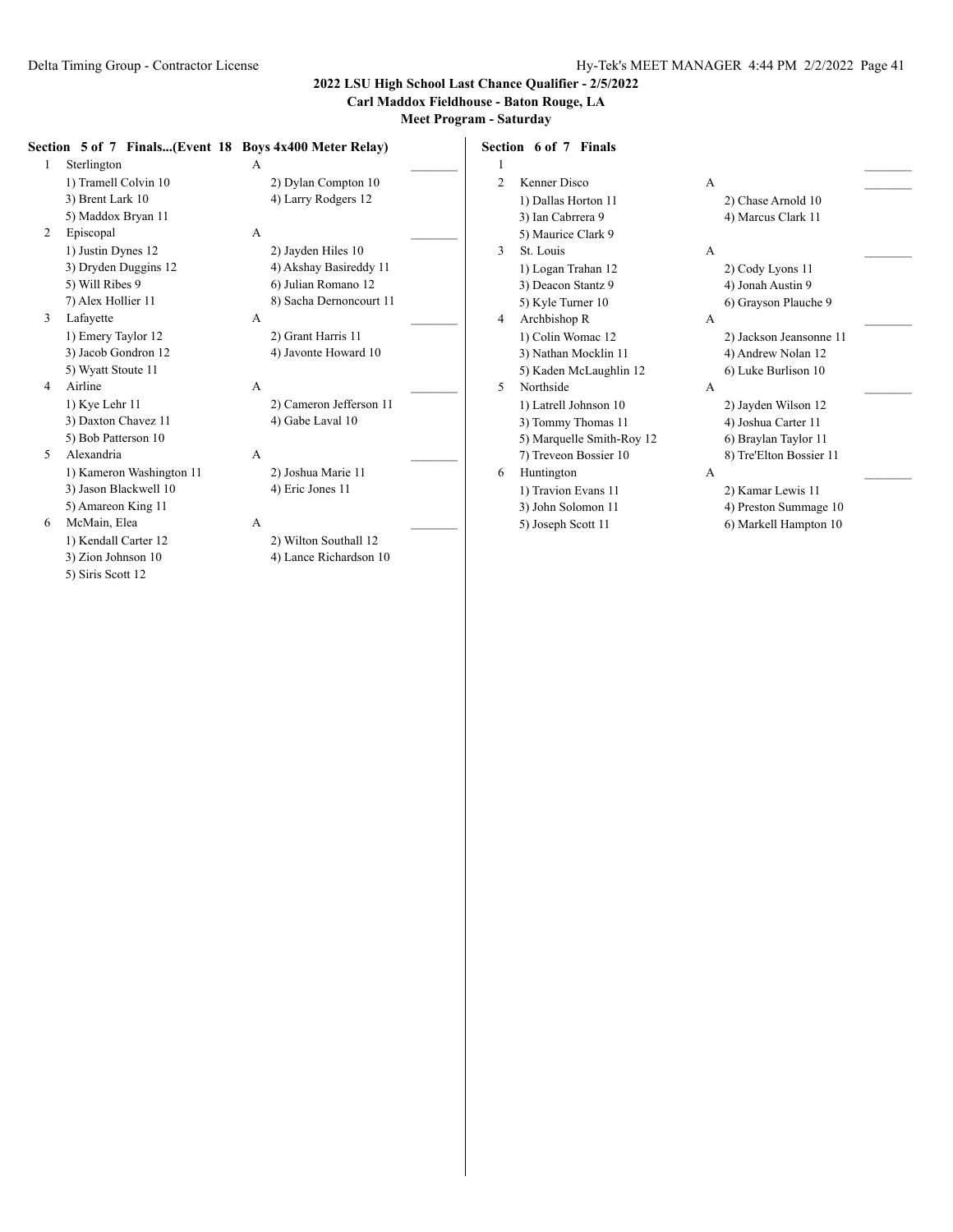## 2022 LSU High School Last Chance Qualifier - 2/5/2022

**Carl Maddox Fieldhouse - Baton Rouge, LA**

**Meet Program - Saturday**

### Section 5 of 7 Finals...(Event 18 Boys 4x400 Meter Relay)

1 Sterlington A _______
- 1) Tramell Colvin 10
- 2) Dylan Compton 10
- 3) Brent Lark 10
- 4) Larry Rodgers 12
- 5) Maddox Bryan 11

2 Episcopal A _______
- 1) Justin Dynes 12
- 2) Jayden Hiles 10
- 3) Dryden Duggins 12
- 4) Akshay Basireddy 11
- 5) Will Ribes 9
- 6) Julian Romano 12
- 7) Alex Hollier 11
- 8) Sacha Dernoncourt 11

3 Lafayette A _______
- 1) Emery Taylor 12
- 2) Grant Harris 11
- 3) Jacob Gondron 12
- 4) Javonte Howard 10
- 5) Wyatt Stoute 11

4 Airline A _______
- 1) Kye Lehr 11
- 2) Cameron Jefferson 11
- 3) Daxton Chavez 11
- 4) Gabe Laval 10
- 5) Bob Patterson 10

5 Alexandria A _______
- 1) Kameron Washington 11
- 2) Joshua Marie 11
- 3) Jason Blackwell 10
- 4) Eric Jones 11
- 5) Amareon King 11

6 McMain, Elea A _______
- 1) Kendall Carter 12
- 2) Wilton Southall 12
- 3) Zion Johnson 10
- 4) Lance Richardson 10
- 5) Siris Scott 12

### Section 6 of 7 Finals

1 _______

2 Kenner Disco A _______
- 1) Dallas Horton 11
- 2) Chase Arnold 10
- 3) Ian Cabrrera 9
- 4) Marcus Clark 11
- 5) Maurice Clark 9

3 St. Louis A _______
- 1) Logan Trahan 12
- 2) Cody Lyons 11
- 3) Deacon Stantz 9
- 4) Jonah Austin 9
- 5) Kyle Turner 10
- 6) Grayson Plauche 9

4 Archbishop R A _______
- 1) Colin Womac 12
- 2) Jackson Jeansonne 11
- 3) Nathan Mocklin 11
- 4) Andrew Nolan 12
- 5) Kaden McLaughlin 12
- 6) Luke Burlison 10

5 Northside A _______
- 1) Latrell Johnson 10
- 2) Jayden Wilson 12
- 3) Tommy Thomas 11
- 4) Joshua Carter 11
- 5) Marquelle Smith-Roy 12
- 6) Braylan Taylor 11
- 7) Treveon Bossier 10
- 8) Tre'Elton Bossier 11

6 Huntington A _______
- 1) Travion Evans 11
- 2) Kamar Lewis 11
- 3) John Solomon 11
- 4) Preston Summage 10
- 5) Joseph Scott 11
- 6) Markell Hampton 10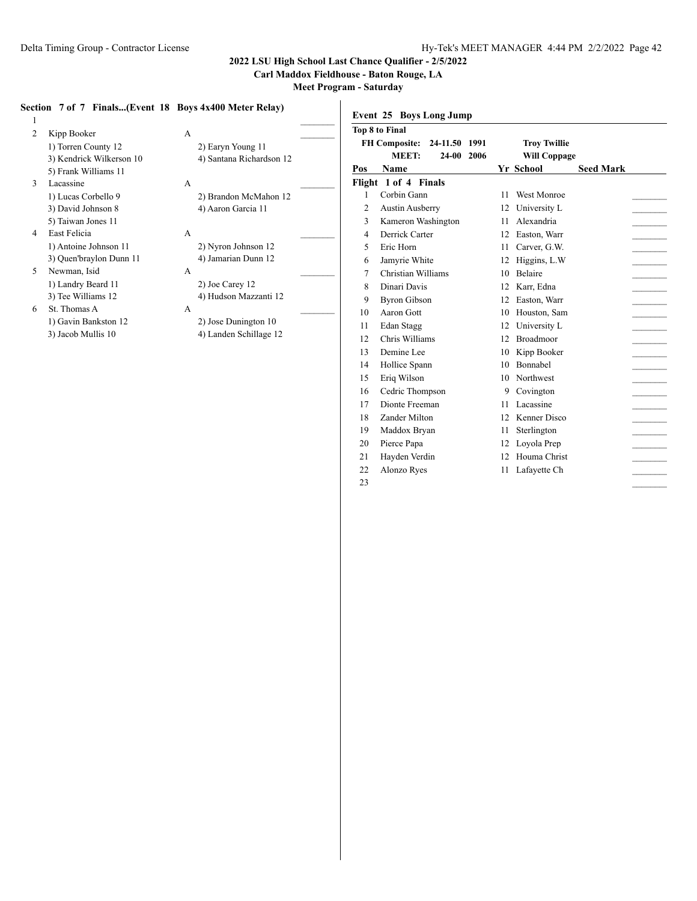### Section 7 of 7 Finals...(Event 18 Boys 4x400 Meter Relay)

| Lane | Team | Relay | | | Seed Time |
|---|---|---|---|---|---|
| 1 | | | | | _______ |
| 2 | Kipp Booker | A | 1) Torren County 12 | 2) Earyn Young 11 | _______ |
| | | | 3) Kendrick Wilkerson 10 | 4) Santana Richardson 12 | |
| | | | 5) Frank Williams 11 | | |
| 3 | Lacassine | A | 1) Lucas Corbello 9 | 2) Brandon McMahon 12 | _______ |
| | | | 3) David Johnson 8 | 4) Aaron Garcia 11 | |
| | | | 5) Taiwan Jones 11 | | |
| 4 | East Felicia | A | 1) Antoine Johnson 11 | 2) Nyron Johnson 12 | _______ |
| | | | 3) Quen'braylon Dunn 11 | 4) Jamarian Dunn 12 | |
| 5 | Newman, Isid | A | 1) Landry Beard 11 | 2) Joe Carey 12 | _______ |
| | | | 3) Tee Williams 12 | 4) Hudson Mazzanti 12 | |
| 6 | St. Thomas A | A | 1) Gavin Bankston 12 | 2) Jose Dunington 10 | _______ |
| | | | 3) Jacob Mullis 10 | 4) Landen Schillage 12 | |

### Event 25 Boys Long Jump

**Top 8 to Final**

**FH Composite: 24-11.50 1991 Troy Twillie**
**MEET: 24-00 2006 Will Coppage**

**Flight 1 of 4 Finals**

| Pos | Name | Yr | School | Seed Mark | |
|---|---|---|---|---|---|
| 1 | Corbin Gann | 11 | West Monroe | | _______ |
| 2 | Austin Ausberry | 12 | University L | | _______ |
| 3 | Kameron Washington | 11 | Alexandria | | _______ |
| 4 | Derrick Carter | 12 | Easton, Warr | | _______ |
| 5 | Eric Horn | 11 | Carver, G.W. | | _______ |
| 6 | Jamyrie White | 12 | Higgins, L.W | | _______ |
| 7 | Christian Williams | 10 | Belaire | | _______ |
| 8 | Dinari Davis | 12 | Karr, Edna | | _______ |
| 9 | Byron Gibson | 12 | Easton, Warr | | _______ |
| 10 | Aaron Gott | 10 | Houston, Sam | | _______ |
| 11 | Edan Stagg | 12 | University L | | _______ |
| 12 | Chris Williams | 12 | Broadmoor | | _______ |
| 13 | Demine Lee | 10 | Kipp Booker | | _______ |
| 14 | Hollice Spann | 10 | Bonnabel | | _______ |
| 15 | Eriq Wilson | 10 | Northwest | | _______ |
| 16 | Cedric Thompson | 9 | Covington | | _______ |
| 17 | Dionte Freeman | 11 | Lacassine | | _______ |
| 18 | Zander Milton | 12 | Kenner Disco | | _______ |
| 19 | Maddox Bryan | 11 | Sterlington | | _______ |
| 20 | Pierce Papa | 12 | Loyola Prep | | _______ |
| 21 | Hayden Verdin | 12 | Houma Christ | | _______ |
| 22 | Alonzo Ryes | 11 | Lafayette Ch | | _______ |
| 23 | | | | | _______ |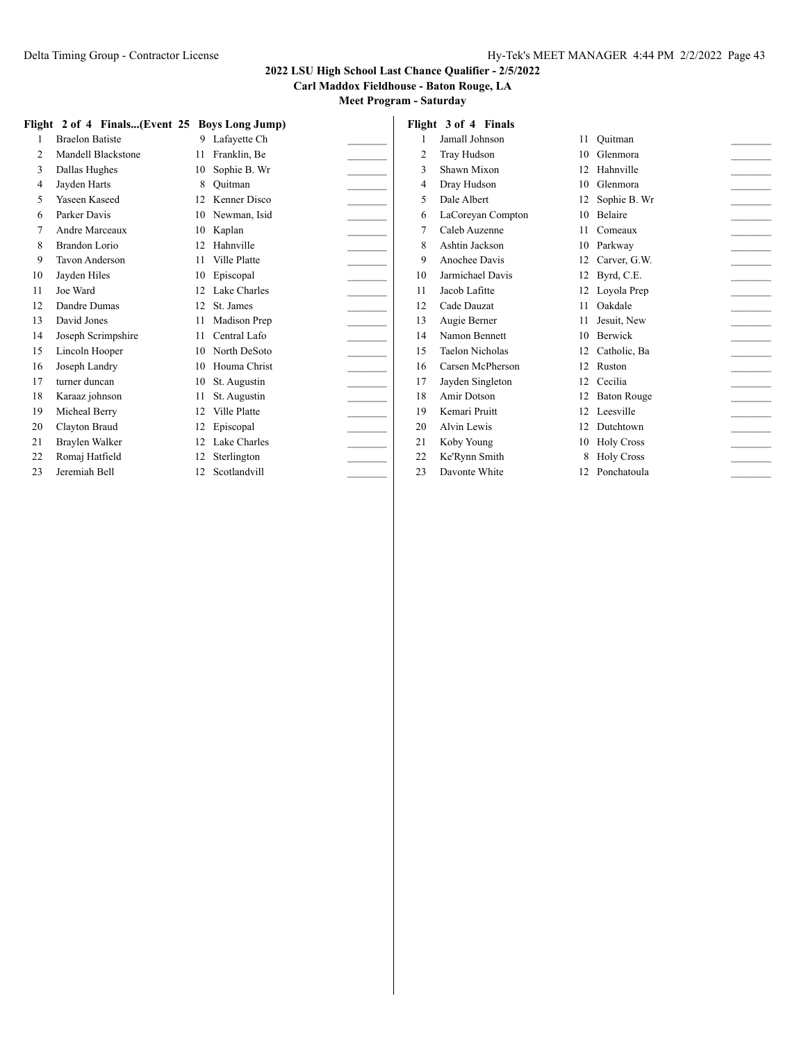**2022 LSU High School Last Chance Qualifier - 2/5/2022**

**Carl Maddox Fieldhouse - Baton Rouge, LA**

**Meet Program - Saturday**

**Flight 2 of 4 Finals...(Event 25 Boys Long Jump)**

| # | Name | Yr | School | Mark |
|---|---|---|---|---|
| 1 | Braelon Batiste | 9 | Lafayette Ch | _______ |
| 2 | Mandell Blackstone | 11 | Franklin, Be | _______ |
| 3 | Dallas Hughes | 10 | Sophie B. Wr | _______ |
| 4 | Jayden Harts | 8 | Quitman | _______ |
| 5 | Yaseen Kaseed | 12 | Kenner Disco | _______ |
| 6 | Parker Davis | 10 | Newman, Isid | _______ |
| 7 | Andre Marceaux | 10 | Kaplan | _______ |
| 8 | Brandon Lorio | 12 | Hahnville | _______ |
| 9 | Tavon Anderson | 11 | Ville Platte | _______ |
| 10 | Jayden Hiles | 10 | Episcopal | _______ |
| 11 | Joe Ward | 12 | Lake Charles | _______ |
| 12 | Dandre Dumas | 12 | St. James | _______ |
| 13 | David Jones | 11 | Madison Prep | _______ |
| 14 | Joseph Scrimpshire | 11 | Central Lafo | _______ |
| 15 | Lincoln Hooper | 10 | North DeSoto | _______ |
| 16 | Joseph Landry | 10 | Houma Christ | _______ |
| 17 | turner duncan | 10 | St. Augustin | _______ |
| 18 | Karaaz johnson | 11 | St. Augustin | _______ |
| 19 | Micheal Berry | 12 | Ville Platte | _______ |
| 20 | Clayton Braud | 12 | Episcopal | _______ |
| 21 | Braylen Walker | 12 | Lake Charles | _______ |
| 22 | Romaj Hatfield | 12 | Sterlington | _______ |
| 23 | Jeremiah Bell | 12 | Scotlandvill | _______ |

**Flight 3 of 4 Finals**

| # | Name | Yr | School | Mark |
|---|---|---|---|---|
| 1 | Jamall Johnson | 11 | Quitman | _______ |
| 2 | Tray Hudson | 10 | Glenmora | _______ |
| 3 | Shawn Mixon | 12 | Hahnville | _______ |
| 4 | Dray Hudson | 10 | Glenmora | _______ |
| 5 | Dale Albert | 12 | Sophie B. Wr | _______ |
| 6 | LaCoreyan Compton | 10 | Belaire | _______ |
| 7 | Caleb Auzenne | 11 | Comeaux | _______ |
| 8 | Ashtin Jackson | 10 | Parkway | _______ |
| 9 | Anochee Davis | 12 | Carver, G.W. | _______ |
| 10 | Jarmichael Davis | 12 | Byrd, C.E. | _______ |
| 11 | Jacob Lafitte | 12 | Loyola Prep | _______ |
| 12 | Cade Dauzat | 11 | Oakdale | _______ |
| 13 | Augie Berner | 11 | Jesuit, New | _______ |
| 14 | Namon Bennett | 10 | Berwick | _______ |
| 15 | Taelon Nicholas | 12 | Catholic, Ba | _______ |
| 16 | Carsen McPherson | 12 | Ruston | _______ |
| 17 | Jayden Singleton | 12 | Cecilia | _______ |
| 18 | Amir Dotson | 12 | Baton Rouge | _______ |
| 19 | Kemari Pruitt | 12 | Leesville | _______ |
| 20 | Alvin Lewis | 12 | Dutchtown | _______ |
| 21 | Koby Young | 10 | Holy Cross | _______ |
| 22 | Ke'Rynn Smith | 8 | Holy Cross | _______ |
| 23 | Davonte White | 12 | Ponchatoula | _______ |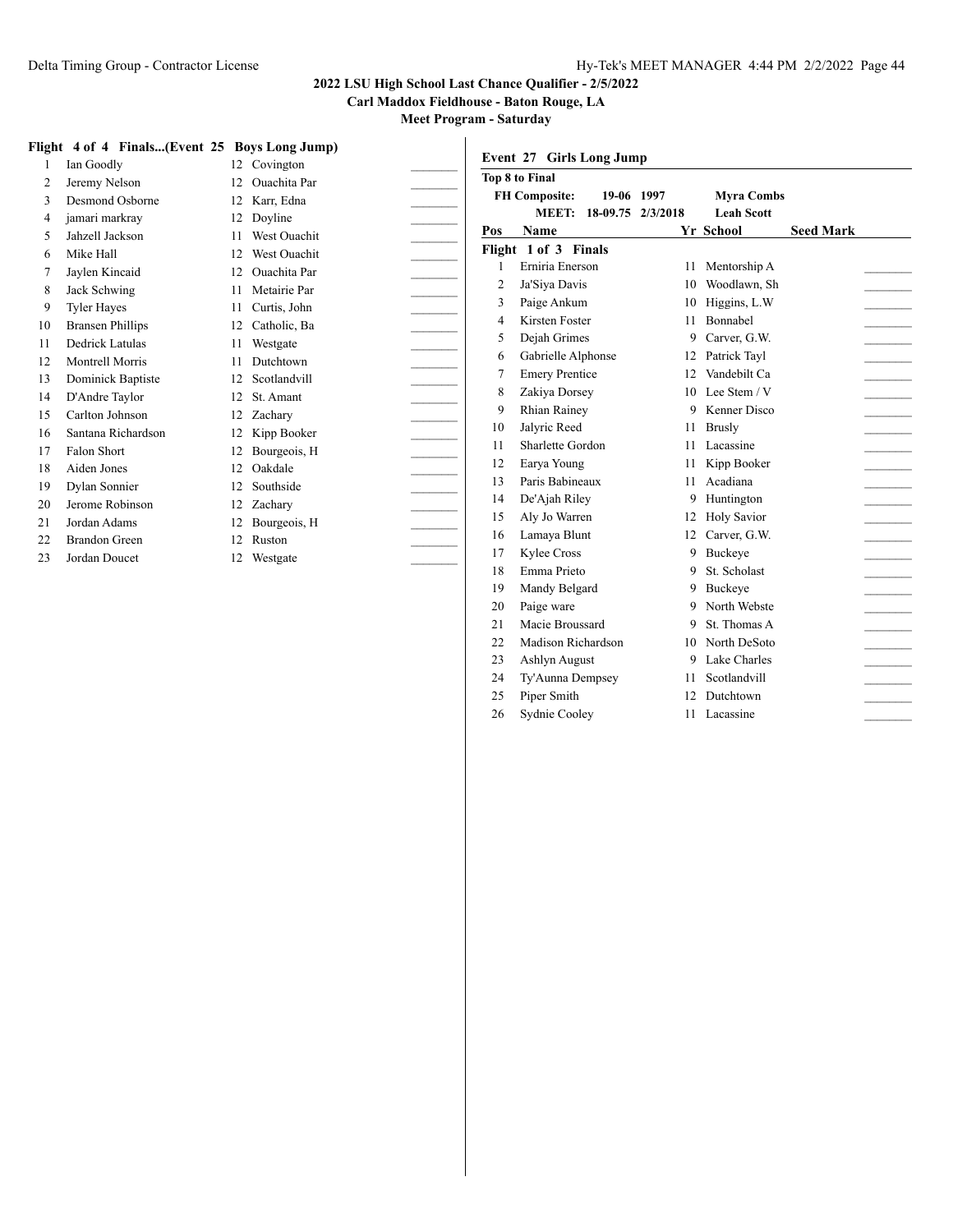## 2022 LSU High School Last Chance Qualifier - 2/5/2022

**Carl Maddox Fieldhouse - Baton Rouge, LA**

**Meet Program - Saturday**

### Flight 4 of 4 Finals...(Event 25 Boys Long Jump)

| Pos | Name | Yr | School | Seed Mark |
|---|---|---|---|---|
| 1 | Ian Goodly | 12 | Covington | |
| 2 | Jeremy Nelson | 12 | Ouachita Par | |
| 3 | Desmond Osborne | 12 | Karr, Edna | |
| 4 | jamari markray | 12 | Doyline | |
| 5 | Jahzell Jackson | 11 | West Ouachit | |
| 6 | Mike Hall | 12 | West Ouachit | |
| 7 | Jaylen Kincaid | 12 | Ouachita Par | |
| 8 | Jack Schwing | 11 | Metairie Par | |
| 9 | Tyler Hayes | 11 | Curtis, John | |
| 10 | Bransen Phillips | 12 | Catholic, Ba | |
| 11 | Dedrick Latulas | 11 | Westgate | |
| 12 | Montrell Morris | 11 | Dutchtown | |
| 13 | Dominick Baptiste | 12 | Scotlandvill | |
| 14 | D'Andre Taylor | 12 | St. Amant | |
| 15 | Carlton Johnson | 12 | Zachary | |
| 16 | Santana Richardson | 12 | Kipp Booker | |
| 17 | Falon Short | 12 | Bourgeois, H | |
| 18 | Aiden Jones | 12 | Oakdale | |
| 19 | Dylan Sonnier | 12 | Southside | |
| 20 | Jerome Robinson | 12 | Zachary | |
| 21 | Jordan Adams | 12 | Bourgeois, H | |
| 22 | Brandon Green | 12 | Ruston | |
| 23 | Jordan Doucet | 12 | Westgate | |

### Event 27 Girls Long Jump

**Top 8 to Final**

**FH Composite:** 19-06 1997 **Myra Combs**

**MEET:** 18-09.75 2/3/2018 **Leah Scott**

**Flight 1 of 3 Finals**

| Pos | Name | Yr | School | Seed Mark |
|---|---|---|---|---|
| 1 | Erniria Enerson | 11 | Mentorship A | |
| 2 | Ja'Siya Davis | 10 | Woodlawn, Sh | |
| 3 | Paige Ankum | 10 | Higgins, L.W | |
| 4 | Kirsten Foster | 11 | Bonnabel | |
| 5 | Dejah Grimes | 9 | Carver, G.W. | |
| 6 | Gabrielle Alphonse | 12 | Patrick Tayl | |
| 7 | Emery Prentice | 12 | Vandebilt Ca | |
| 8 | Zakiya Dorsey | 10 | Lee Stem / V | |
| 9 | Rhian Rainey | 9 | Kenner Disco | |
| 10 | Jalyric Reed | 11 | Brusly | |
| 11 | Sharlette Gordon | 11 | Lacassine | |
| 12 | Earya Young | 11 | Kipp Booker | |
| 13 | Paris Babineaux | 11 | Acadiana | |
| 14 | De'Ajah Riley | 9 | Huntington | |
| 15 | Aly Jo Warren | 12 | Holy Savior | |
| 16 | Lamaya Blunt | 12 | Carver, G.W. | |
| 17 | Kylee Cross | 9 | Buckeye | |
| 18 | Emma Prieto | 9 | St. Scholast | |
| 19 | Mandy Belgard | 9 | Buckeye | |
| 20 | Paige ware | 9 | North Webste | |
| 21 | Macie Broussard | 9 | St. Thomas A | |
| 22 | Madison Richardson | 10 | North DeSoto | |
| 23 | Ashlyn August | 9 | Lake Charles | |
| 24 | Ty'Aunna Dempsey | 11 | Scotlandvill | |
| 25 | Piper Smith | 12 | Dutchtown | |
| 26 | Sydnie Cooley | 11 | Lacassine | |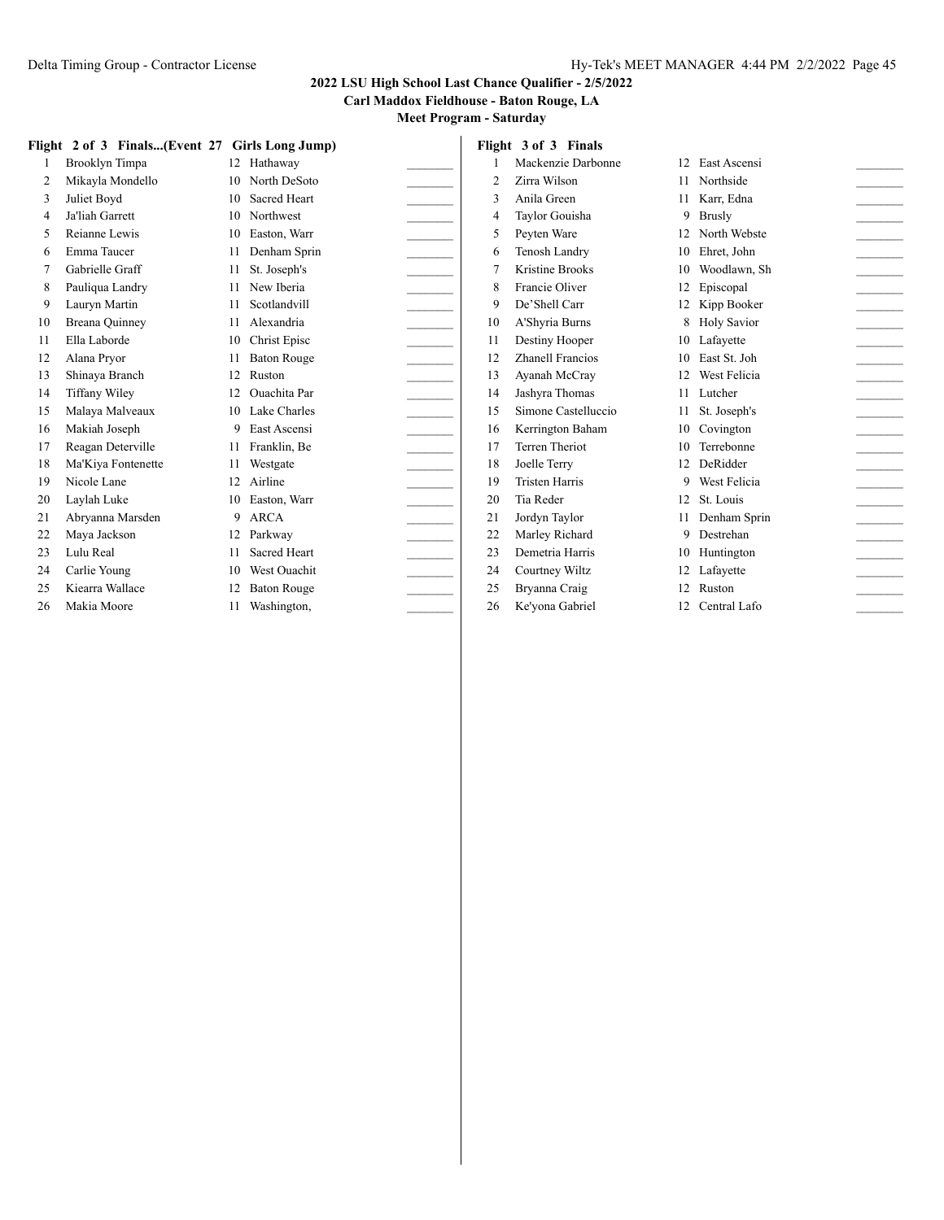### 2022 LSU High School Last Chance Qualifier - 2/5/2022

**Carl Maddox Fieldhouse - Baton Rouge, LA**

**Meet Program - Saturday**

**Flight 2 of 3 Finals...(Event 27 Girls Long Jump)**

| # | Name | Yr | School | Mark |
|---|---|---|---|---|
| 1 | Brooklyn Timpa | 12 | Hathaway | _______ |
| 2 | Mikayla Mondello | 10 | North DeSoto | _______ |
| 3 | Juliet Boyd | 10 | Sacred Heart | _______ |
| 4 | Ja'liah Garrett | 10 | Northwest | _______ |
| 5 | Reianne Lewis | 10 | Easton, Warr | _______ |
| 6 | Emma Taucer | 11 | Denham Sprin | _______ |
| 7 | Gabrielle Graff | 11 | St. Joseph's | _______ |
| 8 | Pauliqua Landry | 11 | New Iberia | _______ |
| 9 | Lauryn Martin | 11 | Scotlandvill | _______ |
| 10 | Breana Quinney | 11 | Alexandria | _______ |
| 11 | Ella Laborde | 10 | Christ Episc | _______ |
| 12 | Alana Pryor | 11 | Baton Rouge | _______ |
| 13 | Shinaya Branch | 12 | Ruston | _______ |
| 14 | Tiffany Wiley | 12 | Ouachita Par | _______ |
| 15 | Malaya Malveaux | 10 | Lake Charles | _______ |
| 16 | Makiah Joseph | 9 | East Ascensi | _______ |
| 17 | Reagan Deterville | 11 | Franklin, Be | _______ |
| 18 | Ma'Kiya Fontenette | 11 | Westgate | _______ |
| 19 | Nicole Lane | 12 | Airline | _______ |
| 20 | Laylah Luke | 10 | Easton, Warr | _______ |
| 21 | Abryanna Marsden | 9 | ARCA | _______ |
| 22 | Maya Jackson | 12 | Parkway | _______ |
| 23 | Lulu Real | 11 | Sacred Heart | _______ |
| 24 | Carlie Young | 10 | West Ouachit | _______ |
| 25 | Kiearra Wallace | 12 | Baton Rouge | _______ |
| 26 | Makia Moore | 11 | Washington, | _______ |

**Flight 3 of 3 Finals**

| # | Name | Yr | School | Mark |
|---|---|---|---|---|
| 1 | Mackenzie Darbonne | 12 | East Ascensi | _______ |
| 2 | Zirra Wilson | 11 | Northside | _______ |
| 3 | Anila Green | 11 | Karr, Edna | _______ |
| 4 | Taylor Gouisha | 9 | Brusly | _______ |
| 5 | Peyten Ware | 12 | North Webste | _______ |
| 6 | Tenosh Landry | 10 | Ehret, John | _______ |
| 7 | Kristine Brooks | 10 | Woodlawn, Sh | _______ |
| 8 | Francie Oliver | 12 | Episcopal | _______ |
| 9 | De'Shell Carr | 12 | Kipp Booker | _______ |
| 10 | A'Shyria Burns | 8 | Holy Savior | _______ |
| 11 | Destiny Hooper | 10 | Lafayette | _______ |
| 12 | Zhanell Francios | 10 | East St. Joh | _______ |
| 13 | Ayanah McCray | 12 | West Felicia | _______ |
| 14 | Jashyra Thomas | 11 | Lutcher | _______ |
| 15 | Simone Castelluccio | 11 | St. Joseph's | _______ |
| 16 | Kerrington Baham | 10 | Covington | _______ |
| 17 | Terren Theriot | 10 | Terrebonne | _______ |
| 18 | Joelle Terry | 12 | DeRidder | _______ |
| 19 | Tristen Harris | 9 | West Felicia | _______ |
| 20 | Tia Reder | 12 | St. Louis | _______ |
| 21 | Jordyn Taylor | 11 | Denham Sprin | _______ |
| 22 | Marley Richard | 9 | Destrehan | _______ |
| 23 | Demetria Harris | 10 | Huntington | _______ |
| 24 | Courtney Wiltz | 12 | Lafayette | _______ |
| 25 | Bryanna Craig | 12 | Ruston | _______ |
| 26 | Ke'yona Gabriel | 12 | Central Lafo | _______ |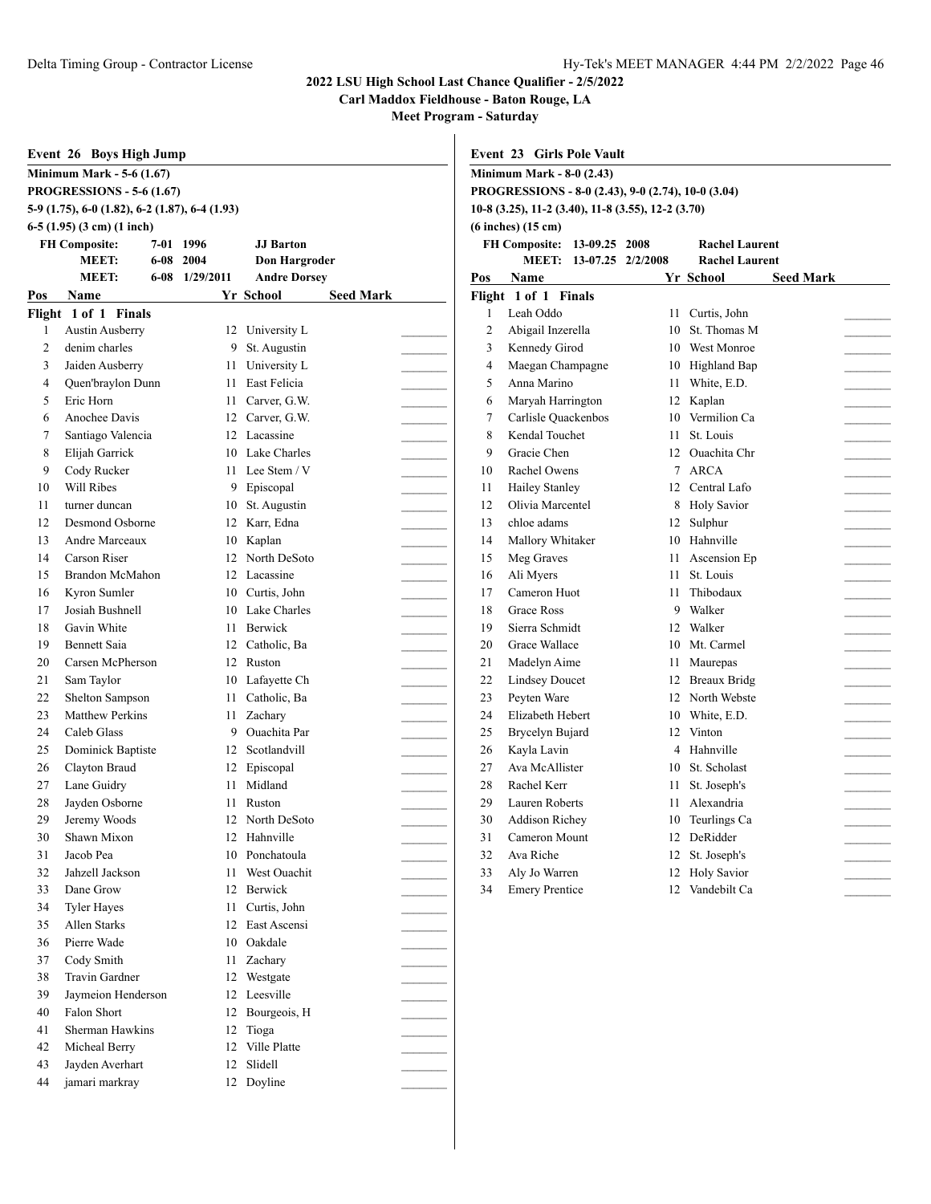## 2022 LSU High School Last Chance Qualifier - 2/5/2022

**Carl Maddox Fieldhouse - Baton Rouge, LA**

**Meet Program - Saturday**

### Event 26 Boys High Jump

**Minimum Mark - 5-6 (1.67)**

**PROGRESSIONS - 5-6 (1.67)**

**5-9 (1.75), 6-0 (1.82), 6-2 (1.87), 6-4 (1.93)**

**6-5 (1.95) (3 cm) (1 inch)**

| | | | |
|---|---|---|---|
| **FH Composite:** | 7-01 | 1996 | **JJ Barton** |
| **MEET:** | 6-08 | 2004 | **Don Hargroder** |
| **MEET:** | 6-08 | 1/29/2011 | **Andre Dorsey** |

**Flight 1 of 1 Finals**

| Pos | Name | Yr | School | Seed Mark |
|---|---|---|---|---|
| 1 | Austin Ausberry | 12 | University L | ________ |
| 2 | denim charles | 9 | St. Augustin | ________ |
| 3 | Jaiden Ausberry | 11 | University L | ________ |
| 4 | Quen'braylon Dunn | 11 | East Felicia | ________ |
| 5 | Eric Horn | 11 | Carver, G.W. | ________ |
| 6 | Anochee Davis | 12 | Carver, G.W. | ________ |
| 7 | Santiago Valencia | 12 | Lacassine | ________ |
| 8 | Elijah Garrick | 10 | Lake Charles | ________ |
| 9 | Cody Rucker | 11 | Lee Stem / V | ________ |
| 10 | Will Ribes | 9 | Episcopal | ________ |
| 11 | turner duncan | 10 | St. Augustin | ________ |
| 12 | Desmond Osborne | 12 | Karr, Edna | ________ |
| 13 | Andre Marceaux | 10 | Kaplan | ________ |
| 14 | Carson Riser | 12 | North DeSoto | ________ |
| 15 | Brandon McMahon | 12 | Lacassine | ________ |
| 16 | Kyron Sumler | 10 | Curtis, John | ________ |
| 17 | Josiah Bushnell | 10 | Lake Charles | ________ |
| 18 | Gavin White | 11 | Berwick | ________ |
| 19 | Bennett Saia | 12 | Catholic, Ba | ________ |
| 20 | Carsen McPherson | 12 | Ruston | ________ |
| 21 | Sam Taylor | 10 | Lafayette Ch | ________ |
| 22 | Shelton Sampson | 11 | Catholic, Ba | ________ |
| 23 | Matthew Perkins | 11 | Zachary | ________ |
| 24 | Caleb Glass | 9 | Ouachita Par | ________ |
| 25 | Dominick Baptiste | 12 | Scotlandvill | ________ |
| 26 | Clayton Braud | 12 | Episcopal | ________ |
| 27 | Lane Guidry | 11 | Midland | ________ |
| 28 | Jayden Osborne | 11 | Ruston | ________ |
| 29 | Jeremy Woods | 12 | North DeSoto | ________ |
| 30 | Shawn Mixon | 12 | Hahnville | ________ |
| 31 | Jacob Pea | 10 | Ponchatoula | ________ |
| 32 | Jahzell Jackson | 11 | West Ouachit | ________ |
| 33 | Dane Grow | 12 | Berwick | ________ |
| 34 | Tyler Hayes | 11 | Curtis, John | ________ |
| 35 | Allen Starks | 12 | East Ascensi | ________ |
| 36 | Pierre Wade | 10 | Oakdale | ________ |
| 37 | Cody Smith | 11 | Zachary | ________ |
| 38 | Travin Gardner | 12 | Westgate | ________ |
| 39 | Jaymeion Henderson | 12 | Leesville | ________ |
| 40 | Falon Short | 12 | Bourgeois, H | ________ |
| 41 | Sherman Hawkins | 12 | Tioga | ________ |
| 42 | Micheal Berry | 12 | Ville Platte | ________ |
| 43 | Jayden Averhart | 12 | Slidell | ________ |
| 44 | jamari markray | 12 | Doyline | ________ |

### Event 23 Girls Pole Vault

**Minimum Mark - 8-0 (2.43)**

**PROGRESSIONS - 8-0 (2.43), 9-0 (2.74), 10-0 (3.04)**

**10-8 (3.25), 11-2 (3.40), 11-8 (3.55), 12-2 (3.70)**

**(6 inches) (15 cm)**

| | | | |
|---|---|---|---|
| **FH Composite:** | 13-09.25 | 2008 | **Rachel Laurent** |
| **MEET:** | 13-07.25 | 2/2/2008 | **Rachel Laurent** |

**Flight 1 of 1 Finals**

| Pos | Name | Yr | School | Seed Mark |
|---|---|---|---|---|
| 1 | Leah Oddo | 11 | Curtis, John | ________ |
| 2 | Abigail Inzerella | 10 | St. Thomas M | ________ |
| 3 | Kennedy Girod | 10 | West Monroe | ________ |
| 4 | Maegan Champagne | 10 | Highland Bap | ________ |
| 5 | Anna Marino | 11 | White, E.D. | ________ |
| 6 | Maryah Harrington | 12 | Kaplan | ________ |
| 7 | Carlisle Quackenbos | 10 | Vermilion Ca | ________ |
| 8 | Kendal Touchet | 11 | St. Louis | ________ |
| 9 | Gracie Chen | 12 | Ouachita Chr | ________ |
| 10 | Rachel Owens | 7 | ARCA | ________ |
| 11 | Hailey Stanley | 12 | Central Lafo | ________ |
| 12 | Olivia Marcentel | 8 | Holy Savior | ________ |
| 13 | chloe adams | 12 | Sulphur | ________ |
| 14 | Mallory Whitaker | 10 | Hahnville | ________ |
| 15 | Meg Graves | 11 | Ascension Ep | ________ |
| 16 | Ali Myers | 11 | St. Louis | ________ |
| 17 | Cameron Huot | 11 | Thibodaux | ________ |
| 18 | Grace Ross | 9 | Walker | ________ |
| 19 | Sierra Schmidt | 12 | Walker | ________ |
| 20 | Grace Wallace | 10 | Mt. Carmel | ________ |
| 21 | Madelyn Aime | 11 | Maurepas | ________ |
| 22 | Lindsey Doucet | 12 | Breaux Bridg | ________ |
| 23 | Peyten Ware | 12 | North Webste | ________ |
| 24 | Elizabeth Hebert | 10 | White, E.D. | ________ |
| 25 | Brycelyn Bujard | 12 | Vinton | ________ |
| 26 | Kayla Lavin | 4 | Hahnville | ________ |
| 27 | Ava McAllister | 10 | St. Scholast | ________ |
| 28 | Rachel Kerr | 11 | St. Joseph's | ________ |
| 29 | Lauren Roberts | 11 | Alexandria | ________ |
| 30 | Addison Richey | 10 | Teurlings Ca | ________ |
| 31 | Cameron Mount | 12 | DeRidder | ________ |
| 32 | Ava Riche | 12 | St. Joseph's | ________ |
| 33 | Aly Jo Warren | 12 | Holy Savior | ________ |
| 34 | Emery Prentice | 12 | Vandebilt Ca | ________ |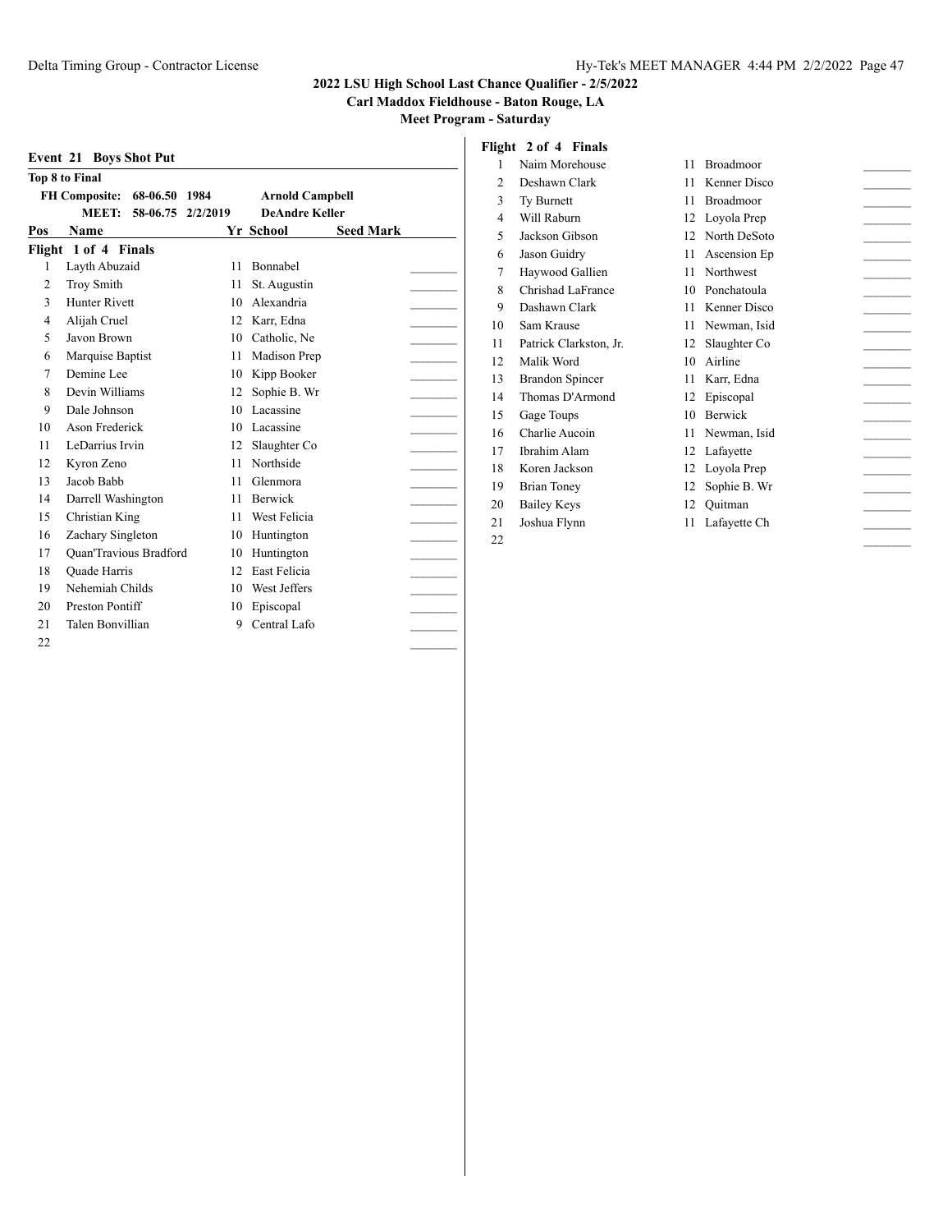**2022 LSU High School Last Chance Qualifier - 2/5/2022**

**Carl Maddox Fieldhouse - Baton Rouge, LA**

**Meet Program - Saturday**

### Event 21 Boys Shot Put

**Top 8 to Final**

| | | | |
|---|---|---|---|
| **FH Composite:** | **68-06.50** | **1984** | **Arnold Campbell** |
| **MEET:** | **58-06.75** | **2/2/2019** | **DeAndre Keller** |

**Flight 1 of 4 Finals**

| Pos | Name | Yr | School | Seed Mark |
|---|---|---|---|---|
| 1 | Layth Abuzaid | 11 | Bonnabel | |
| 2 | Troy Smith | 11 | St. Augustin | |
| 3 | Hunter Rivett | 10 | Alexandria | |
| 4 | Alijah Cruel | 12 | Karr, Edna | |
| 5 | Javon Brown | 10 | Catholic, Ne | |
| 6 | Marquise Baptist | 11 | Madison Prep | |
| 7 | Demine Lee | 10 | Kipp Booker | |
| 8 | Devin Williams | 12 | Sophie B. Wr | |
| 9 | Dale Johnson | 10 | Lacassine | |
| 10 | Ason Frederick | 10 | Lacassine | |
| 11 | LeDarrius Irvin | 12 | Slaughter Co | |
| 12 | Kyron Zeno | 11 | Northside | |
| 13 | Jacob Babb | 11 | Glenmora | |
| 14 | Darrell Washington | 11 | Berwick | |
| 15 | Christian King | 11 | West Felicia | |
| 16 | Zachary Singleton | 10 | Huntington | |
| 17 | Quan'Travious Bradford | 10 | Huntington | |
| 18 | Quade Harris | 12 | East Felicia | |
| 19 | Nehemiah Childs | 10 | West Jeffers | |
| 20 | Preston Pontiff | 10 | Episcopal | |
| 21 | Talen Bonvillian | 9 | Central Lafo | |
| 22 | | | | |

**Flight 2 of 4 Finals**

| Pos | Name | Yr | School | Seed Mark |
|---|---|---|---|---|
| 1 | Naim Morehouse | 11 | Broadmoor | |
| 2 | Deshawn Clark | 11 | Kenner Disco | |
| 3 | Ty Burnett | 11 | Broadmoor | |
| 4 | Will Raburn | 12 | Loyola Prep | |
| 5 | Jackson Gibson | 12 | North DeSoto | |
| 6 | Jason Guidry | 11 | Ascension Ep | |
| 7 | Haywood Gallien | 11 | Northwest | |
| 8 | Chrishad LaFrance | 10 | Ponchatoula | |
| 9 | Dashawn Clark | 11 | Kenner Disco | |
| 10 | Sam Krause | 11 | Newman, Isid | |
| 11 | Patrick Clarkston, Jr. | 12 | Slaughter Co | |
| 12 | Malik Word | 10 | Airline | |
| 13 | Brandon Spincer | 11 | Karr, Edna | |
| 14 | Thomas D'Armond | 12 | Episcopal | |
| 15 | Gage Toups | 10 | Berwick | |
| 16 | Charlie Aucoin | 11 | Newman, Isid | |
| 17 | Ibrahim Alam | 12 | Lafayette | |
| 18 | Koren Jackson | 12 | Loyola Prep | |
| 19 | Brian Toney | 12 | Sophie B. Wr | |
| 20 | Bailey Keys | 12 | Quitman | |
| 21 | Joshua Flynn | 11 | Lafayette Ch | |
| 22 | | | | |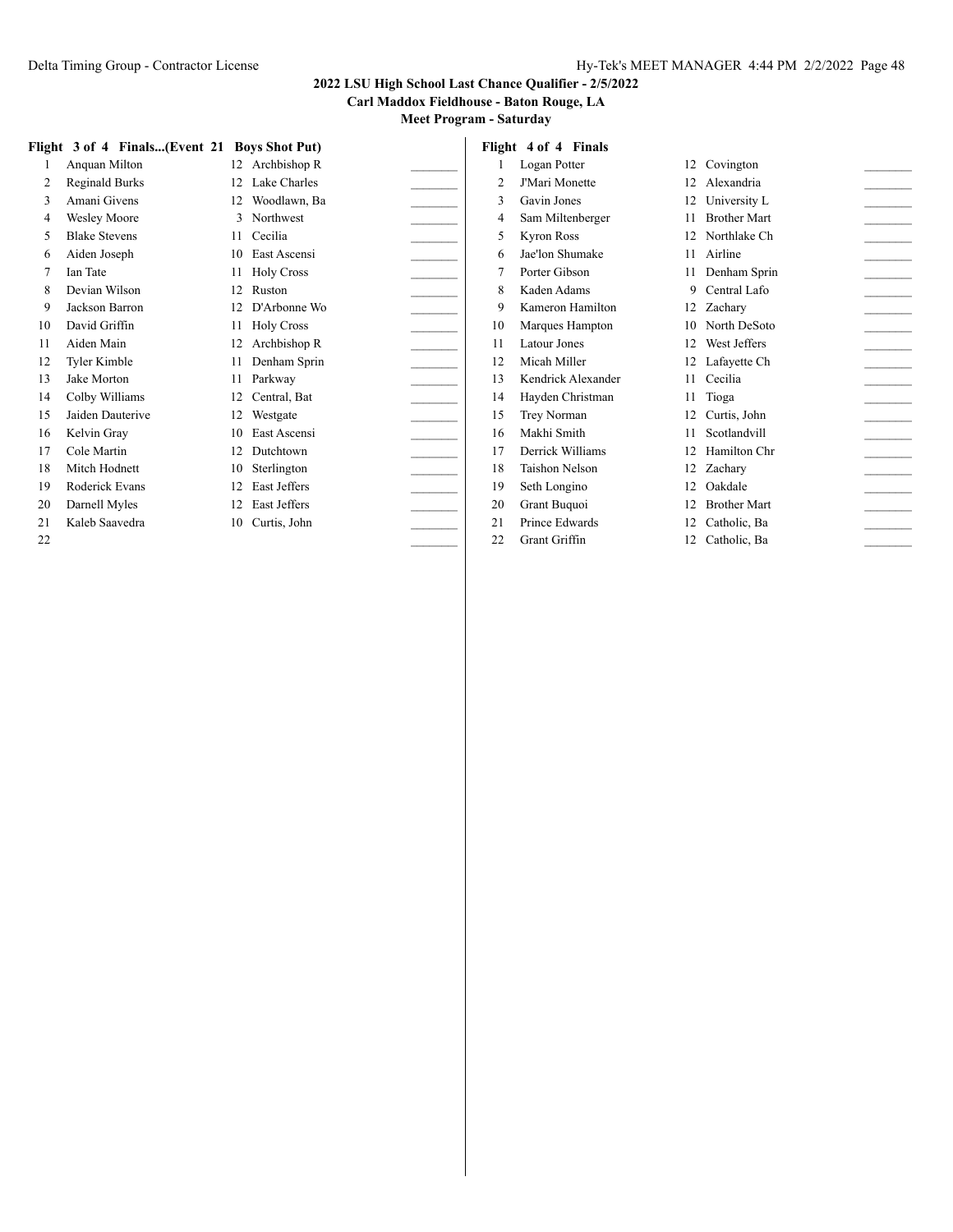## 2022 LSU High School Last Chance Qualifier - 2/5/2022

**Carl Maddox Fieldhouse - Baton Rouge, LA**

**Meet Program - Saturday**

### Flight 3 of 4 Finals...(Event 21 Boys Shot Put)

| # | Name | Yr | School | Mark |
|---|---|---|---|---|
| 1 | Anquan Milton | 12 | Archbishop R | _______ |
| 2 | Reginald Burks | 12 | Lake Charles | _______ |
| 3 | Amani Givens | 12 | Woodlawn, Ba | _______ |
| 4 | Wesley Moore | 3 | Northwest | _______ |
| 5 | Blake Stevens | 11 | Cecilia | _______ |
| 6 | Aiden Joseph | 10 | East Ascensi | _______ |
| 7 | Ian Tate | 11 | Holy Cross | _______ |
| 8 | Devian Wilson | 12 | Ruston | _______ |
| 9 | Jackson Barron | 12 | D'Arbonne Wo | _______ |
| 10 | David Griffin | 11 | Holy Cross | _______ |
| 11 | Aiden Main | 12 | Archbishop R | _______ |
| 12 | Tyler Kimble | 11 | Denham Sprin | _______ |
| 13 | Jake Morton | 11 | Parkway | _______ |
| 14 | Colby Williams | 12 | Central, Bat | _______ |
| 15 | Jaiden Dauterive | 12 | Westgate | _______ |
| 16 | Kelvin Gray | 10 | East Ascensi | _______ |
| 17 | Cole Martin | 12 | Dutchtown | _______ |
| 18 | Mitch Hodnett | 10 | Sterlington | _______ |
| 19 | Roderick Evans | 12 | East Jeffers | _______ |
| 20 | Darnell Myles | 12 | East Jeffers | _______ |
| 21 | Kaleb Saavedra | 10 | Curtis, John | _______ |
| 22 | | | | _______ |

### Flight 4 of 4 Finals

| # | Name | Yr | School | Mark |
|---|---|---|---|---|
| 1 | Logan Potter | 12 | Covington | _______ |
| 2 | J'Mari Monette | 12 | Alexandria | _______ |
| 3 | Gavin Jones | 12 | University L | _______ |
| 4 | Sam Miltenberger | 11 | Brother Mart | _______ |
| 5 | Kyron Ross | 12 | Northlake Ch | _______ |
| 6 | Jae'lon Shumake | 11 | Airline | _______ |
| 7 | Porter Gibson | 11 | Denham Sprin | _______ |
| 8 | Kaden Adams | 9 | Central Lafo | _______ |
| 9 | Kameron Hamilton | 12 | Zachary | _______ |
| 10 | Marques Hampton | 10 | North DeSoto | _______ |
| 11 | Latour Jones | 12 | West Jeffers | _______ |
| 12 | Micah Miller | 12 | Lafayette Ch | _______ |
| 13 | Kendrick Alexander | 11 | Cecilia | _______ |
| 14 | Hayden Christman | 11 | Tioga | _______ |
| 15 | Trey Norman | 12 | Curtis, John | _______ |
| 16 | Makhi Smith | 11 | Scotlandvill | _______ |
| 17 | Derrick Williams | 12 | Hamilton Chr | _______ |
| 18 | Taishon Nelson | 12 | Zachary | _______ |
| 19 | Seth Longino | 12 | Oakdale | _______ |
| 20 | Grant Buquoi | 12 | Brother Mart | _______ |
| 21 | Prince Edwards | 12 | Catholic, Ba | _______ |
| 22 | Grant Griffin | 12 | Catholic, Ba | _______ |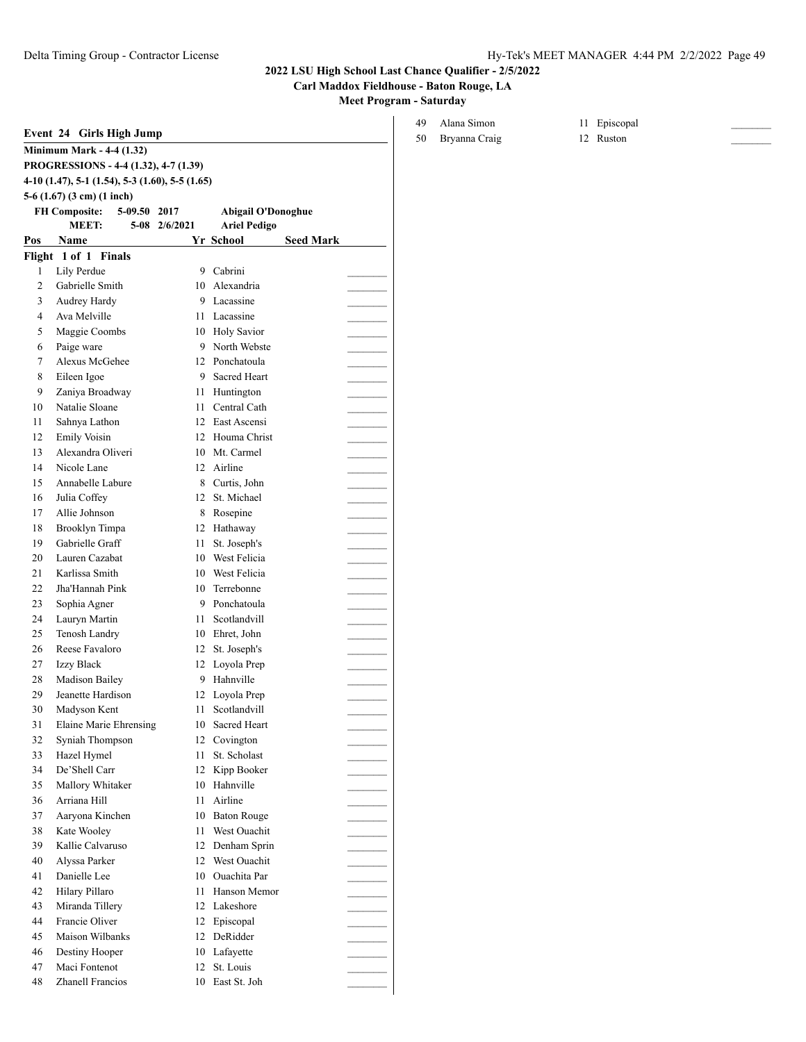**2022 LSU High School Last Chance Qualifier - 2/5/2022**

**Carl Maddox Fieldhouse - Baton Rouge, LA**

**Meet Program - Saturday**

### Event 24 Girls High Jump

**Minimum Mark - 4-4 (1.32)**

**PROGRESSIONS - 4-4 (1.32), 4-7 (1.39)**

**4-10 (1.47), 5-1 (1.54), 5-3 (1.60), 5-5 (1.65)**

**5-6 (1.67) (3 cm) (1 inch)**

| | | | |
|---|---|---|---|
| **FH Composite:** | 5-09.50 | 2017 | Abigail O'Donoghue |
| **MEET:** | 5-08 | 2/6/2021 | Ariel Pedigo |

**Flight 1 of 1 Finals**

| Pos | Name | Yr | School | Seed Mark |
|---|---|---|---|---|
| 1 | Lily Perdue | 9 | Cabrini | ________ |
| 2 | Gabrielle Smith | 10 | Alexandria | ________ |
| 3 | Audrey Hardy | 9 | Lacassine | ________ |
| 4 | Ava Melville | 11 | Lacassine | ________ |
| 5 | Maggie Coombs | 10 | Holy Savior | ________ |
| 6 | Paige ware | 9 | North Webste | ________ |
| 7 | Alexus McGehee | 12 | Ponchatoula | ________ |
| 8 | Eileen Igoe | 9 | Sacred Heart | ________ |
| 9 | Zaniya Broadway | 11 | Huntington | ________ |
| 10 | Natalie Sloane | 11 | Central Cath | ________ |
| 11 | Sahnya Lathon | 12 | East Ascensi | ________ |
| 12 | Emily Voisin | 12 | Houma Christ | ________ |
| 13 | Alexandra Oliveri | 10 | Mt. Carmel | ________ |
| 14 | Nicole Lane | 12 | Airline | ________ |
| 15 | Annabelle Labure | 8 | Curtis, John | ________ |
| 16 | Julia Coffey | 12 | St. Michael | ________ |
| 17 | Allie Johnson | 8 | Rosepine | ________ |
| 18 | Brooklyn Timpa | 12 | Hathaway | ________ |
| 19 | Gabrielle Graff | 11 | St. Joseph's | ________ |
| 20 | Lauren Cazabat | 10 | West Felicia | ________ |
| 21 | Karlissa Smith | 10 | West Felicia | ________ |
| 22 | Jha'Hannah Pink | 10 | Terrebonne | ________ |
| 23 | Sophia Agner | 9 | Ponchatoula | ________ |
| 24 | Lauryn Martin | 11 | Scotlandvill | ________ |
| 25 | Tenosh Landry | 10 | Ehret, John | ________ |
| 26 | Reese Favaloro | 12 | St. Joseph's | ________ |
| 27 | Izzy Black | 12 | Loyola Prep | ________ |
| 28 | Madison Bailey | 9 | Hahnville | ________ |
| 29 | Jeanette Hardison | 12 | Loyola Prep | ________ |
| 30 | Madyson Kent | 11 | Scotlandvill | ________ |
| 31 | Elaine Marie Ehrensing | 10 | Sacred Heart | ________ |
| 32 | Syniah Thompson | 12 | Covington | ________ |
| 33 | Hazel Hymel | 11 | St. Scholast | ________ |
| 34 | De'Shell Carr | 12 | Kipp Booker | ________ |
| 35 | Mallory Whitaker | 10 | Hahnville | ________ |
| 36 | Arriana Hill | 11 | Airline | ________ |
| 37 | Aaryona Kinchen | 10 | Baton Rouge | ________ |
| 38 | Kate Wooley | 11 | West Ouachit | ________ |
| 39 | Kallie Calvaruso | 12 | Denham Sprin | ________ |
| 40 | Alyssa Parker | 12 | West Ouachit | ________ |
| 41 | Danielle Lee | 10 | Ouachita Par | ________ |
| 42 | Hilary Pillaro | 11 | Hanson Memor | ________ |
| 43 | Miranda Tillery | 12 | Lakeshore | ________ |
| 44 | Francie Oliver | 12 | Episcopal | ________ |
| 45 | Maison Wilbanks | 12 | DeRidder | ________ |
| 46 | Destiny Hooper | 10 | Lafayette | ________ |
| 47 | Maci Fontenot | 12 | St. Louis | ________ |
| 48 | Zhanell Francios | 10 | East St. Joh | ________ |
| 49 | Alana Simon | 11 | Episcopal | ________ |
| 50 | Bryanna Craig | 12 | Ruston | ________ |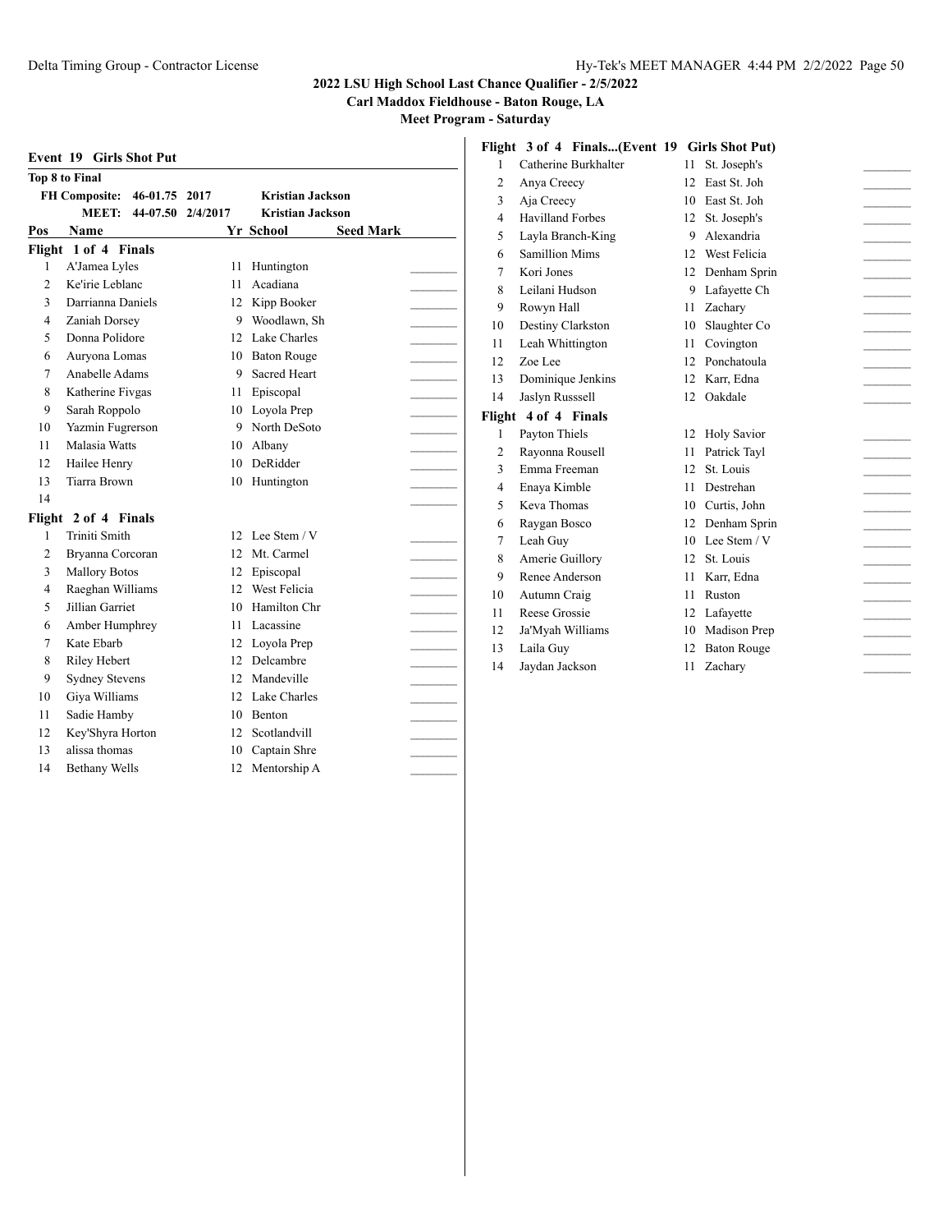## 2022 LSU High School Last Chance Qualifier - 2/5/2022

**Carl Maddox Fieldhouse - Baton Rouge, LA**

**Meet Program - Saturday**

### Event 19 Girls Shot Put

**Top 8 to Final**

| | | | | |
|---|---|---|---|---|
| **FH Composite:** | **46-01.75** | **2017** | **Kristian Jackson** | |
| **MEET:** | **44-07.50** | **2/4/2017** | **Kristian Jackson** | |

| Pos | Name | Yr | School | Seed Mark |
|---|---|---|---|---|
| **Flight 1 of 4 Finals** | | | | |
| 1 | A'Jamea Lyles | 11 | Huntington | _______ |
| 2 | Ke'irie Leblanc | 11 | Acadiana | _______ |
| 3 | Darrianna Daniels | 12 | Kipp Booker | _______ |
| 4 | Zaniah Dorsey | 9 | Woodlawn, Sh | _______ |
| 5 | Donna Polidore | 12 | Lake Charles | _______ |
| 6 | Auryona Lomas | 10 | Baton Rouge | _______ |
| 7 | Anabelle Adams | 9 | Sacred Heart | _______ |
| 8 | Katherine Fivgas | 11 | Episcopal | _______ |
| 9 | Sarah Roppolo | 10 | Loyola Prep | _______ |
| 10 | Yazmin Fugrerson | 9 | North DeSoto | _______ |
| 11 | Malasia Watts | 10 | Albany | _______ |
| 12 | Hailee Henry | 10 | DeRidder | _______ |
| 13 | Tiarra Brown | 10 | Huntington | _______ |
| 14 | | | | _______ |
| **Flight 2 of 4 Finals** | | | | |
| 1 | Triniti Smith | 12 | Lee Stem / V | _______ |
| 2 | Bryanna Corcoran | 12 | Mt. Carmel | _______ |
| 3 | Mallory Botos | 12 | Episcopal | _______ |
| 4 | Raeghan Williams | 12 | West Felicia | _______ |
| 5 | Jillian Garriet | 10 | Hamilton Chr | _______ |
| 6 | Amber Humphrey | 11 | Lacassine | _______ |
| 7 | Kate Ebarb | 12 | Loyola Prep | _______ |
| 8 | Riley Hebert | 12 | Delcambre | _______ |
| 9 | Sydney Stevens | 12 | Mandeville | _______ |
| 10 | Giya Williams | 12 | Lake Charles | _______ |
| 11 | Sadie Hamby | 10 | Benton | _______ |
| 12 | Key'Shyra Horton | 12 | Scotlandvill | _______ |
| 13 | alissa thomas | 10 | Captain Shre | _______ |
| 14 | Bethany Wells | 12 | Mentorship A | _______ |
| **Flight 3 of 4 Finals...(Event 19 Girls Shot Put)** | | | | |
| 1 | Catherine Burkhalter | 11 | St. Joseph's | _______ |
| 2 | Anya Creecy | 12 | East St. Joh | _______ |
| 3 | Aja Creecy | 10 | East St. Joh | _______ |
| 4 | Havilland Forbes | 12 | St. Joseph's | _______ |
| 5 | Layla Branch-King | 9 | Alexandria | _______ |
| 6 | Samillion Mims | 12 | West Felicia | _______ |
| 7 | Kori Jones | 12 | Denham Sprin | _______ |
| 8 | Leilani Hudson | 9 | Lafayette Ch | _______ |
| 9 | Rowyn Hall | 11 | Zachary | _______ |
| 10 | Destiny Clarkston | 10 | Slaughter Co | _______ |
| 11 | Leah Whittington | 11 | Covington | _______ |
| 12 | Zoe Lee | 12 | Ponchatoula | _______ |
| 13 | Dominique Jenkins | 12 | Karr, Edna | _______ |
| 14 | Jaslyn Russsell | 12 | Oakdale | _______ |
| **Flight 4 of 4 Finals** | | | | |
| 1 | Payton Thiels | 12 | Holy Savior | _______ |
| 2 | Rayonna Rousell | 11 | Patrick Tayl | _______ |
| 3 | Emma Freeman | 12 | St. Louis | _______ |
| 4 | Enaya Kimble | 11 | Destrehan | _______ |
| 5 | Keva Thomas | 10 | Curtis, John | _______ |
| 6 | Raygan Bosco | 12 | Denham Sprin | _______ |
| 7 | Leah Guy | 10 | Lee Stem / V | _______ |
| 8 | Amerie Guillory | 12 | St. Louis | _______ |
| 9 | Renee Anderson | 11 | Karr, Edna | _______ |
| 10 | Autumn Craig | 11 | Ruston | _______ |
| 11 | Reese Grossie | 12 | Lafayette | _______ |
| 12 | Ja'Myah Williams | 10 | Madison Prep | _______ |
| 13 | Laila Guy | 12 | Baton Rouge | _______ |
| 14 | Jaydan Jackson | 11 | Zachary | _______ |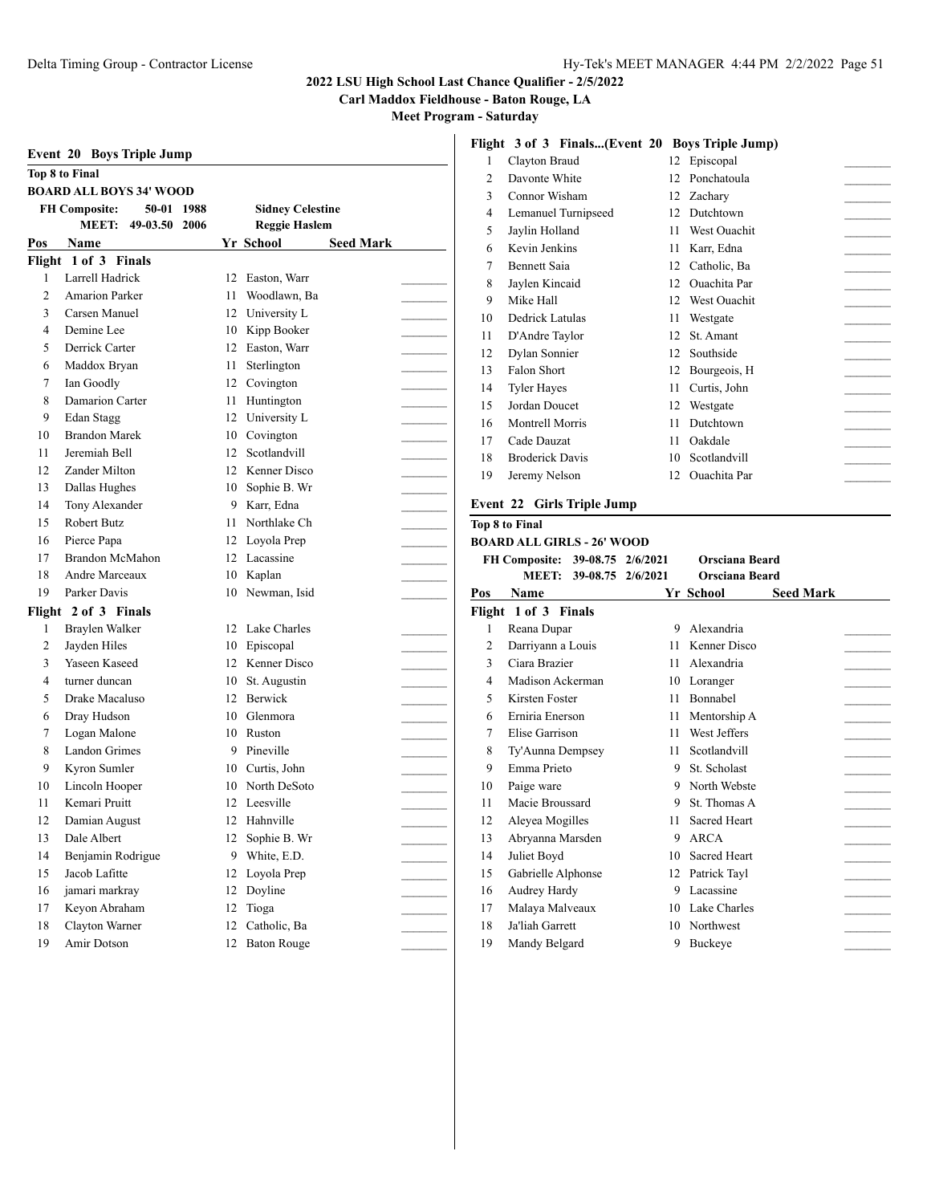## 2022 LSU High School Last Chance Qualifier - 2/5/2022

**Carl Maddox Fieldhouse - Baton Rouge, LA**

**Meet Program - Saturday**

### Event 20 Boys Triple Jump

**Top 8 to Final**

**BOARD ALL BOYS 34' WOOD**

**FH Composite: 50-01 1988 Sidney Celestine**

**MEET: 49-03.50 2006 Reggie Haslem**

| Pos | Name | Yr | School | Seed Mark |
|---|---|---|---|---|
| **Flight 1 of 3 Finals** | | | | |
| 1 | Larrell Hadrick | 12 | Easton, Warr | ________ |
| 2 | Amarion Parker | 11 | Woodlawn, Ba | ________ |
| 3 | Carsen Manuel | 12 | University L | ________ |
| 4 | Demine Lee | 10 | Kipp Booker | ________ |
| 5 | Derrick Carter | 12 | Easton, Warr | ________ |
| 6 | Maddox Bryan | 11 | Sterlington | ________ |
| 7 | Ian Goodly | 12 | Covington | ________ |
| 8 | Damarion Carter | 11 | Huntington | ________ |
| 9 | Edan Stagg | 12 | University L | ________ |
| 10 | Brandon Marek | 10 | Covington | ________ |
| 11 | Jeremiah Bell | 12 | Scotlandvill | ________ |
| 12 | Zander Milton | 12 | Kenner Disco | ________ |
| 13 | Dallas Hughes | 10 | Sophie B. Wr | ________ |
| 14 | Tony Alexander | 9 | Karr, Edna | ________ |
| 15 | Robert Butz | 11 | Northlake Ch | ________ |
| 16 | Pierce Papa | 12 | Loyola Prep | ________ |
| 17 | Brandon McMahon | 12 | Lacassine | ________ |
| 18 | Andre Marceaux | 10 | Kaplan | ________ |
| 19 | Parker Davis | 10 | Newman, Isid | ________ |
| **Flight 2 of 3 Finals** | | | | |
| 1 | Braylen Walker | 12 | Lake Charles | ________ |
| 2 | Jayden Hiles | 10 | Episcopal | ________ |
| 3 | Yaseen Kaseed | 12 | Kenner Disco | ________ |
| 4 | turner duncan | 10 | St. Augustin | ________ |
| 5 | Drake Macaluso | 12 | Berwick | ________ |
| 6 | Dray Hudson | 10 | Glenmora | ________ |
| 7 | Logan Malone | 10 | Ruston | ________ |
| 8 | Landon Grimes | 9 | Pineville | ________ |
| 9 | Kyron Sumler | 10 | Curtis, John | ________ |
| 10 | Lincoln Hooper | 10 | North DeSoto | ________ |
| 11 | Kemari Pruitt | 12 | Leesville | ________ |
| 12 | Damian August | 12 | Hahnville | ________ |
| 13 | Dale Albert | 12 | Sophie B. Wr | ________ |
| 14 | Benjamin Rodrigue | 9 | White, E.D. | ________ |
| 15 | Jacob Lafitte | 12 | Loyola Prep | ________ |
| 16 | jamari markray | 12 | Doyline | ________ |
| 17 | Keyon Abraham | 12 | Tioga | ________ |
| 18 | Clayton Warner | 12 | Catholic, Ba | ________ |
| 19 | Amir Dotson | 12 | Baton Rouge | ________ |
| **Flight 3 of 3 Finals...(Event 20 Boys Triple Jump)** | | | | |
| 1 | Clayton Braud | 12 | Episcopal | ________ |
| 2 | Davonte White | 12 | Ponchatoula | ________ |
| 3 | Connor Wisham | 12 | Zachary | ________ |
| 4 | Lemanuel Turnipseed | 12 | Dutchtown | ________ |
| 5 | Jaylin Holland | 11 | West Ouachit | ________ |
| 6 | Kevin Jenkins | 11 | Karr, Edna | ________ |
| 7 | Bennett Saia | 12 | Catholic, Ba | ________ |
| 8 | Jaylen Kincaid | 12 | Ouachita Par | ________ |
| 9 | Mike Hall | 12 | West Ouachit | ________ |
| 10 | Dedrick Latulas | 11 | Westgate | ________ |
| 11 | D'Andre Taylor | 12 | St. Amant | ________ |
| 12 | Dylan Sonnier | 12 | Southside | ________ |
| 13 | Falon Short | 12 | Bourgeois, H | ________ |
| 14 | Tyler Hayes | 11 | Curtis, John | ________ |
| 15 | Jordan Doucet | 12 | Westgate | ________ |
| 16 | Montrell Morris | 11 | Dutchtown | ________ |
| 17 | Cade Dauzat | 11 | Oakdale | ________ |
| 18 | Broderick Davis | 10 | Scotlandvill | ________ |
| 19 | Jeremy Nelson | 12 | Ouachita Par | ________ |

### Event 22 Girls Triple Jump

**Top 8 to Final**

**BOARD ALL GIRLS - 26' WOOD**

**FH Composite: 39-08.75 2/6/2021 Orsciana Beard**

**MEET: 39-08.75 2/6/2021 Orsciana Beard**

| Pos | Name | Yr | School | Seed Mark |
|---|---|---|---|---|
| **Flight 1 of 3 Finals** | | | | |
| 1 | Reana Dupar | 9 | Alexandria | ________ |
| 2 | Darriyann a Louis | 11 | Kenner Disco | ________ |
| 3 | Ciara Brazier | 11 | Alexandria | ________ |
| 4 | Madison Ackerman | 10 | Loranger | ________ |
| 5 | Kirsten Foster | 11 | Bonnabel | ________ |
| 6 | Erniria Enerson | 11 | Mentorship A | ________ |
| 7 | Elise Garrison | 11 | West Jeffers | ________ |
| 8 | Ty'Aunna Dempsey | 11 | Scotlandvill | ________ |
| 9 | Emma Prieto | 9 | St. Scholast | ________ |
| 10 | Paige ware | 9 | North Webste | ________ |
| 11 | Macie Broussard | 9 | St. Thomas A | ________ |
| 12 | Aleyea Mogilles | 11 | Sacred Heart | ________ |
| 13 | Abryanna Marsden | 9 | ARCA | ________ |
| 14 | Juliet Boyd | 10 | Sacred Heart | ________ |
| 15 | Gabrielle Alphonse | 12 | Patrick Tayl | ________ |
| 16 | Audrey Hardy | 9 | Lacassine | ________ |
| 17 | Malaya Malveaux | 10 | Lake Charles | ________ |
| 18 | Ja'liah Garrett | 10 | Northwest | ________ |
| 19 | Mandy Belgard | 9 | Buckeye | ________ |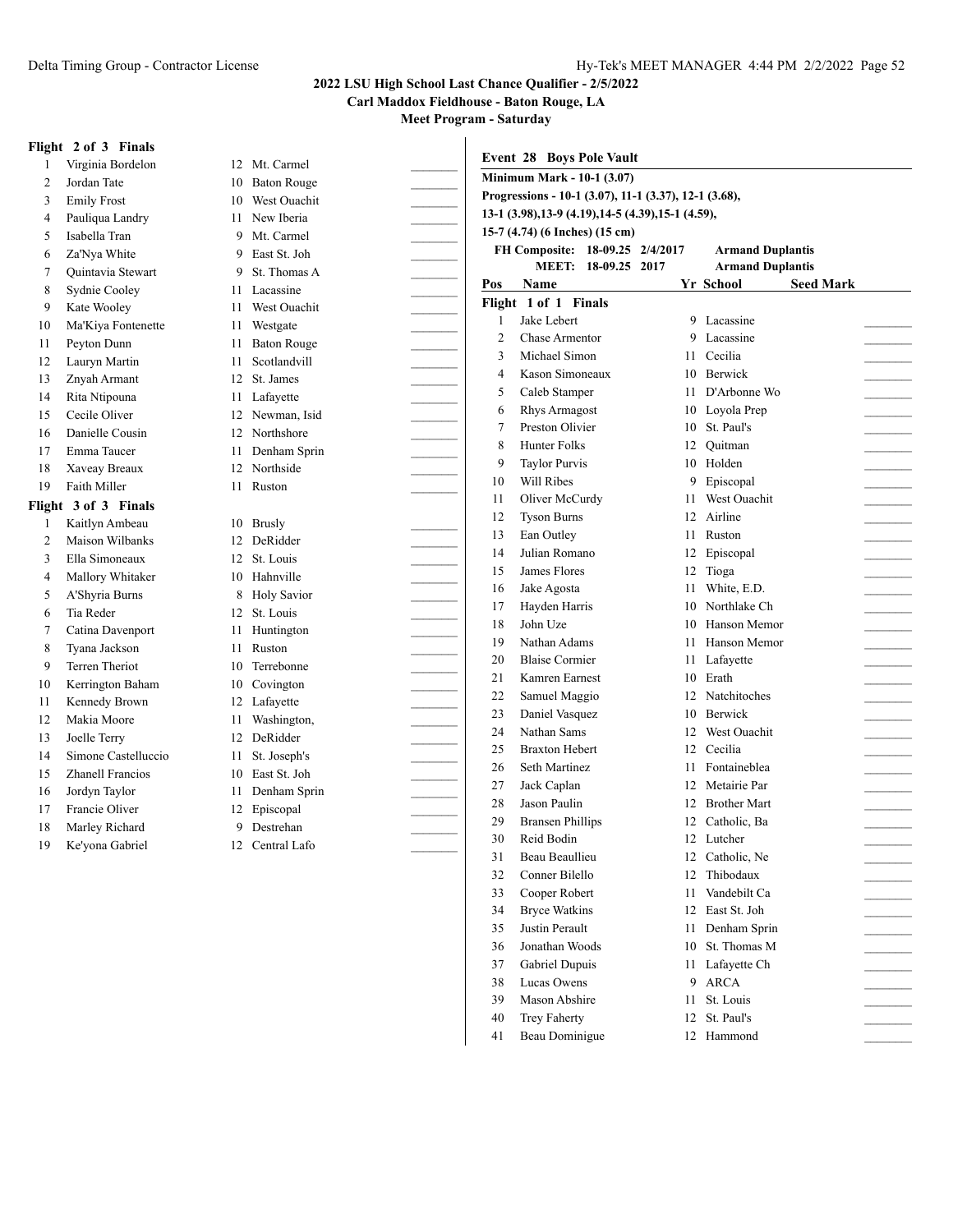**2022 LSU High School Last Chance Qualifier - 2/5/2022**
**Carl Maddox Fieldhouse - Baton Rouge, LA**
**Meet Program - Saturday**

**Flight 2 of 3 Finals**

| | | | | |
|---|---|---|---|---|
| 1 | Virginia Bordelon | 12 | Mt. Carmel | _______ |
| 2 | Jordan Tate | 10 | Baton Rouge | _______ |
| 3 | Emily Frost | 10 | West Ouachit | _______ |
| 4 | Pauliqua Landry | 11 | New Iberia | _______ |
| 5 | Isabella Tran | 9 | Mt. Carmel | _______ |
| 6 | Za'Nya White | 9 | East St. Joh | _______ |
| 7 | Quintavia Stewart | 9 | St. Thomas A | _______ |
| 8 | Sydnie Cooley | 11 | Lacassine | _______ |
| 9 | Kate Wooley | 11 | West Ouachit | _______ |
| 10 | Ma'Kiya Fontenette | 11 | Westgate | _______ |
| 11 | Peyton Dunn | 11 | Baton Rouge | _______ |
| 12 | Lauryn Martin | 11 | Scotlandvill | _______ |
| 13 | Znyah Armant | 12 | St. James | _______ |
| 14 | Rita Ntipouna | 11 | Lafayette | _______ |
| 15 | Cecile Oliver | 12 | Newman, Isid | _______ |
| 16 | Danielle Cousin | 12 | Northshore | _______ |
| 17 | Emma Taucer | 11 | Denham Sprin | _______ |
| 18 | Xaveay Breaux | 12 | Northside | _______ |
| 19 | Faith Miller | 11 | Ruston | _______ |

**Flight 3 of 3 Finals**

| | | | | |
|---|---|---|---|---|
| 1 | Kaitlyn Ambeau | 10 | Brusly | _______ |
| 2 | Maison Wilbanks | 12 | DeRidder | _______ |
| 3 | Ella Simoneaux | 12 | St. Louis | _______ |
| 4 | Mallory Whitaker | 10 | Hahnville | _______ |
| 5 | A'Shyria Burns | 8 | Holy Savior | _______ |
| 6 | Tia Reder | 12 | St. Louis | _______ |
| 7 | Catina Davenport | 11 | Huntington | _______ |
| 8 | Tyana Jackson | 11 | Ruston | _______ |
| 9 | Terren Theriot | 10 | Terrebonne | _______ |
| 10 | Kerrington Baham | 10 | Covington | _______ |
| 11 | Kennedy Brown | 12 | Lafayette | _______ |
| 12 | Makia Moore | 11 | Washington, | _______ |
| 13 | Joelle Terry | 12 | DeRidder | _______ |
| 14 | Simone Castelluccio | 11 | St. Joseph's | _______ |
| 15 | Zhanell Francios | 10 | East St. Joh | _______ |
| 16 | Jordyn Taylor | 11 | Denham Sprin | _______ |
| 17 | Francie Oliver | 12 | Episcopal | _______ |
| 18 | Marley Richard | 9 | Destrehan | _______ |
| 19 | Ke'yona Gabriel | 12 | Central Lafo | _______ |

## Event 28 Boys Pole Vault

**Minimum Mark - 10-1 (3.07)**
**Progressions - 10-1 (3.07), 11-1 (3.37), 12-1 (3.68), 13-1 (3.98),13-9 (4.19),14-5 (4.39),15-1 (4.59), 15-7 (4.74) (6 Inches) (15 cm)**

**FH Composite: 18-09.25 2/4/2017 Armand Duplantis**
**MEET: 18-09.25 2017 Armand Duplantis**

**Flight 1 of 1 Finals**

| Pos | Name | Yr | School | Seed Mark | |
|---|---|---|---|---|---|
| 1 | Jake Lebert | 9 | Lacassine | | _______ |
| 2 | Chase Armentor | 9 | Lacassine | | _______ |
| 3 | Michael Simon | 11 | Cecilia | | _______ |
| 4 | Kason Simoneaux | 10 | Berwick | | _______ |
| 5 | Caleb Stamper | 11 | D'Arbonne Wo | | _______ |
| 6 | Rhys Armagost | 10 | Loyola Prep | | _______ |
| 7 | Preston Olivier | 10 | St. Paul's | | _______ |
| 8 | Hunter Folks | 12 | Quitman | | _______ |
| 9 | Taylor Purvis | 10 | Holden | | _______ |
| 10 | Will Ribes | 9 | Episcopal | | _______ |
| 11 | Oliver McCurdy | 11 | West Ouachit | | _______ |
| 12 | Tyson Burns | 12 | Airline | | _______ |
| 13 | Ean Outley | 11 | Ruston | | _______ |
| 14 | Julian Romano | 12 | Episcopal | | _______ |
| 15 | James Flores | 12 | Tioga | | _______ |
| 16 | Jake Agosta | 11 | White, E.D. | | _______ |
| 17 | Hayden Harris | 10 | Northlake Ch | | _______ |
| 18 | John Uze | 10 | Hanson Memor | | _______ |
| 19 | Nathan Adams | 11 | Hanson Memor | | _______ |
| 20 | Blaise Cormier | 11 | Lafayette | | _______ |
| 21 | Kamren Earnest | 10 | Erath | | _______ |
| 22 | Samuel Maggio | 12 | Natchitoches | | _______ |
| 23 | Daniel Vasquez | 10 | Berwick | | _______ |
| 24 | Nathan Sams | 12 | West Ouachit | | _______ |
| 25 | Braxton Hebert | 12 | Cecilia | | _______ |
| 26 | Seth Martinez | 11 | Fontaineblea | | _______ |
| 27 | Jack Caplan | 12 | Metairie Par | | _______ |
| 28 | Jason Paulin | 12 | Brother Mart | | _______ |
| 29 | Bransen Phillips | 12 | Catholic, Ba | | _______ |
| 30 | Reid Bodin | 12 | Lutcher | | _______ |
| 31 | Beau Beaullieu | 12 | Catholic, Ne | | _______ |
| 32 | Conner Bilello | 12 | Thibodaux | | _______ |
| 33 | Cooper Robert | 11 | Vandebilt Ca | | _______ |
| 34 | Bryce Watkins | 12 | East St. Joh | | _______ |
| 35 | Justin Perault | 11 | Denham Sprin | | _______ |
| 36 | Jonathan Woods | 10 | St. Thomas M | | _______ |
| 37 | Gabriel Dupuis | 11 | Lafayette Ch | | _______ |
| 38 | Lucas Owens | 9 | ARCA | | _______ |
| 39 | Mason Abshire | 11 | St. Louis | | _______ |
| 40 | Trey Faherty | 12 | St. Paul's | | _______ |
| 41 | Beau Dominigue | 12 | Hammond | | _______ |